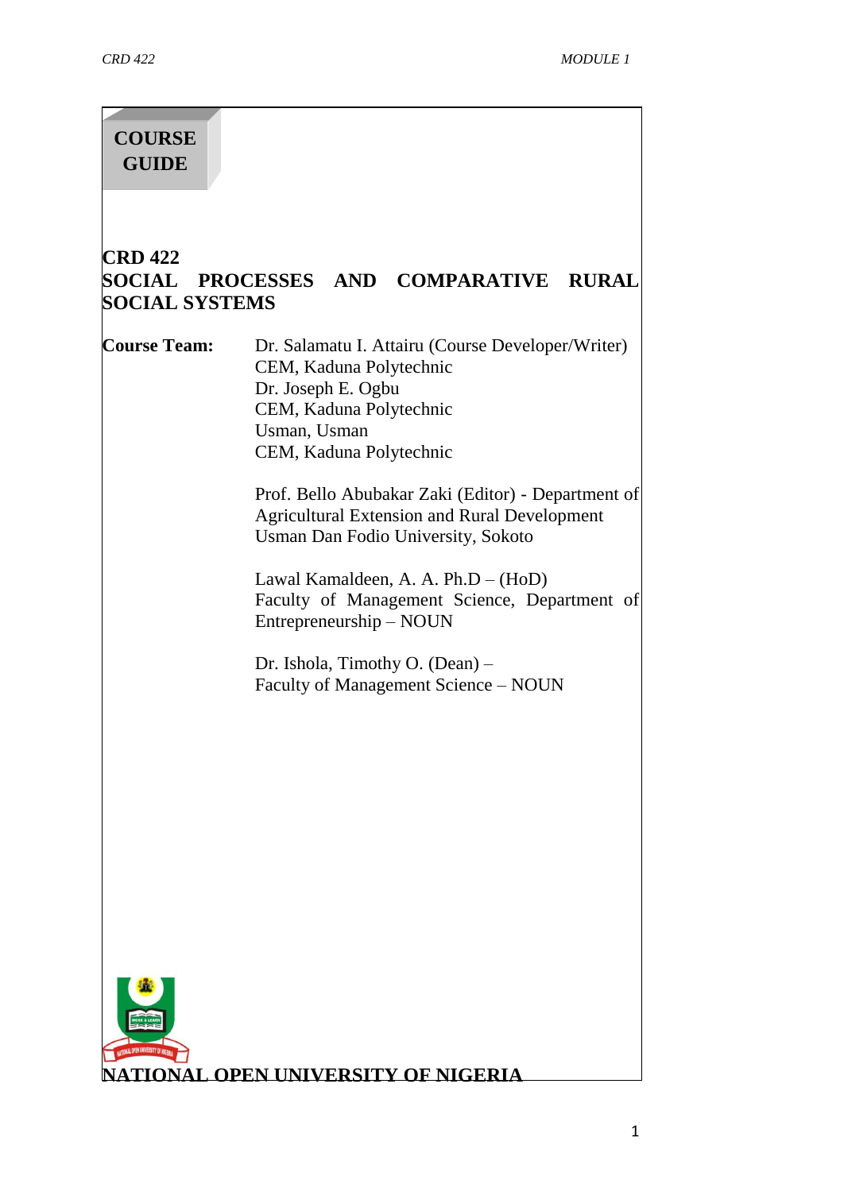**COURSE GUIDE**

# CRD 422
# SOCIAL PROCESSES AND COMPARATIVE RURAL SOCIAL SYSTEMS

**Course Team:**
Dr. Salamatu I. Attairu (Course Developer/Writer)
CEM, Kaduna Polytechnic
Dr. Joseph E. Ogbu
CEM, Kaduna Polytechnic
Usman, Usman
CEM, Kaduna Polytechnic

Prof. Bello Abubakar Zaki (Editor) - Department of Agricultural Extension and Rural Development
Usman Dan Fodio University, Sokoto

Lawal Kamaldeen, A. A. Ph.D – (HoD)
Faculty of Management Science, Department of Entrepreneurship – NOUN

Dr. Ishola, Timothy O. (Dean) –
Faculty of Management Science – NOUN

**NATIONAL OPEN UNIVERSITY OF NIGERIA**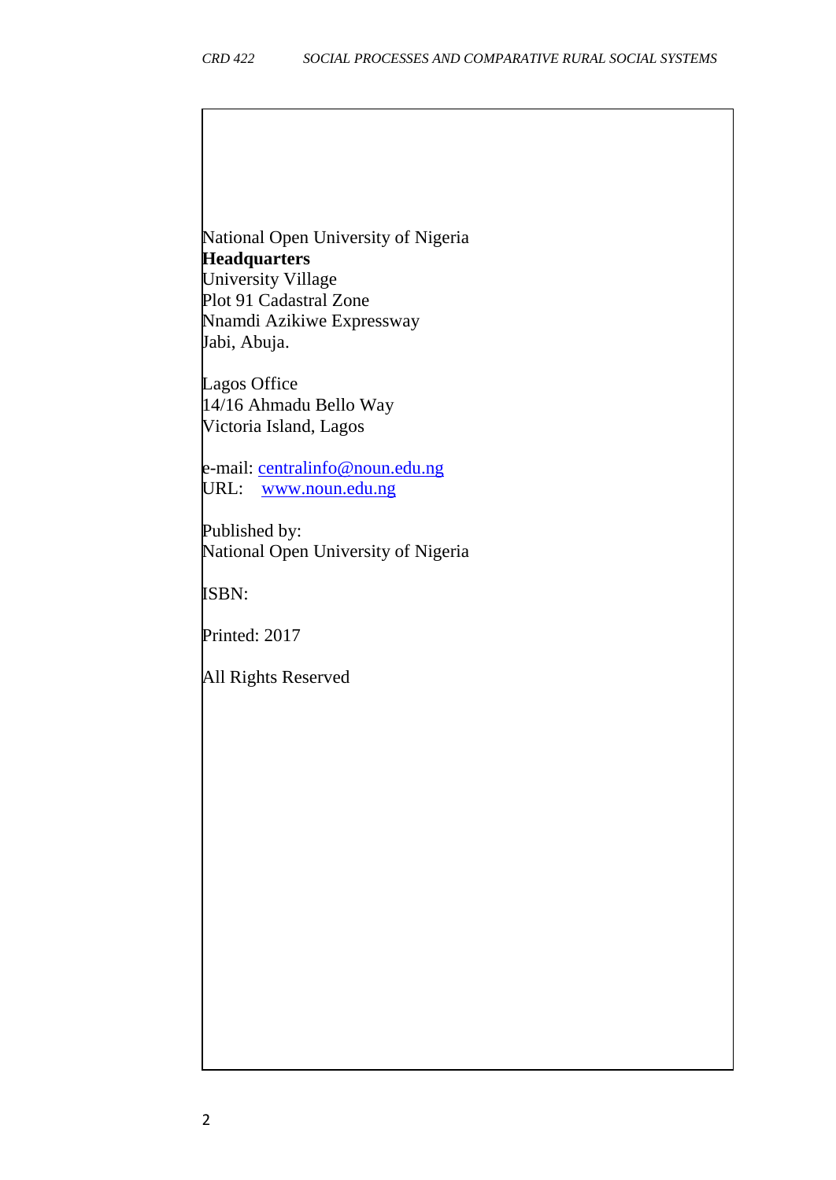National Open University of Nigeria
**Headquarters**
University Village
Plot 91 Cadastral Zone
Nnamdi Azikiwe Expressway
Jabi, Abuja.

Lagos Office
14/16 Ahmadu Bello Way
Victoria Island, Lagos

e-mail: centralinfo@noun.edu.ng
URL: www.noun.edu.ng

Published by:
National Open University of Nigeria

ISBN:

Printed: 2017

All Rights Reserved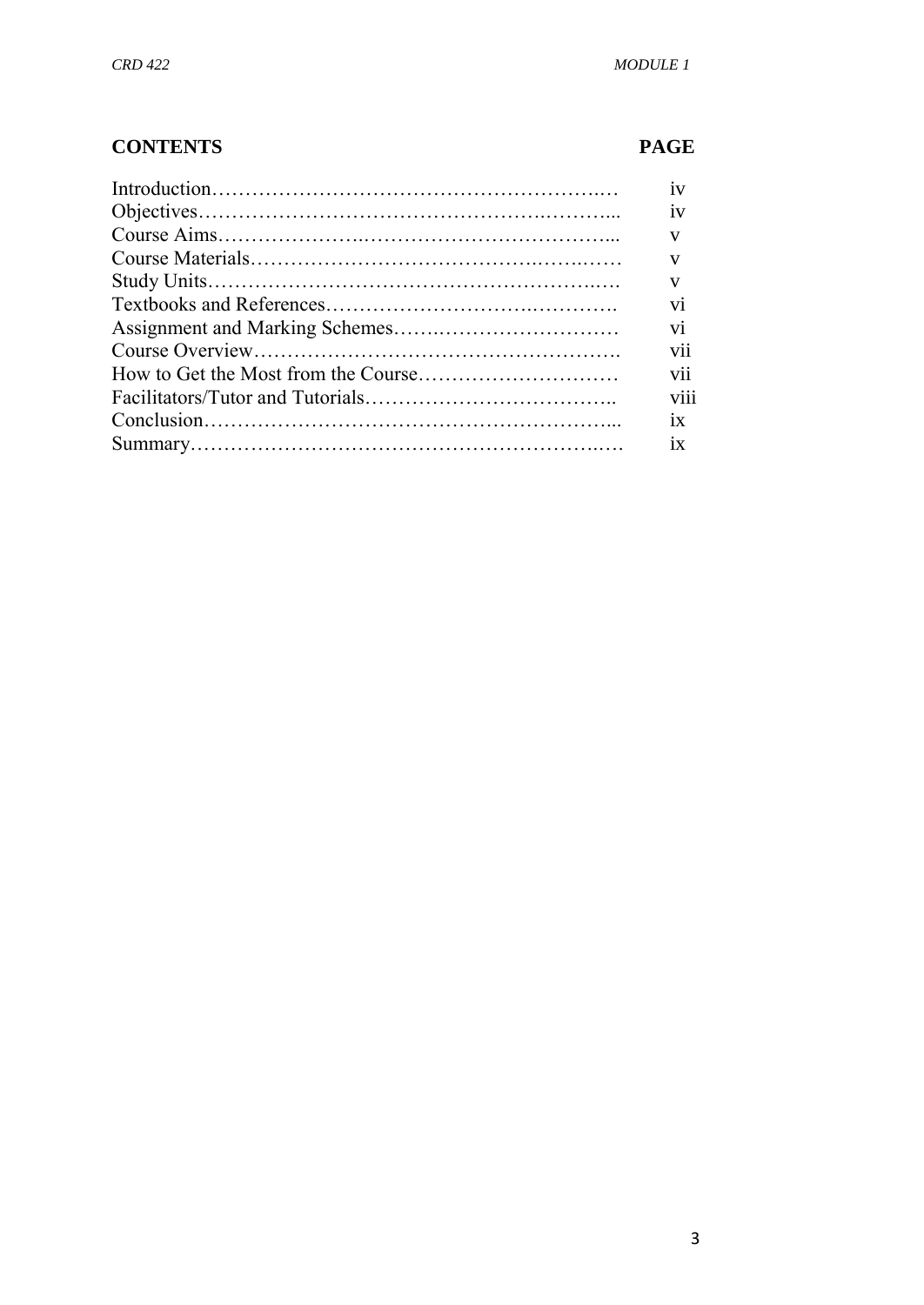## CONTENTS

| | PAGE |
|---|---|
| Introduction | iv |
| Objectives | iv |
| Course Aims | v |
| Course Materials | v |
| Study Units | v |
| Textbooks and References | vi |
| Assignment and Marking Schemes | vi |
| Course Overview | vii |
| How to Get the Most from the Course | vii |
| Facilitators/Tutor and Tutorials | viii |
| Conclusion | ix |
| Summary | ix |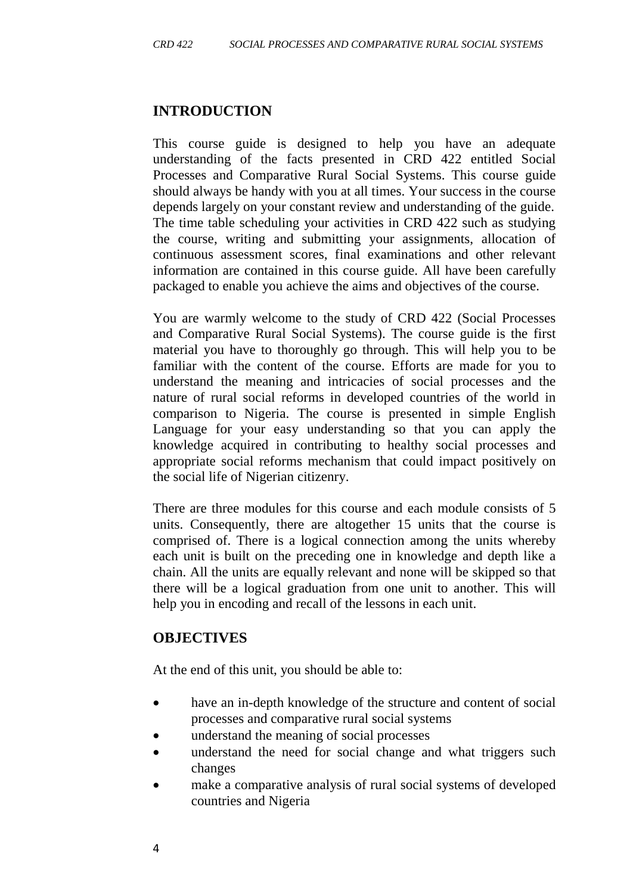## INTRODUCTION

This course guide is designed to help you have an adequate understanding of the facts presented in CRD 422 entitled Social Processes and Comparative Rural Social Systems. This course guide should always be handy with you at all times. Your success in the course depends largely on your constant review and understanding of the guide. The time table scheduling your activities in CRD 422 such as studying the course, writing and submitting your assignments, allocation of continuous assessment scores, final examinations and other relevant information are contained in this course guide. All have been carefully packaged to enable you achieve the aims and objectives of the course.

You are warmly welcome to the study of CRD 422 (Social Processes and Comparative Rural Social Systems). The course guide is the first material you have to thoroughly go through. This will help you to be familiar with the content of the course. Efforts are made for you to understand the meaning and intricacies of social processes and the nature of rural social reforms in developed countries of the world in comparison to Nigeria. The course is presented in simple English Language for your easy understanding so that you can apply the knowledge acquired in contributing to healthy social processes and appropriate social reforms mechanism that could impact positively on the social life of Nigerian citizenry.

There are three modules for this course and each module consists of 5 units. Consequently, there are altogether 15 units that the course is comprised of. There is a logical connection among the units whereby each unit is built on the preceding one in knowledge and depth like a chain. All the units are equally relevant and none will be skipped so that there will be a logical graduation from one unit to another. This will help you in encoding and recall of the lessons in each unit.

## OBJECTIVES

At the end of this unit, you should be able to:

- have an in-depth knowledge of the structure and content of social processes and comparative rural social systems
- understand the meaning of social processes
- understand the need for social change and what triggers such changes
- make a comparative analysis of rural social systems of developed countries and Nigeria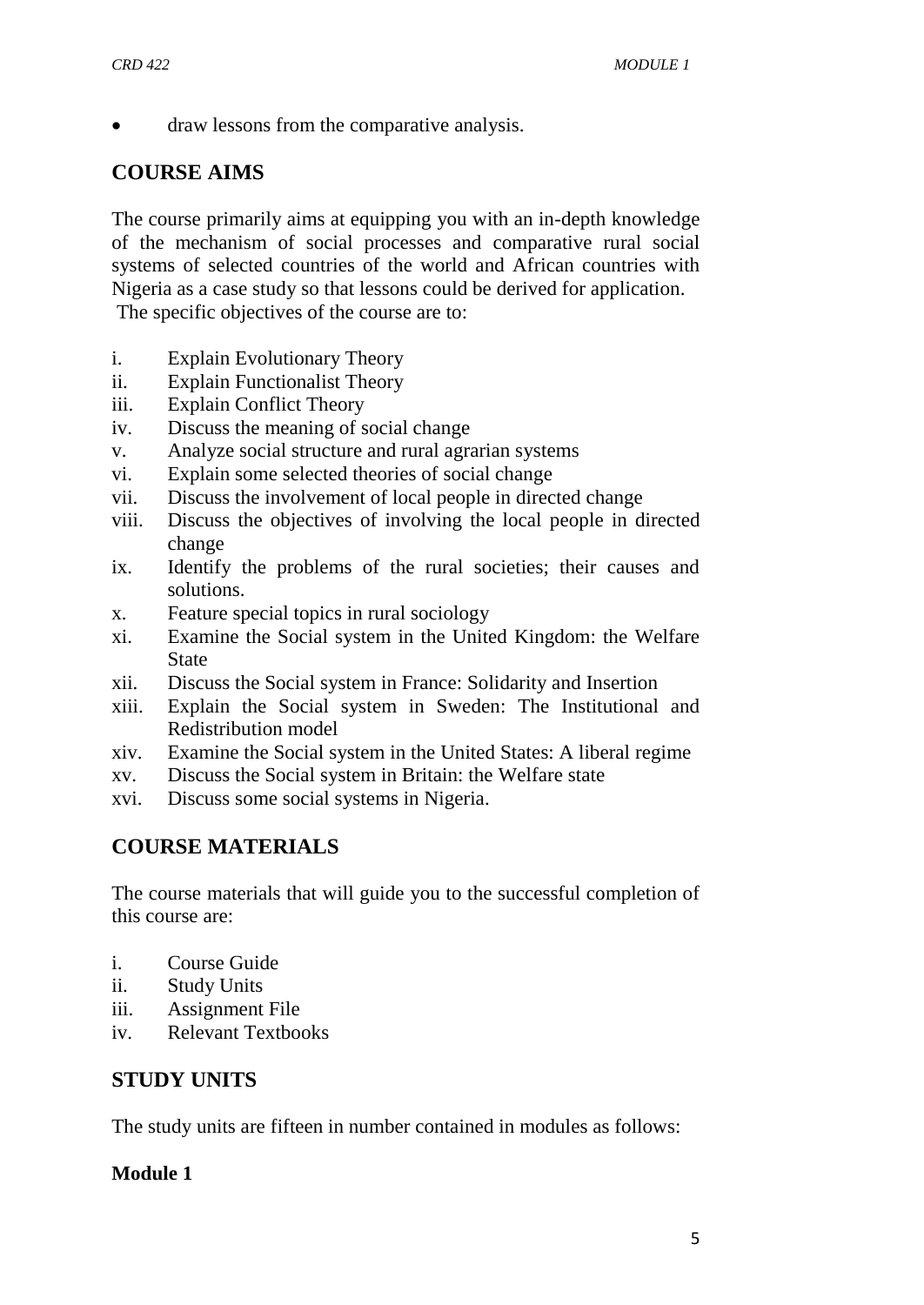- draw lessons from the comparative analysis.

## COURSE AIMS

The course primarily aims at equipping you with an in-depth knowledge of the mechanism of social processes and comparative rural social systems of selected countries of the world and African countries with Nigeria as a case study so that lessons could be derived for application.

The specific objectives of the course are to:

i. Explain Evolutionary Theory
ii. Explain Functionalist Theory
iii. Explain Conflict Theory
iv. Discuss the meaning of social change
v. Analyze social structure and rural agrarian systems
vi. Explain some selected theories of social change
vii. Discuss the involvement of local people in directed change
viii. Discuss the objectives of involving the local people in directed change
ix. Identify the problems of the rural societies; their causes and solutions.
x. Feature special topics in rural sociology
xi. Examine the Social system in the United Kingdom: the Welfare State
xii. Discuss the Social system in France: Solidarity and Insertion
xiii. Explain the Social system in Sweden: The Institutional and Redistribution model
xiv. Examine the Social system in the United States: A liberal regime
xv. Discuss the Social system in Britain: the Welfare state
xvi. Discuss some social systems in Nigeria.

## COURSE MATERIALS

The course materials that will guide you to the successful completion of this course are:

i. Course Guide
ii. Study Units
iii. Assignment File
iv. Relevant Textbooks

## STUDY UNITS

The study units are fifteen in number contained in modules as follows:

**Module 1**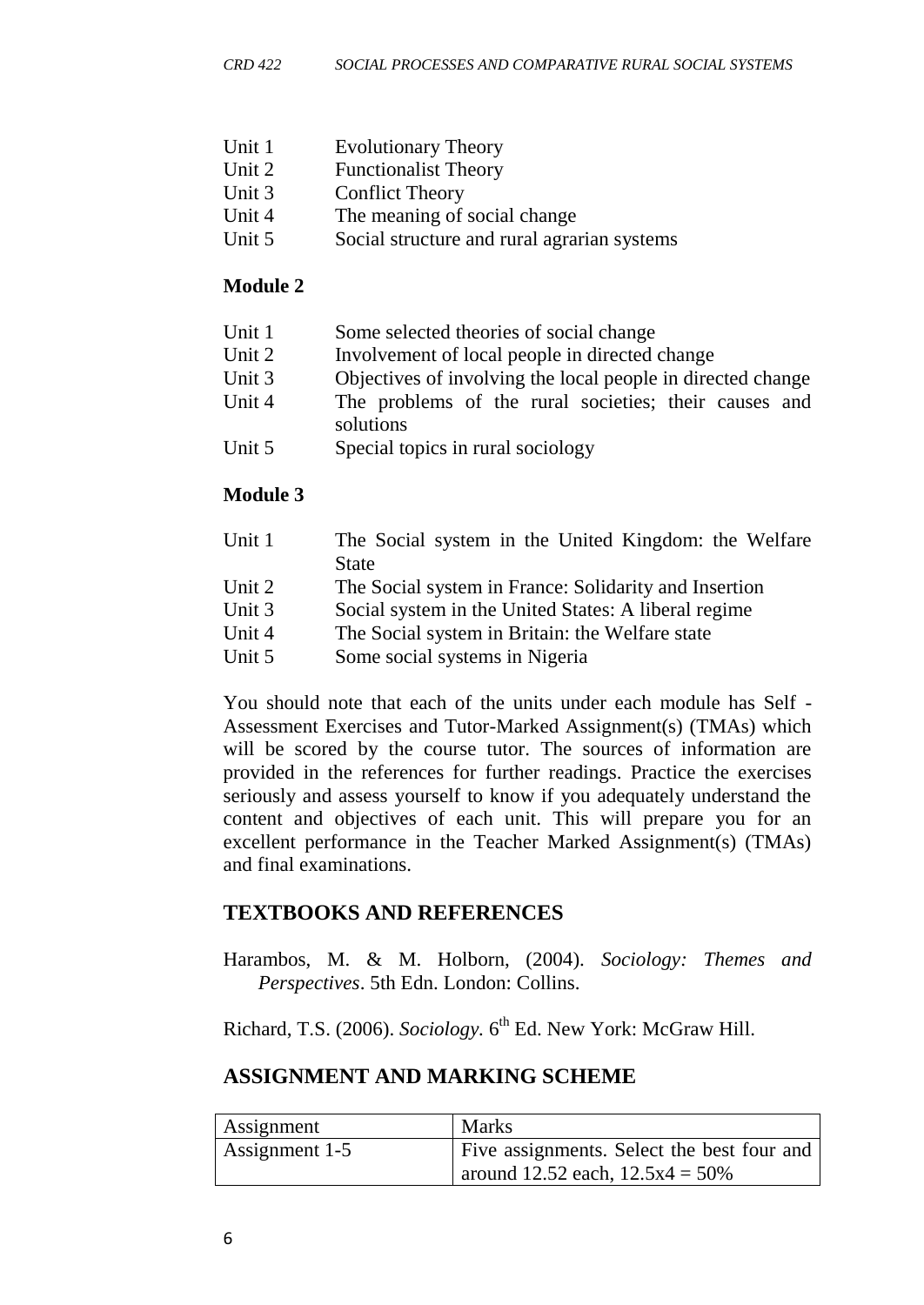Unit 1 Evolutionary Theory
Unit 2 Functionalist Theory
Unit 3 Conflict Theory
Unit 4 The meaning of social change
Unit 5 Social structure and rural agrarian systems

**Module 2**

Unit 1 Some selected theories of social change
Unit 2 Involvement of local people in directed change
Unit 3 Objectives of involving the local people in directed change
Unit 4 The problems of the rural societies; their causes and solutions
Unit 5 Special topics in rural sociology

**Module 3**

Unit 1 The Social system in the United Kingdom: the Welfare State
Unit 2 The Social system in France: Solidarity and Insertion
Unit 3 Social system in the United States: A liberal regime
Unit 4 The Social system in Britain: the Welfare state
Unit 5 Some social systems in Nigeria

You should note that each of the units under each module has Self - Assessment Exercises and Tutor-Marked Assignment(s) (TMAs) which will be scored by the course tutor. The sources of information are provided in the references for further readings. Practice the exercises seriously and assess yourself to know if you adequately understand the content and objectives of each unit. This will prepare you for an excellent performance in the Teacher Marked Assignment(s) (TMAs) and final examinations.

## TEXTBOOKS AND REFERENCES

Harambos, M. & M. Holborn, (2004). *Sociology: Themes and Perspectives*. 5th Edn. London: Collins.

Richard, T.S. (2006). *Sociology.* 6th Ed. New York: McGraw Hill.

## ASSIGNMENT AND MARKING SCHEME

| Assignment | Marks |
|---|---|
| Assignment 1-5 | Five assignments. Select the best four and around 12.52 each, 12.5x4 = 50% |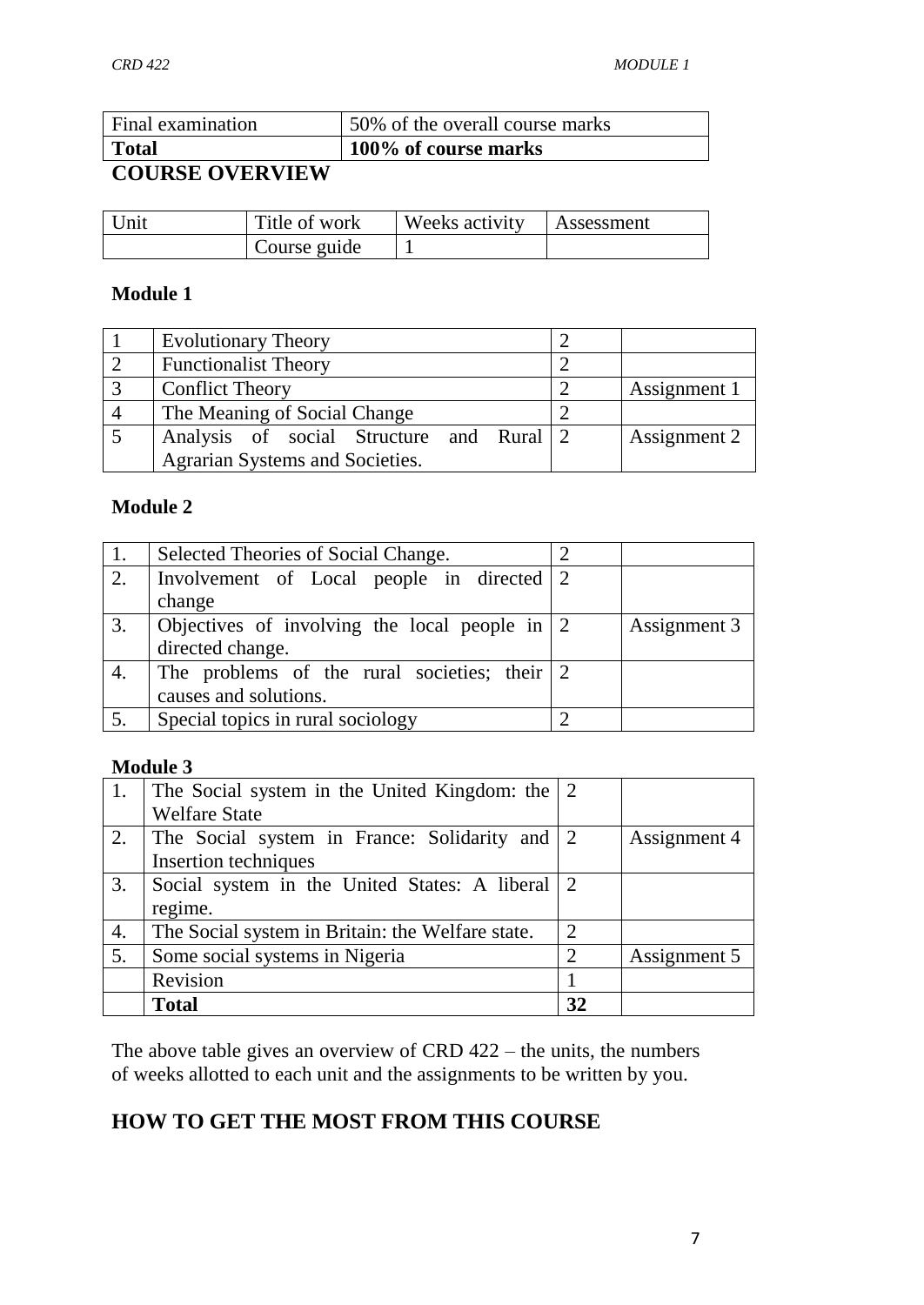| Final examination | 50% of the overall course marks |
|---|---|
| **Total** | **100% of course marks** |

## COURSE OVERVIEW

| Unit | Title of work | Weeks activity | Assessment |
|---|---|---|---|
| | Course guide | 1 | |

**Module 1**

| | | | |
|---|---|---|---|
| 1 | Evolutionary Theory | 2 | |
| 2 | Functionalist Theory | 2 | |
| 3 | Conflict Theory | 2 | Assignment 1 |
| 4 | The Meaning of Social Change | 2 | |
| 5 | Analysis of social Structure and Rural Agrarian Systems and Societies. | 2 | Assignment 2 |

**Module 2**

| | | | |
|---|---|---|---|
| 1. | Selected Theories of Social Change. | 2 | |
| 2. | Involvement of Local people in directed change | 2 | |
| 3. | Objectives of involving the local people in directed change. | 2 | Assignment 3 |
| 4. | The problems of the rural societies; their causes and solutions. | 2 | |
| 5. | Special topics in rural sociology | 2 | |

**Module 3**

| | | | |
|---|---|---|---|
| 1. | The Social system in the United Kingdom: the Welfare State | 2 | |
| 2. | The Social system in France: Solidarity and Insertion techniques | 2 | Assignment 4 |
| 3. | Social system in the United States: A liberal regime. | 2 | |
| 4. | The Social system in Britain: the Welfare state. | 2 | |
| 5. | Some social systems in Nigeria | 2 | Assignment 5 |
| | Revision | 1 | |
| | **Total** | **32** | |

The above table gives an overview of CRD 422 – the units, the numbers of weeks allotted to each unit and the assignments to be written by you.

## HOW TO GET THE MOST FROM THIS COURSE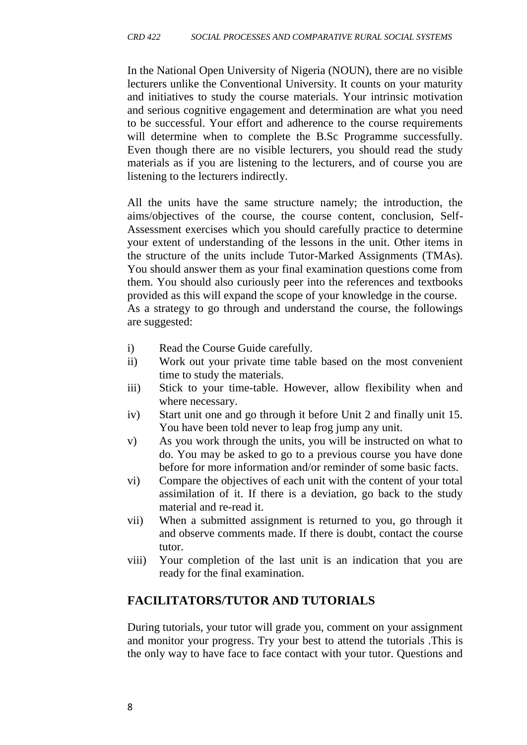In the National Open University of Nigeria (NOUN), there are no visible lecturers unlike the Conventional University. It counts on your maturity and initiatives to study the course materials. Your intrinsic motivation and serious cognitive engagement and determination are what you need to be successful. Your effort and adherence to the course requirements will determine when to complete the B.Sc Programme successfully. Even though there are no visible lecturers, you should read the study materials as if you are listening to the lecturers, and of course you are listening to the lecturers indirectly.

All the units have the same structure namely; the introduction, the aims/objectives of the course, the course content, conclusion, Self-Assessment exercises which you should carefully practice to determine your extent of understanding of the lessons in the unit. Other items in the structure of the units include Tutor-Marked Assignments (TMAs). You should answer them as your final examination questions come from them. You should also curiously peer into the references and textbooks provided as this will expand the scope of your knowledge in the course. As a strategy to go through and understand the course, the followings are suggested:

i) Read the Course Guide carefully.
ii) Work out your private time table based on the most convenient time to study the materials.
iii) Stick to your time-table. However, allow flexibility when and where necessary.
iv) Start unit one and go through it before Unit 2 and finally unit 15. You have been told never to leap frog jump any unit.
v) As you work through the units, you will be instructed on what to do. You may be asked to go to a previous course you have done before for more information and/or reminder of some basic facts.
vi) Compare the objectives of each unit with the content of your total assimilation of it. If there is a deviation, go back to the study material and re-read it.
vii) When a submitted assignment is returned to you, go through it and observe comments made. If there is doubt, contact the course tutor.
viii) Your completion of the last unit is an indication that you are ready for the final examination.

## FACILITATORS/TUTOR AND TUTORIALS

During tutorials, your tutor will grade you, comment on your assignment and monitor your progress. Try your best to attend the tutorials .This is the only way to have face to face contact with your tutor. Questions and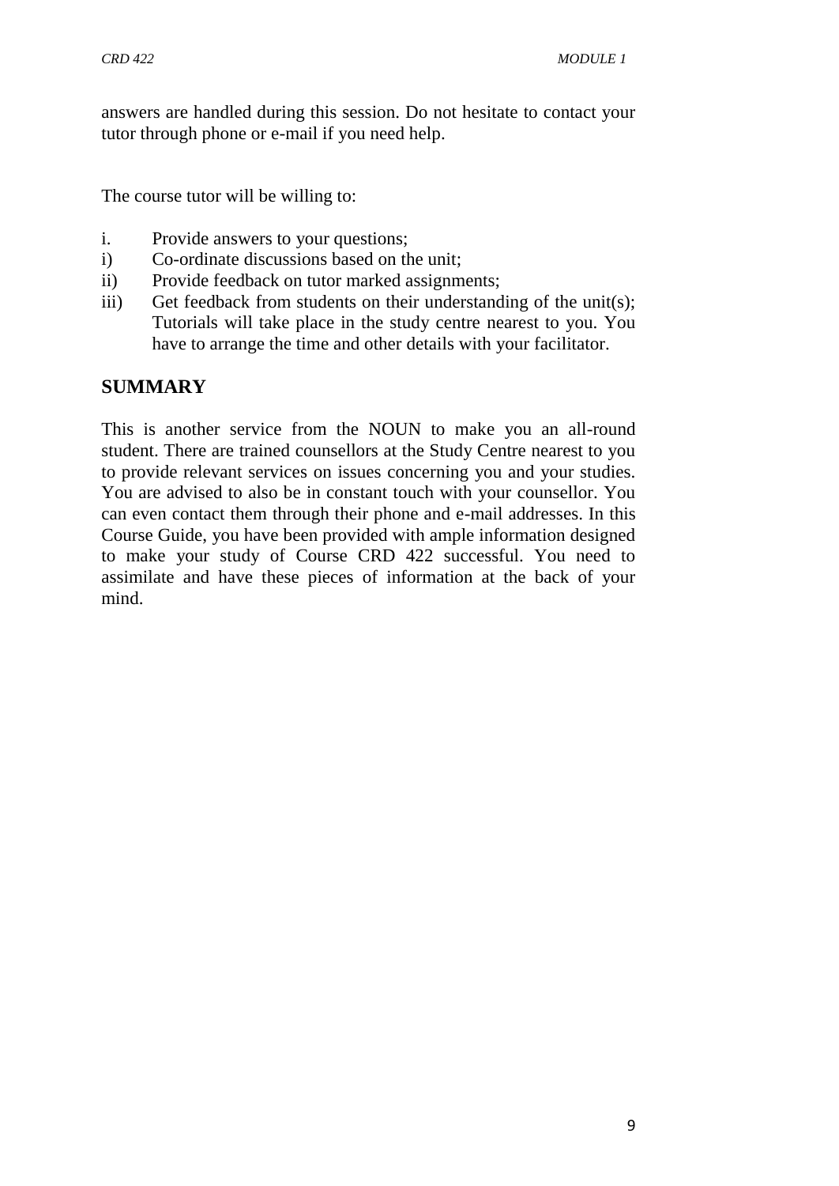answers are handled during this session. Do not hesitate to contact your tutor through phone or e-mail if you need help.

The course tutor will be willing to:

i. Provide answers to your questions;
i) Co-ordinate discussions based on the unit;
ii) Provide feedback on tutor marked assignments;
iii) Get feedback from students on their understanding of the unit(s); Tutorials will take place in the study centre nearest to you. You have to arrange the time and other details with your facilitator.

## SUMMARY

This is another service from the NOUN to make you an all-round student. There are trained counsellors at the Study Centre nearest to you to provide relevant services on issues concerning you and your studies. You are advised to also be in constant touch with your counsellor. You can even contact them through their phone and e-mail addresses. In this Course Guide, you have been provided with ample information designed to make your study of Course CRD 422 successful. You need to assimilate and have these pieces of information at the back of your mind.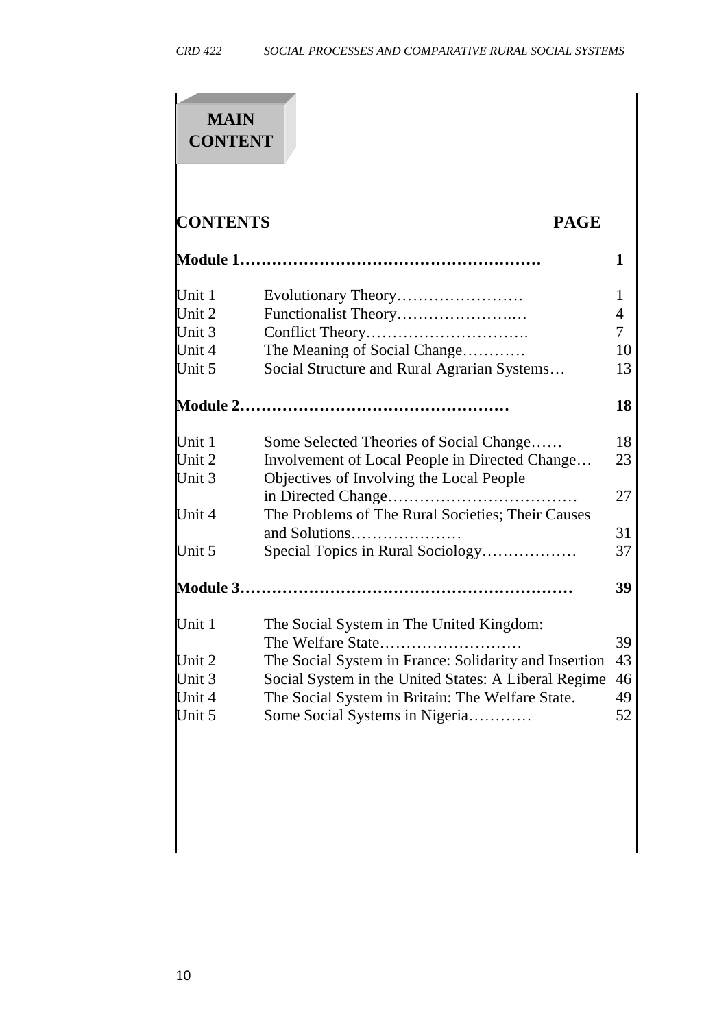## MAIN CONTENT

| CONTENTS | | PAGE |
|---|---|---|
| **Module 1** | | **1** |
| Unit 1 | Evolutionary Theory | 1 |
| Unit 2 | Functionalist Theory | 4 |
| Unit 3 | Conflict Theory | 7 |
| Unit 4 | The Meaning of Social Change | 10 |
| Unit 5 | Social Structure and Rural Agrarian Systems | 13 |
| **Module 2** | | **18** |
| Unit 1 | Some Selected Theories of Social Change | 18 |
| Unit 2 | Involvement of Local People in Directed Change | 23 |
| Unit 3 | Objectives of Involving the Local People in Directed Change | 27 |
| Unit 4 | The Problems of The Rural Societies; Their Causes and Solutions | 31 |
| Unit 5 | Special Topics in Rural Sociology | 37 |
| **Module 3** | | **39** |
| Unit 1 | The Social System in The United Kingdom: The Welfare State | 39 |
| Unit 2 | The Social System in France: Solidarity and Insertion | 43 |
| Unit 3 | Social System in the United States: A Liberal Regime | 46 |
| Unit 4 | The Social System in Britain: The Welfare State. | 49 |
| Unit 5 | Some Social Systems in Nigeria | 52 |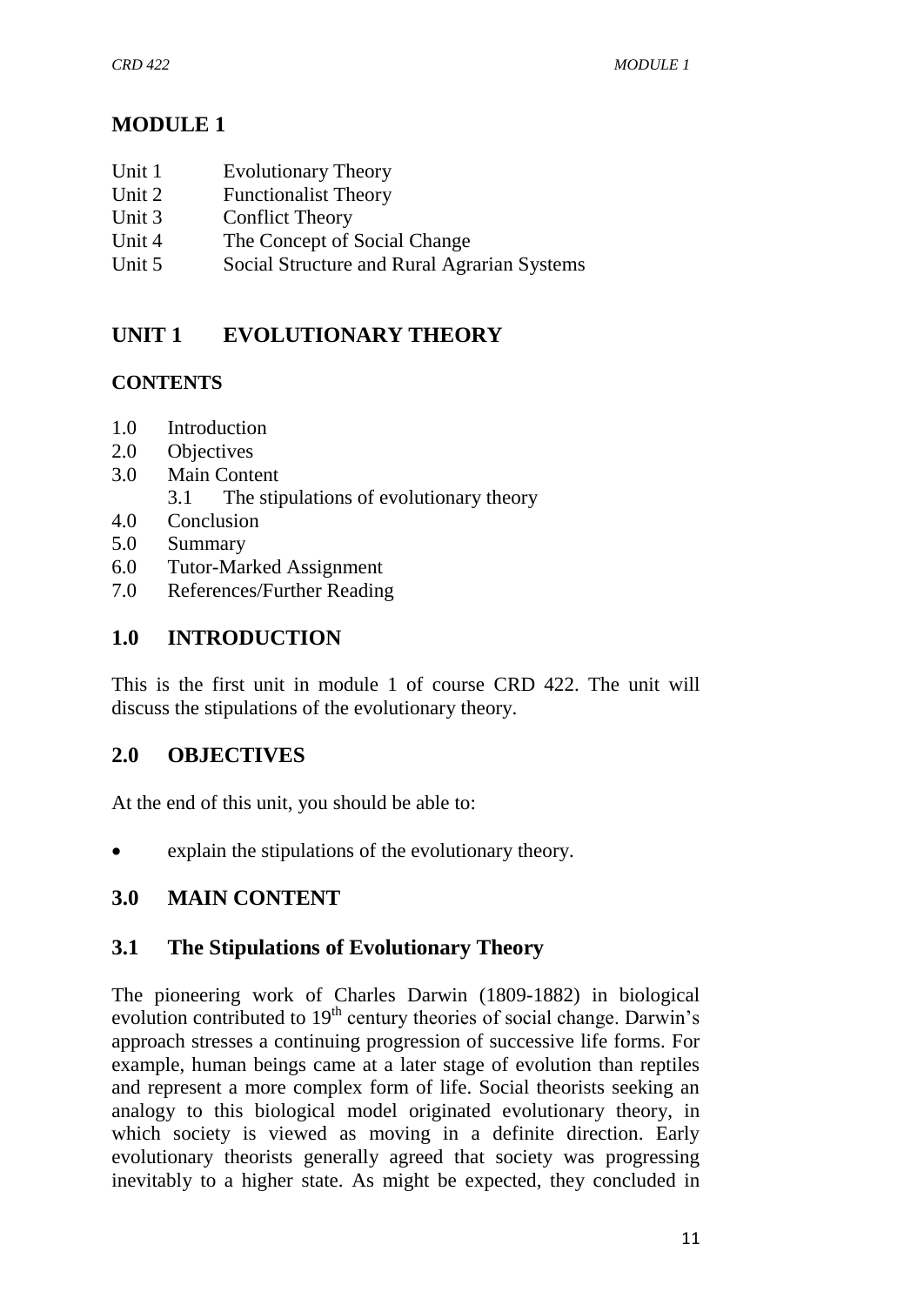# MODULE 1

Unit 1 Evolutionary Theory
Unit 2 Functionalist Theory
Unit 3 Conflict Theory
Unit 4 The Concept of Social Change
Unit 5 Social Structure and Rural Agrarian Systems

## UNIT 1 EVOLUTIONARY THEORY

### CONTENTS

1.0 Introduction
2.0 Objectives
3.0 Main Content
    3.1 The stipulations of evolutionary theory
4.0 Conclusion
5.0 Summary
6.0 Tutor-Marked Assignment
7.0 References/Further Reading

## 1.0 INTRODUCTION

This is the first unit in module 1 of course CRD 422. The unit will discuss the stipulations of the evolutionary theory.

## 2.0 OBJECTIVES

At the end of this unit, you should be able to:

- explain the stipulations of the evolutionary theory.

## 3.0 MAIN CONTENT

### 3.1 The Stipulations of Evolutionary Theory

The pioneering work of Charles Darwin (1809-1882) in biological evolution contributed to 19th century theories of social change. Darwin's approach stresses a continuing progression of successive life forms. For example, human beings came at a later stage of evolution than reptiles and represent a more complex form of life. Social theorists seeking an analogy to this biological model originated evolutionary theory, in which society is viewed as moving in a definite direction. Early evolutionary theorists generally agreed that society was progressing inevitably to a higher state. As might be expected, they concluded in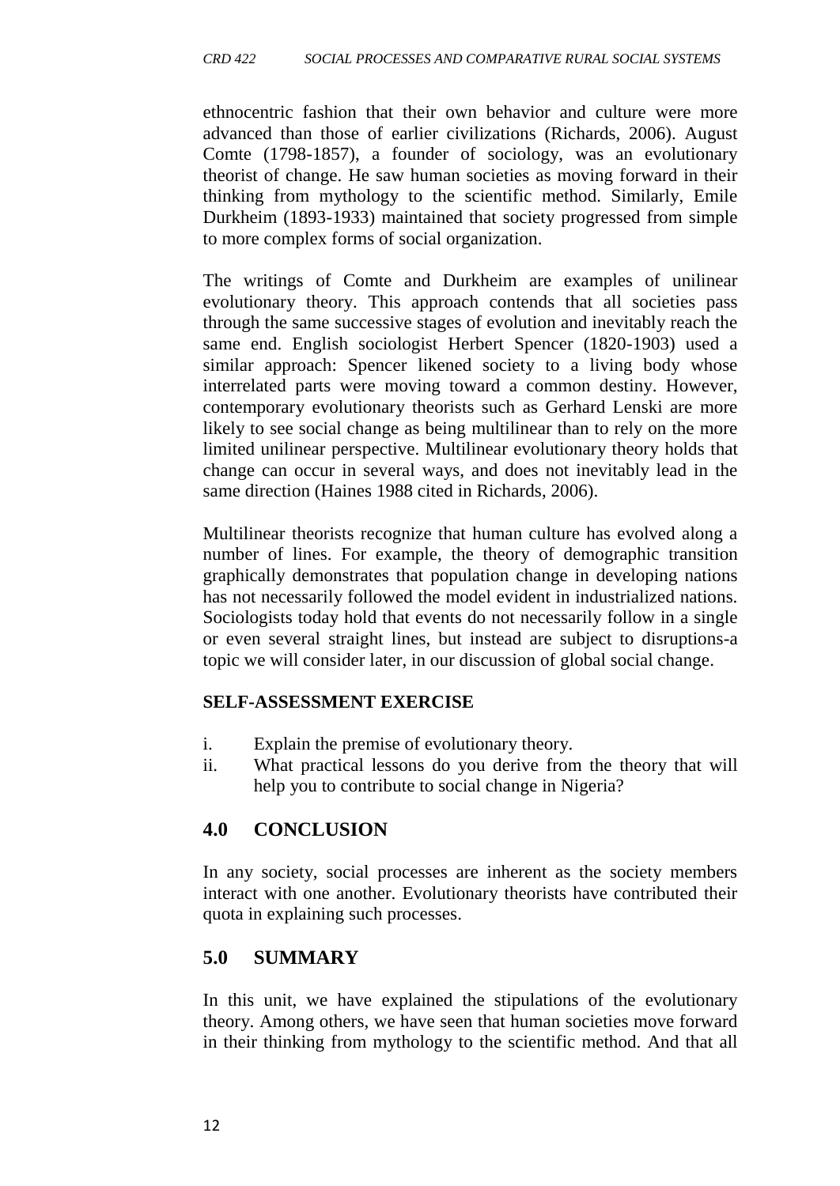ethnocentric fashion that their own behavior and culture were more advanced than those of earlier civilizations (Richards, 2006). August Comte (1798-1857), a founder of sociology, was an evolutionary theorist of change. He saw human societies as moving forward in their thinking from mythology to the scientific method. Similarly, Emile Durkheim (1893-1933) maintained that society progressed from simple to more complex forms of social organization.

The writings of Comte and Durkheim are examples of unilinear evolutionary theory. This approach contends that all societies pass through the same successive stages of evolution and inevitably reach the same end. English sociologist Herbert Spencer (1820-1903) used a similar approach: Spencer likened society to a living body whose interrelated parts were moving toward a common destiny. However, contemporary evolutionary theorists such as Gerhard Lenski are more likely to see social change as being multilinear than to rely on the more limited unilinear perspective. Multilinear evolutionary theory holds that change can occur in several ways, and does not inevitably lead in the same direction (Haines 1988 cited in Richards, 2006).

Multilinear theorists recognize that human culture has evolved along a number of lines. For example, the theory of demographic transition graphically demonstrates that population change in developing nations has not necessarily followed the model evident in industrialized nations. Sociologists today hold that events do not necessarily follow in a single or even several straight lines, but instead are subject to disruptions-a topic we will consider later, in our discussion of global social change.

**SELF-ASSESSMENT EXERCISE**

i. Explain the premise of evolutionary theory.
ii. What practical lessons do you derive from the theory that will help you to contribute to social change in Nigeria?

## 4.0 CONCLUSION

In any society, social processes are inherent as the society members interact with one another. Evolutionary theorists have contributed their quota in explaining such processes.

## 5.0 SUMMARY

In this unit, we have explained the stipulations of the evolutionary theory. Among others, we have seen that human societies move forward in their thinking from mythology to the scientific method. And that all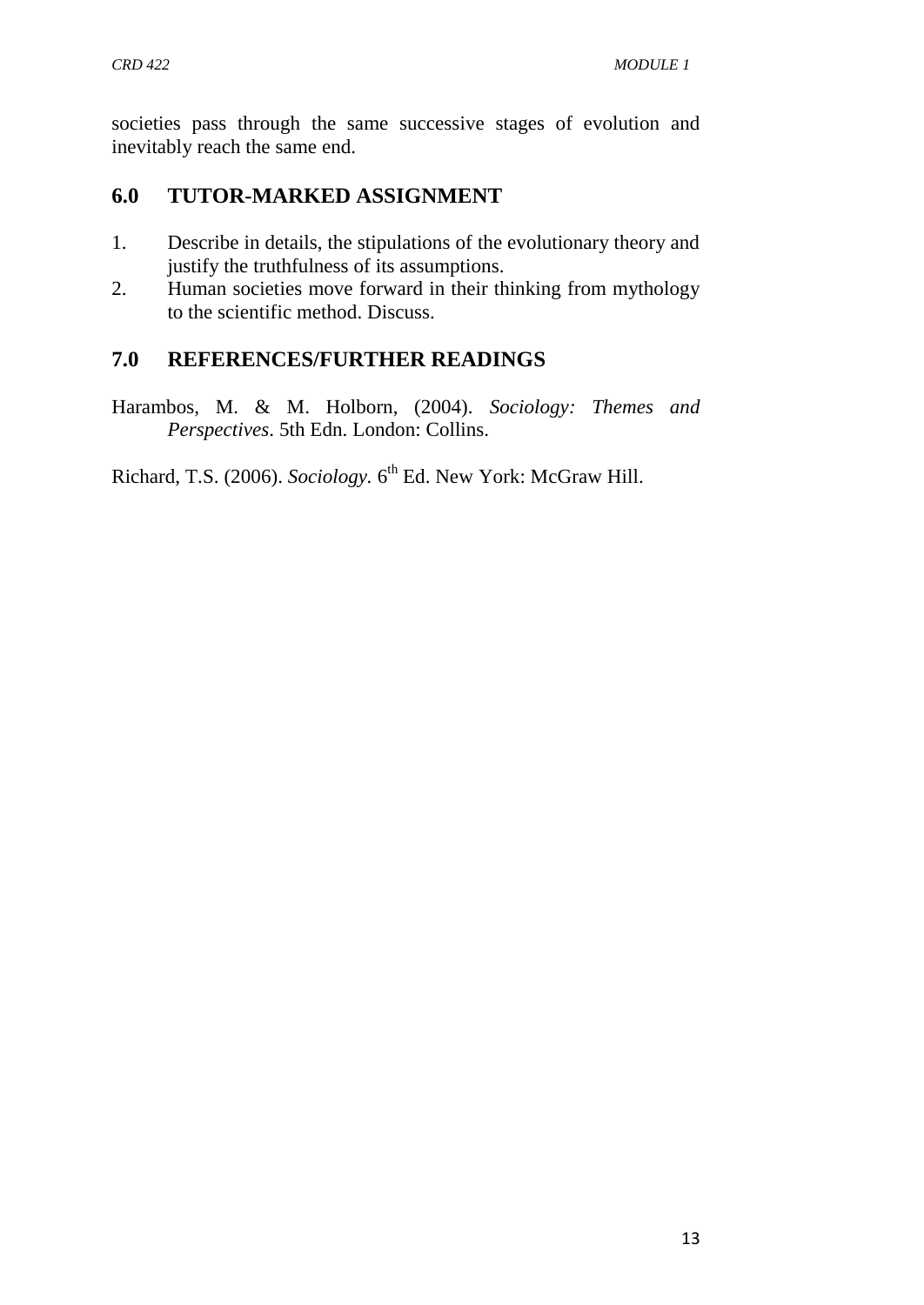societies pass through the same successive stages of evolution and inevitably reach the same end.

## 6.0 TUTOR-MARKED ASSIGNMENT

1. Describe in details, the stipulations of the evolutionary theory and justify the truthfulness of its assumptions.
2. Human societies move forward in their thinking from mythology to the scientific method. Discuss.

## 7.0 REFERENCES/FURTHER READINGS

Harambos, M. & M. Holborn, (2004). *Sociology: Themes and Perspectives*. 5th Edn. London: Collins.

Richard, T.S. (2006). *Sociology.* 6th Ed. New York: McGraw Hill.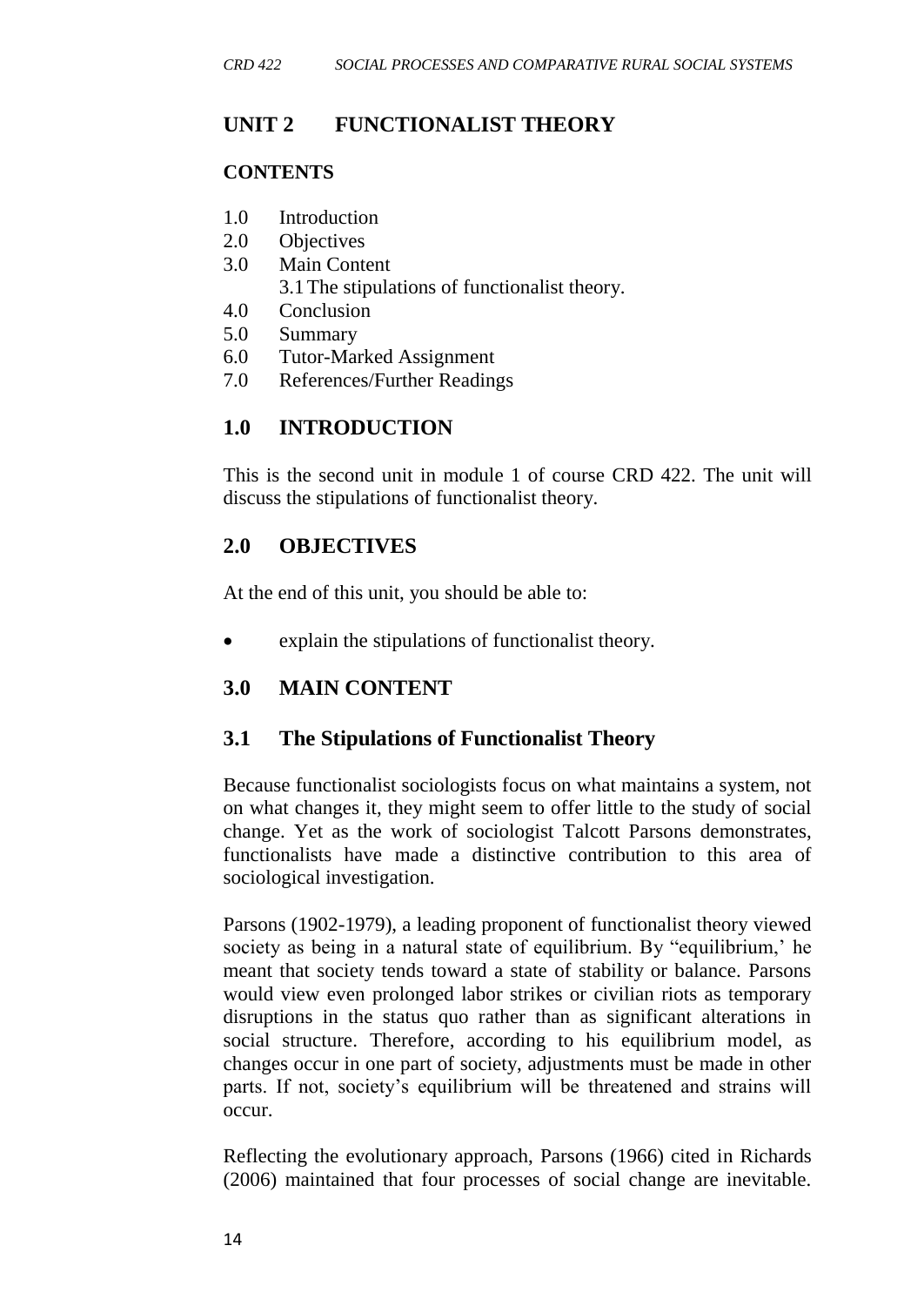# UNIT 2 FUNCTIONALIST THEORY

**CONTENTS**

1.0 Introduction
2.0 Objectives
3.0 Main Content
  3.1 The stipulations of functionalist theory.
4.0 Conclusion
5.0 Summary
6.0 Tutor-Marked Assignment
7.0 References/Further Readings

## 1.0 INTRODUCTION

This is the second unit in module 1 of course CRD 422. The unit will discuss the stipulations of functionalist theory.

## 2.0 OBJECTIVES

At the end of this unit, you should be able to:

- explain the stipulations of functionalist theory.

## 3.0 MAIN CONTENT

### 3.1 The Stipulations of Functionalist Theory

Because functionalist sociologists focus on what maintains a system, not on what changes it, they might seem to offer little to the study of social change. Yet as the work of sociologist Talcott Parsons demonstrates, functionalists have made a distinctive contribution to this area of sociological investigation.

Parsons (1902-1979), a leading proponent of functionalist theory viewed society as being in a natural state of equilibrium. By "equilibrium,' he meant that society tends toward a state of stability or balance. Parsons would view even prolonged labor strikes or civilian riots as temporary disruptions in the status quo rather than as significant alterations in social structure. Therefore, according to his equilibrium model, as changes occur in one part of society, adjustments must be made in other parts. If not, society's equilibrium will be threatened and strains will occur.

Reflecting the evolutionary approach, Parsons (1966) cited in Richards (2006) maintained that four processes of social change are inevitable.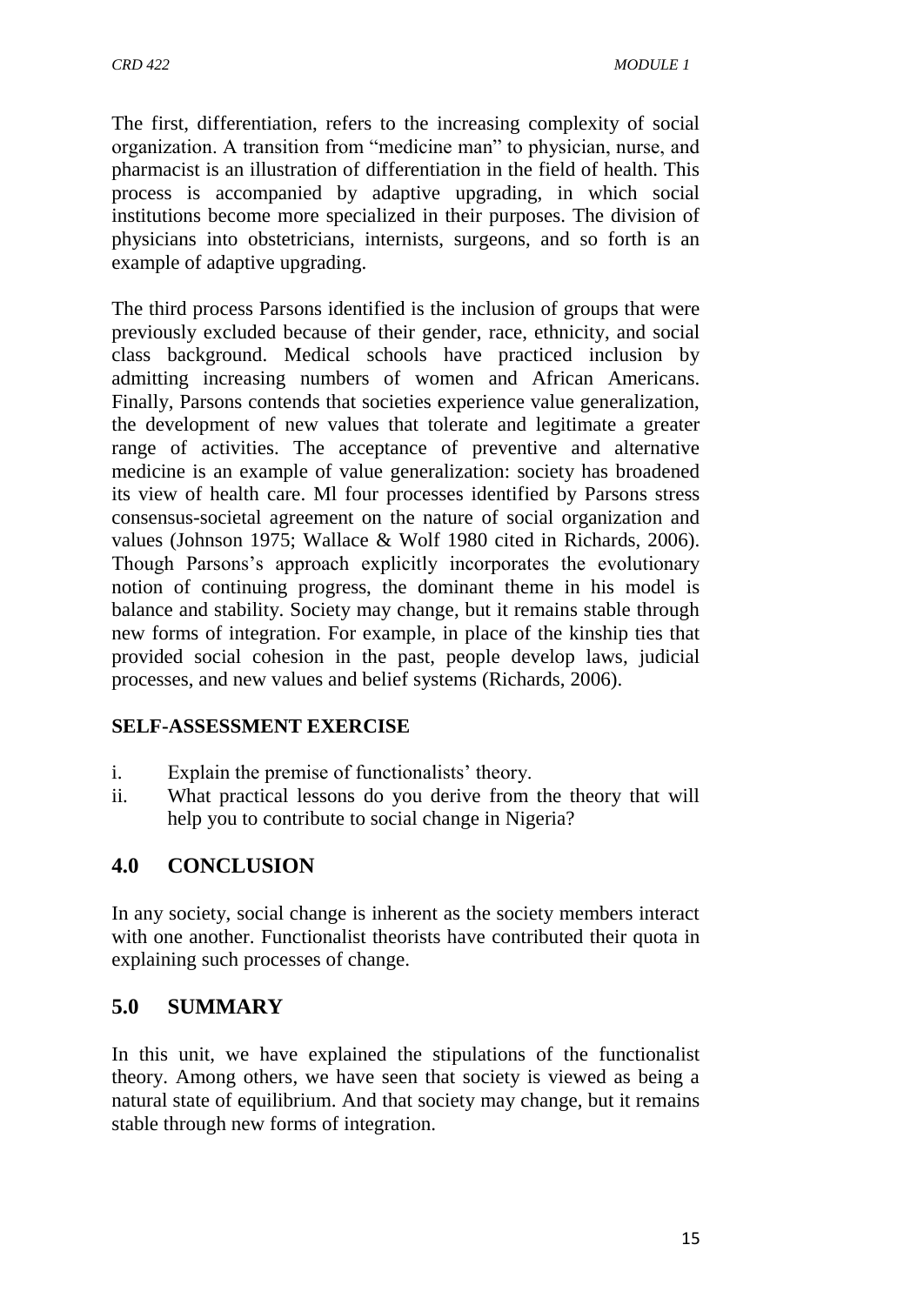The first, differentiation, refers to the increasing complexity of social organization. A transition from "medicine man" to physician, nurse, and pharmacist is an illustration of differentiation in the field of health. This process is accompanied by adaptive upgrading, in which social institutions become more specialized in their purposes. The division of physicians into obstetricians, internists, surgeons, and so forth is an example of adaptive upgrading.

The third process Parsons identified is the inclusion of groups that were previously excluded because of their gender, race, ethnicity, and social class background. Medical schools have practiced inclusion by admitting increasing numbers of women and African Americans. Finally, Parsons contends that societies experience value generalization, the development of new values that tolerate and legitimate a greater range of activities. The acceptance of preventive and alternative medicine is an example of value generalization: society has broadened its view of health care. Ml four processes identified by Parsons stress consensus-societal agreement on the nature of social organization and values (Johnson 1975; Wallace & Wolf 1980 cited in Richards, 2006). Though Parsons's approach explicitly incorporates the evolutionary notion of continuing progress, the dominant theme in his model is balance and stability. Society may change, but it remains stable through new forms of integration. For example, in place of the kinship ties that provided social cohesion in the past, people develop laws, judicial processes, and new values and belief systems (Richards, 2006).

**SELF-ASSESSMENT EXERCISE**

i. Explain the premise of functionalists' theory.
ii. What practical lessons do you derive from the theory that will help you to contribute to social change in Nigeria?

## 4.0 CONCLUSION

In any society, social change is inherent as the society members interact with one another. Functionalist theorists have contributed their quota in explaining such processes of change.

## 5.0 SUMMARY

In this unit, we have explained the stipulations of the functionalist theory. Among others, we have seen that society is viewed as being a natural state of equilibrium. And that society may change, but it remains stable through new forms of integration.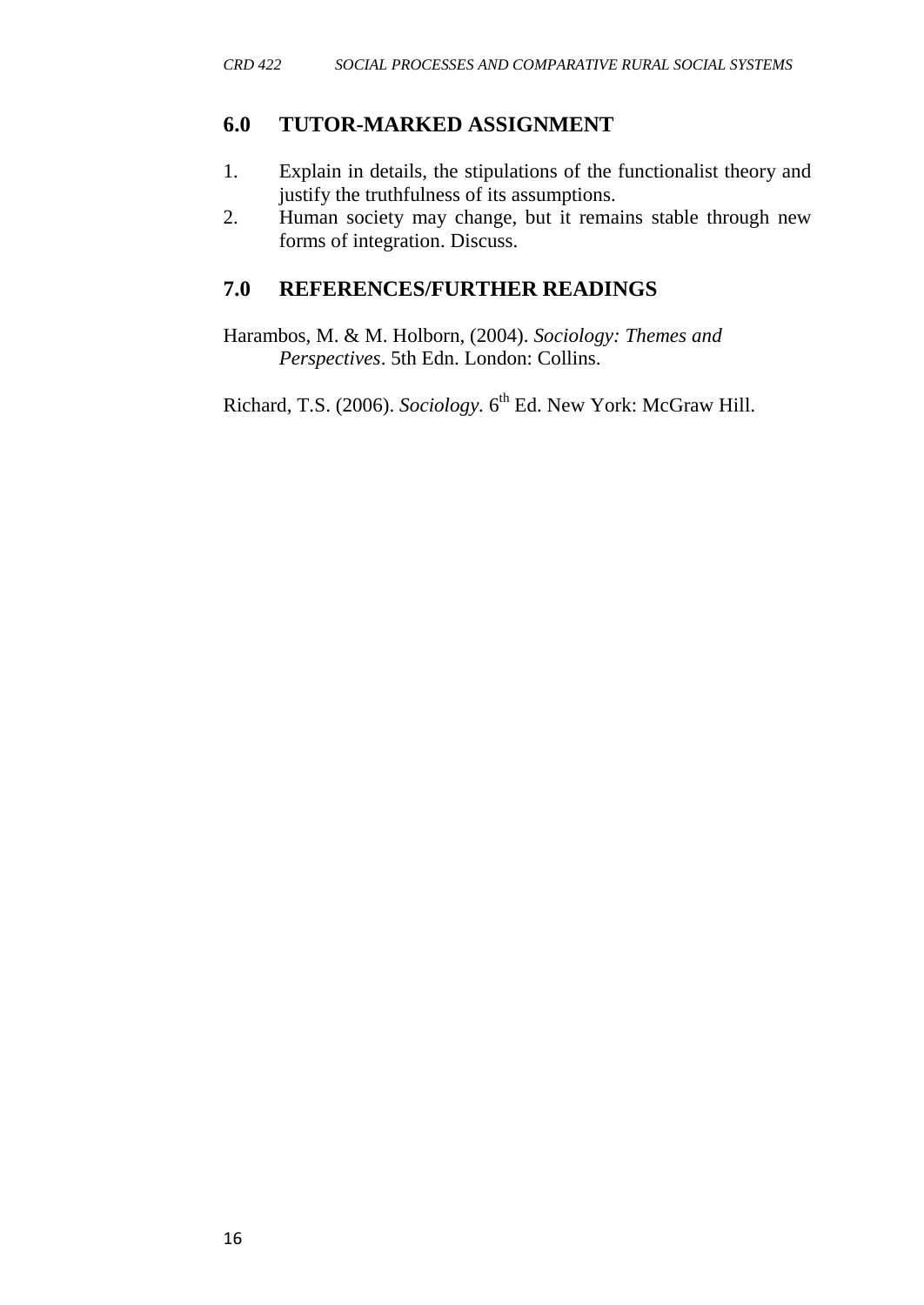## 6.0 TUTOR-MARKED ASSIGNMENT

1. Explain in details, the stipulations of the functionalist theory and justify the truthfulness of its assumptions.
2. Human society may change, but it remains stable through new forms of integration. Discuss.

## 7.0 REFERENCES/FURTHER READINGS

Harambos, M. & M. Holborn, (2004). *Sociology: Themes and Perspectives*. 5th Edn. London: Collins.

Richard, T.S. (2006). *Sociology*. 6th Ed. New York: McGraw Hill.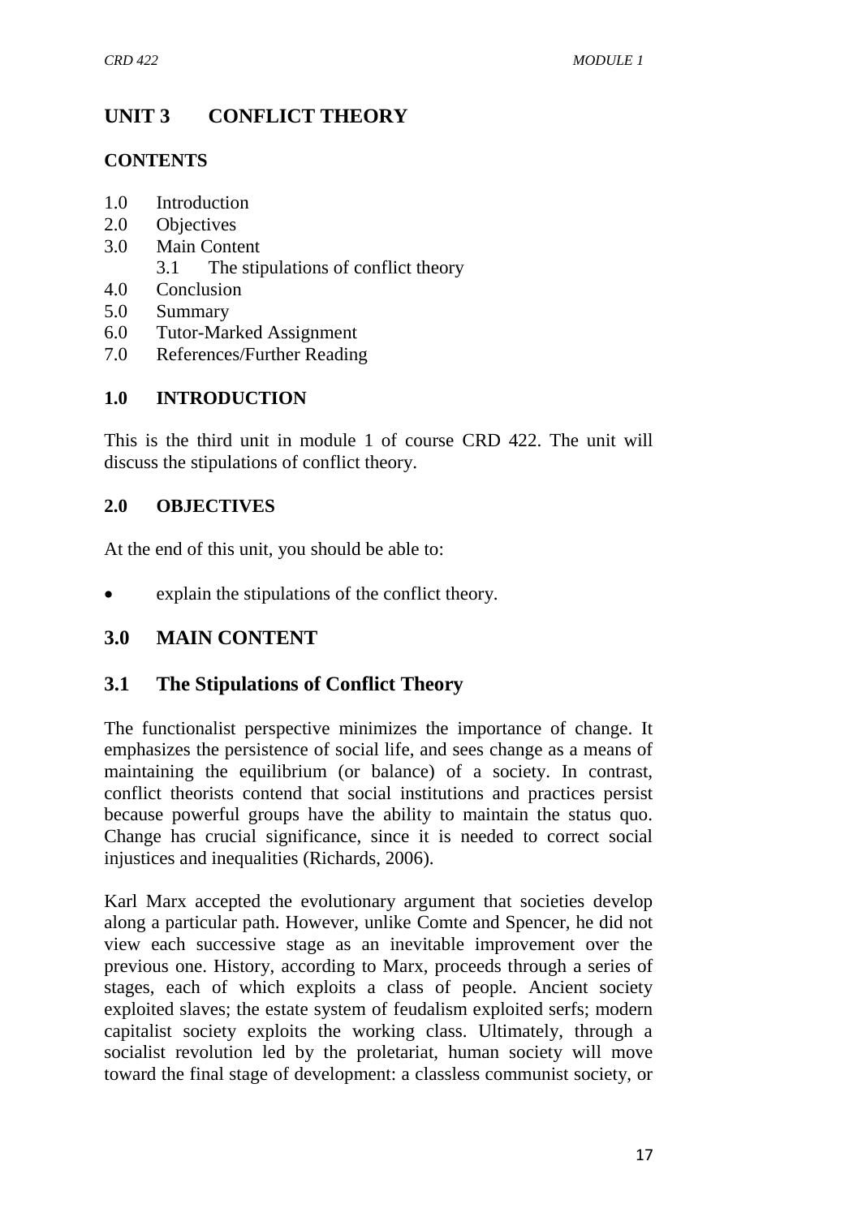# UNIT 3 CONFLICT THEORY

## CONTENTS

1.0 Introduction
2.0 Objectives
3.0 Main Content
  3.1 The stipulations of conflict theory
4.0 Conclusion
5.0 Summary
6.0 Tutor-Marked Assignment
7.0 References/Further Reading

## 1.0 INTRODUCTION

This is the third unit in module 1 of course CRD 422. The unit will discuss the stipulations of conflict theory.

## 2.0 OBJECTIVES

At the end of this unit, you should be able to:

- explain the stipulations of the conflict theory.

## 3.0 MAIN CONTENT

### 3.1 The Stipulations of Conflict Theory

The functionalist perspective minimizes the importance of change. It emphasizes the persistence of social life, and sees change as a means of maintaining the equilibrium (or balance) of a society. In contrast, conflict theorists contend that social institutions and practices persist because powerful groups have the ability to maintain the status quo. Change has crucial significance, since it is needed to correct social injustices and inequalities (Richards, 2006).

Karl Marx accepted the evolutionary argument that societies develop along a particular path. However, unlike Comte and Spencer, he did not view each successive stage as an inevitable improvement over the previous one. History, according to Marx, proceeds through a series of stages, each of which exploits a class of people. Ancient society exploited slaves; the estate system of feudalism exploited serfs; modern capitalist society exploits the working class. Ultimately, through a socialist revolution led by the proletariat, human society will move toward the final stage of development: a classless communist society, or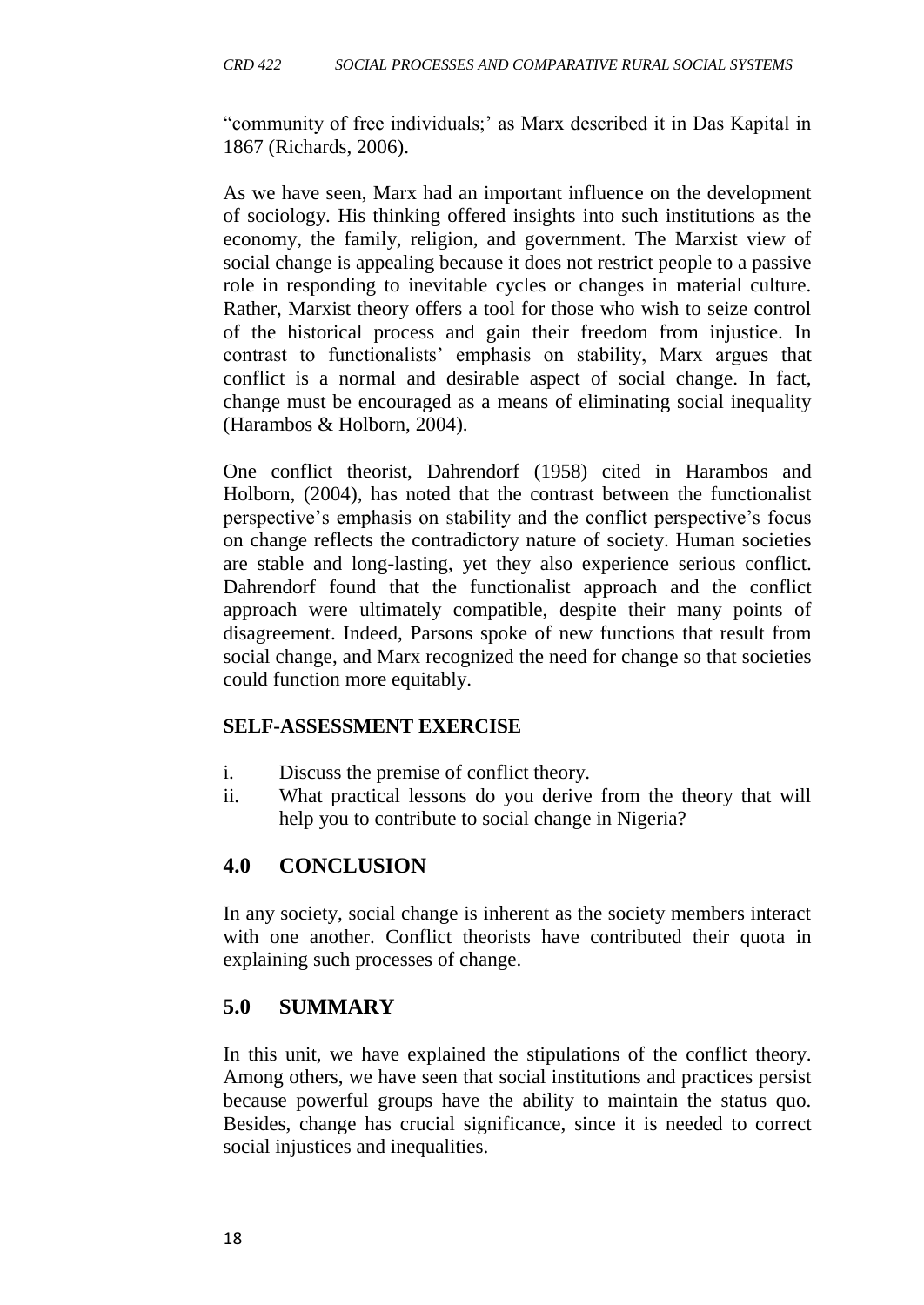"community of free individuals;' as Marx described it in Das Kapital in 1867 (Richards, 2006).

As we have seen, Marx had an important influence on the development of sociology. His thinking offered insights into such institutions as the economy, the family, religion, and government. The Marxist view of social change is appealing because it does not restrict people to a passive role in responding to inevitable cycles or changes in material culture. Rather, Marxist theory offers a tool for those who wish to seize control of the historical process and gain their freedom from injustice. In contrast to functionalists' emphasis on stability, Marx argues that conflict is a normal and desirable aspect of social change. In fact, change must be encouraged as a means of eliminating social inequality (Harambos & Holborn, 2004).

One conflict theorist, Dahrendorf (1958) cited in Harambos and Holborn, (2004), has noted that the contrast between the functionalist perspective's emphasis on stability and the conflict perspective's focus on change reflects the contradictory nature of society. Human societies are stable and long-lasting, yet they also experience serious conflict. Dahrendorf found that the functionalist approach and the conflict approach were ultimately compatible, despite their many points of disagreement. Indeed, Parsons spoke of new functions that result from social change, and Marx recognized the need for change so that societies could function more equitably.

**SELF-ASSESSMENT EXERCISE**

i. Discuss the premise of conflict theory.
ii. What practical lessons do you derive from the theory that will help you to contribute to social change in Nigeria?

## 4.0 CONCLUSION

In any society, social change is inherent as the society members interact with one another. Conflict theorists have contributed their quota in explaining such processes of change.

## 5.0 SUMMARY

In this unit, we have explained the stipulations of the conflict theory. Among others, we have seen that social institutions and practices persist because powerful groups have the ability to maintain the status quo. Besides, change has crucial significance, since it is needed to correct social injustices and inequalities.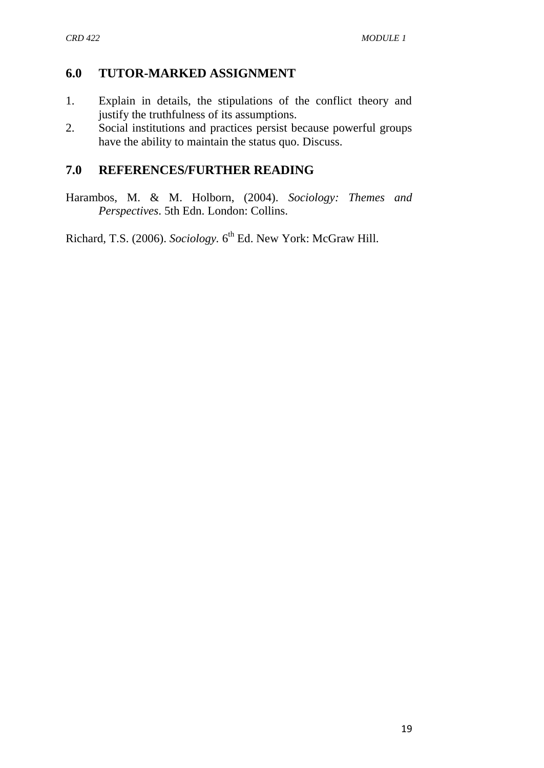## 6.0 TUTOR-MARKED ASSIGNMENT

1. Explain in details, the stipulations of the conflict theory and justify the truthfulness of its assumptions.
2. Social institutions and practices persist because powerful groups have the ability to maintain the status quo. Discuss.

## 7.0 REFERENCES/FURTHER READING

Harambos, M. & M. Holborn, (2004). *Sociology: Themes and Perspectives*. 5th Edn. London: Collins.

Richard, T.S. (2006). *Sociology*. 6th Ed. New York: McGraw Hill.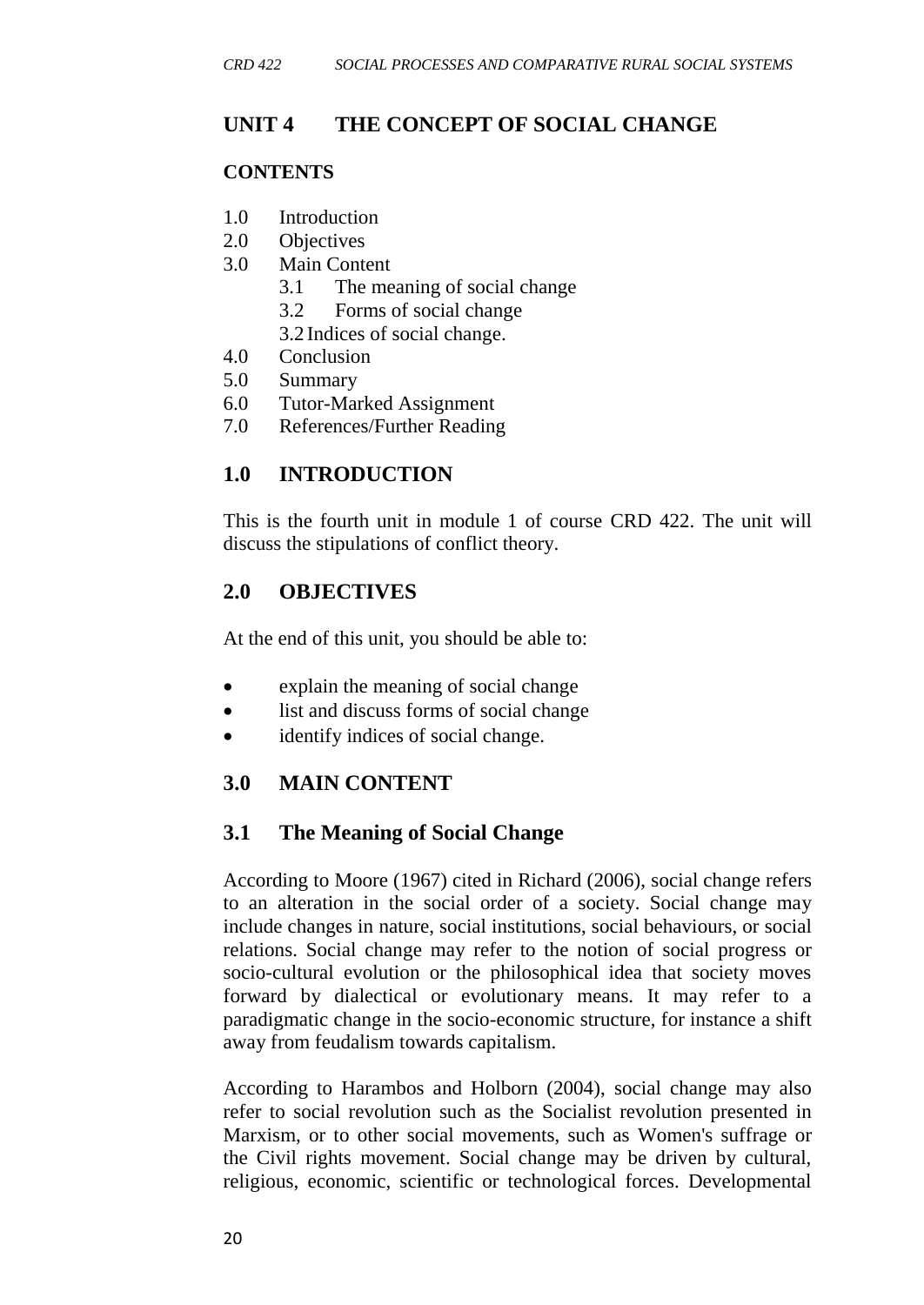# UNIT 4 THE CONCEPT OF SOCIAL CHANGE

## CONTENTS

1.0 Introduction
2.0 Objectives
3.0 Main Content
   3.1 The meaning of social change
   3.2 Forms of social change
   3.2 Indices of social change.
4.0 Conclusion
5.0 Summary
6.0 Tutor-Marked Assignment
7.0 References/Further Reading

## 1.0 INTRODUCTION

This is the fourth unit in module 1 of course CRD 422. The unit will discuss the stipulations of conflict theory.

## 2.0 OBJECTIVES

At the end of this unit, you should be able to:

- explain the meaning of social change
- list and discuss forms of social change
- identify indices of social change.

## 3.0 MAIN CONTENT

### 3.1 The Meaning of Social Change

According to Moore (1967) cited in Richard (2006), social change refers to an alteration in the social order of a society. Social change may include changes in nature, social institutions, social behaviours, or social relations. Social change may refer to the notion of social progress or socio-cultural evolution or the philosophical idea that society moves forward by dialectical or evolutionary means. It may refer to a paradigmatic change in the socio-economic structure, for instance a shift away from feudalism towards capitalism.

According to Harambos and Holborn (2004), social change may also refer to social revolution such as the Socialist revolution presented in Marxism, or to other social movements, such as Women's suffrage or the Civil rights movement. Social change may be driven by cultural, religious, economic, scientific or technological forces. Developmental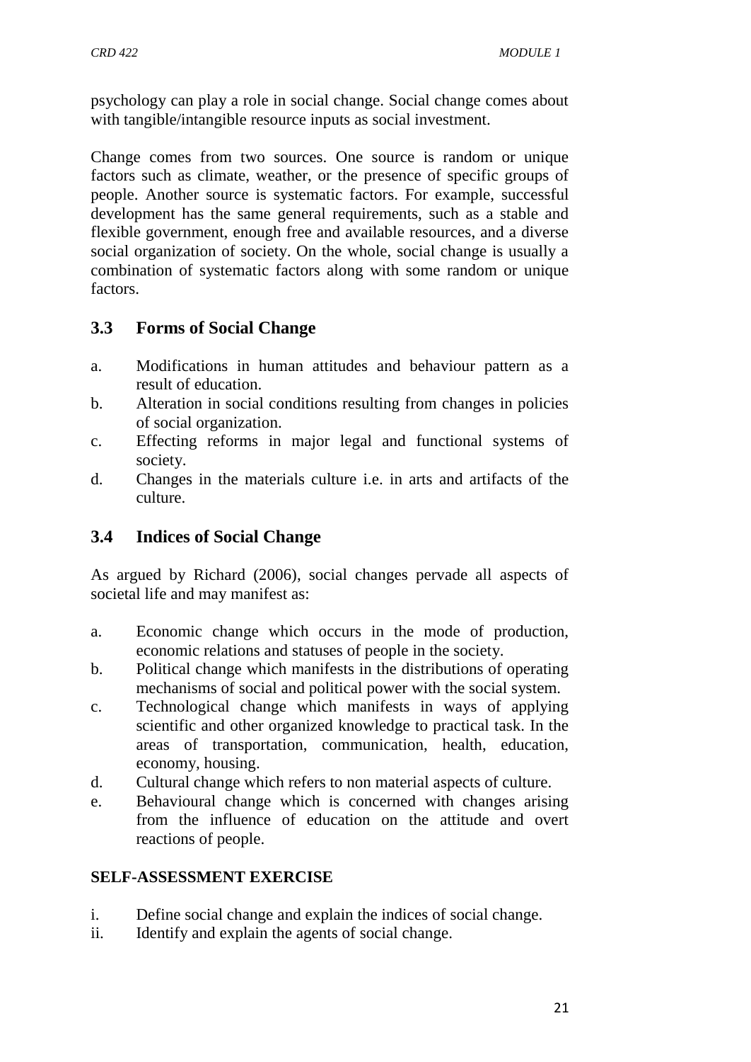psychology can play a role in social change. Social change comes about with tangible/intangible resource inputs as social investment.

Change comes from two sources. One source is random or unique factors such as climate, weather, or the presence of specific groups of people. Another source is systematic factors. For example, successful development has the same general requirements, such as a stable and flexible government, enough free and available resources, and a diverse social organization of society. On the whole, social change is usually a combination of systematic factors along with some random or unique factors.

## 3.3 Forms of Social Change

a. Modifications in human attitudes and behaviour pattern as a result of education.
b. Alteration in social conditions resulting from changes in policies of social organization.
c. Effecting reforms in major legal and functional systems of society.
d. Changes in the materials culture i.e. in arts and artifacts of the culture.

## 3.4 Indices of Social Change

As argued by Richard (2006), social changes pervade all aspects of societal life and may manifest as:

a. Economic change which occurs in the mode of production, economic relations and statuses of people in the society.
b. Political change which manifests in the distributions of operating mechanisms of social and political power with the social system.
c. Technological change which manifests in ways of applying scientific and other organized knowledge to practical task. In the areas of transportation, communication, health, education, economy, housing.
d. Cultural change which refers to non material aspects of culture.
e. Behavioural change which is concerned with changes arising from the influence of education on the attitude and overt reactions of people.

**SELF-ASSESSMENT EXERCISE**

i. Define social change and explain the indices of social change.
ii. Identify and explain the agents of social change.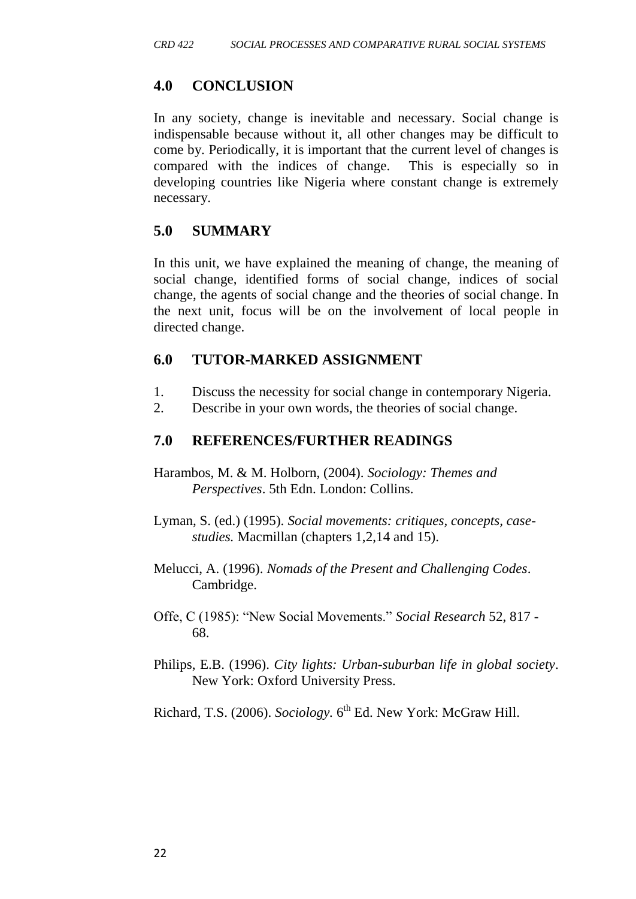## 4.0 CONCLUSION

In any society, change is inevitable and necessary. Social change is indispensable because without it, all other changes may be difficult to come by. Periodically, it is important that the current level of changes is compared with the indices of change. This is especially so in developing countries like Nigeria where constant change is extremely necessary.

## 5.0 SUMMARY

In this unit, we have explained the meaning of change, the meaning of social change, identified forms of social change, indices of social change, the agents of social change and the theories of social change. In the next unit, focus will be on the involvement of local people in directed change.

## 6.0 TUTOR-MARKED ASSIGNMENT

1. Discuss the necessity for social change in contemporary Nigeria.
2. Describe in your own words, the theories of social change.

## 7.0 REFERENCES/FURTHER READINGS

Harambos, M. & M. Holborn, (2004). *Sociology: Themes and Perspectives*. 5th Edn. London: Collins.

Lyman, S. (ed.) (1995). *Social movements: critiques, concepts, case-studies.* Macmillan (chapters 1,2,14 and 15).

Melucci, A. (1996). *Nomads of the Present and Challenging Codes*. Cambridge.

Offe, C (1985): "New Social Movements." *Social Research* 52, 817 - 68.

Philips, E.B. (1996). *City lights: Urban-suburban life in global society*. New York: Oxford University Press.

Richard, T.S. (2006). *Sociology.* 6th Ed. New York: McGraw Hill.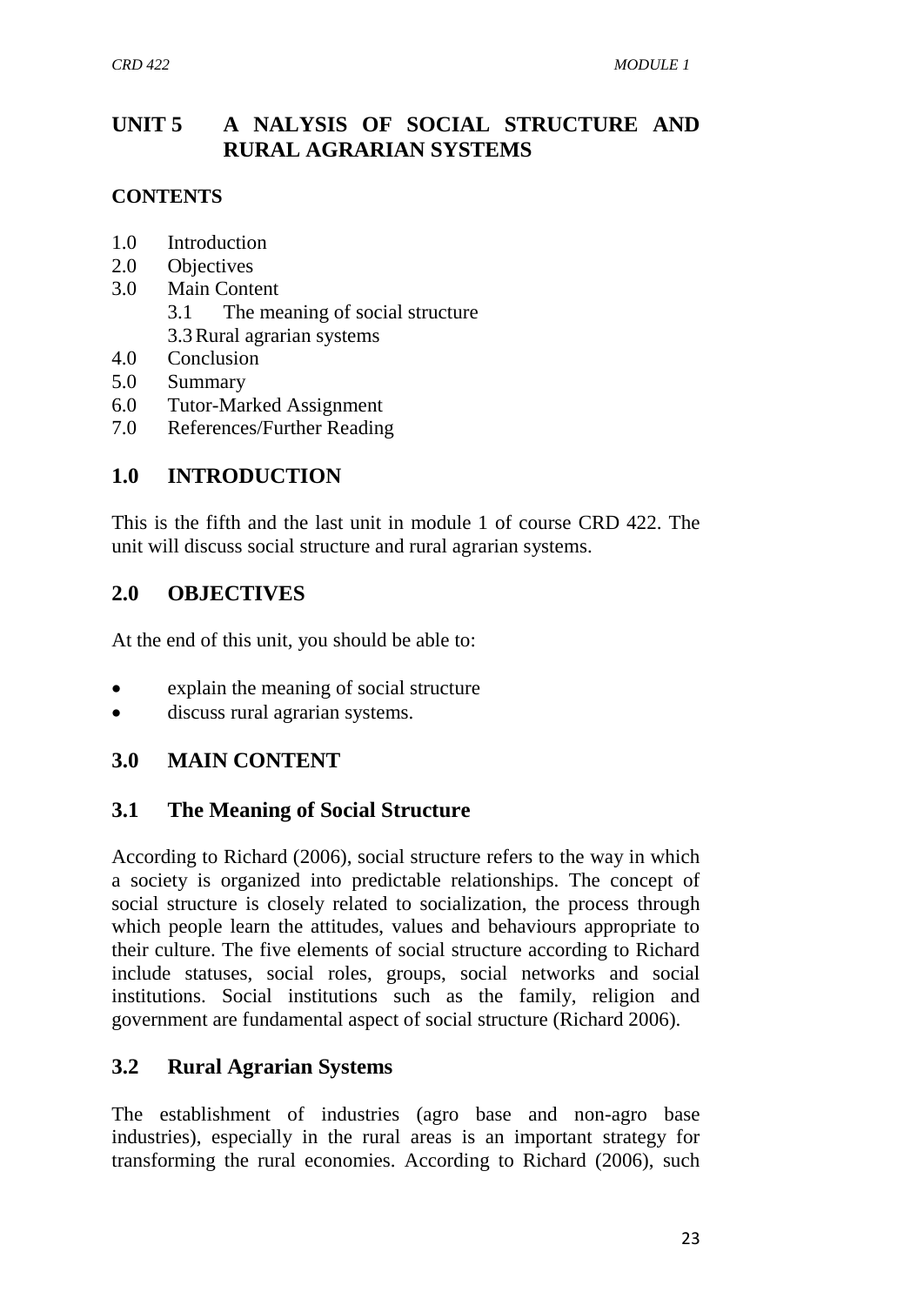## UNIT 5 A NALYSIS OF SOCIAL STRUCTURE AND RURAL AGRARIAN SYSTEMS

**CONTENTS**

1.0 Introduction
2.0 Objectives
3.0 Main Content
    3.1 The meaning of social structure
    3.3 Rural agrarian systems
4.0 Conclusion
5.0 Summary
6.0 Tutor-Marked Assignment
7.0 References/Further Reading

## 1.0 INTRODUCTION

This is the fifth and the last unit in module 1 of course CRD 422. The unit will discuss social structure and rural agrarian systems.

## 2.0 OBJECTIVES

At the end of this unit, you should be able to:

- explain the meaning of social structure
- discuss rural agrarian systems.

## 3.0 MAIN CONTENT

### 3.1 The Meaning of Social Structure

According to Richard (2006), social structure refers to the way in which a society is organized into predictable relationships. The concept of social structure is closely related to socialization, the process through which people learn the attitudes, values and behaviours appropriate to their culture. The five elements of social structure according to Richard include statuses, social roles, groups, social networks and social institutions. Social institutions such as the family, religion and government are fundamental aspect of social structure (Richard 2006).

### 3.2 Rural Agrarian Systems

The establishment of industries (agro base and non-agro base industries), especially in the rural areas is an important strategy for transforming the rural economies. According to Richard (2006), such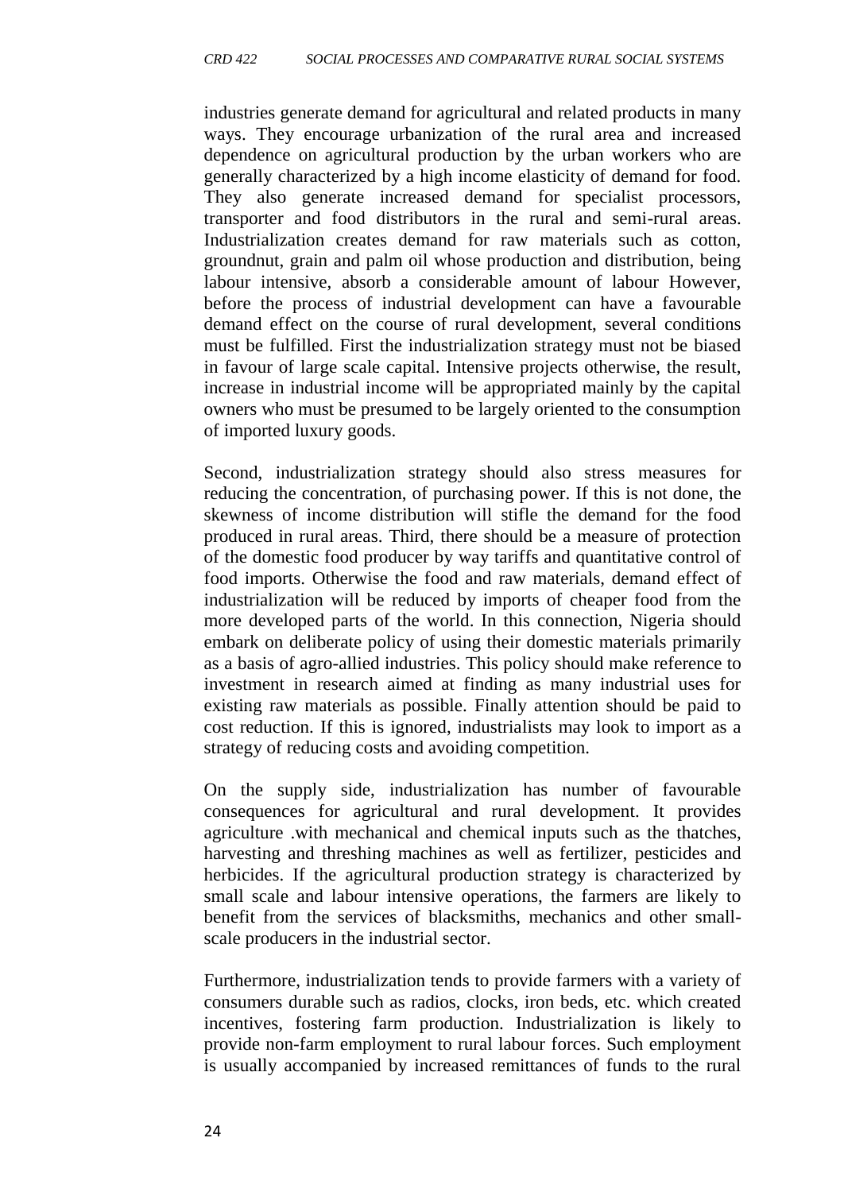industries generate demand for agricultural and related products in many ways. They encourage urbanization of the rural area and increased dependence on agricultural production by the urban workers who are generally characterized by a high income elasticity of demand for food. They also generate increased demand for specialist processors, transporter and food distributors in the rural and semi-rural areas. Industrialization creates demand for raw materials such as cotton, groundnut, grain and palm oil whose production and distribution, being labour intensive, absorb a considerable amount of labour However, before the process of industrial development can have a favourable demand effect on the course of rural development, several conditions must be fulfilled. First the industrialization strategy must not be biased in favour of large scale capital. Intensive projects otherwise, the result, increase in industrial income will be appropriated mainly by the capital owners who must be presumed to be largely oriented to the consumption of imported luxury goods.

Second, industrialization strategy should also stress measures for reducing the concentration, of purchasing power. If this is not done, the skewness of income distribution will stifle the demand for the food produced in rural areas. Third, there should be a measure of protection of the domestic food producer by way tariffs and quantitative control of food imports. Otherwise the food and raw materials, demand effect of industrialization will be reduced by imports of cheaper food from the more developed parts of the world. In this connection, Nigeria should embark on deliberate policy of using their domestic materials primarily as a basis of agro-allied industries. This policy should make reference to investment in research aimed at finding as many industrial uses for existing raw materials as possible. Finally attention should be paid to cost reduction. If this is ignored, industrialists may look to import as a strategy of reducing costs and avoiding competition.

On the supply side, industrialization has number of favourable consequences for agricultural and rural development. It provides agriculture .with mechanical and chemical inputs such as the thatches, harvesting and threshing machines as well as fertilizer, pesticides and herbicides. If the agricultural production strategy is characterized by small scale and labour intensive operations, the farmers are likely to benefit from the services of blacksmiths, mechanics and other small-scale producers in the industrial sector.

Furthermore, industrialization tends to provide farmers with a variety of consumers durable such as radios, clocks, iron beds, etc. which created incentives, fostering farm production. Industrialization is likely to provide non-farm employment to rural labour forces. Such employment is usually accompanied by increased remittances of funds to the rural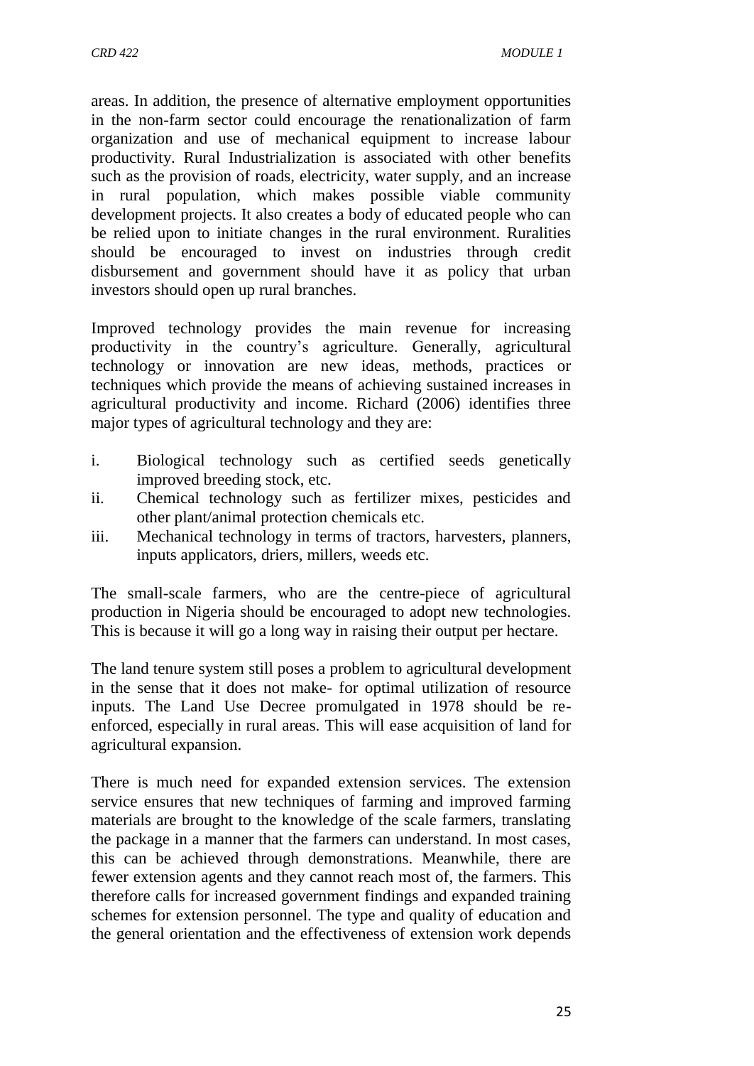areas. In addition, the presence of alternative employment opportunities in the non-farm sector could encourage the renationalization of farm organization and use of mechanical equipment to increase labour productivity. Rural Industrialization is associated with other benefits such as the provision of roads, electricity, water supply, and an increase in rural population, which makes possible viable community development projects. It also creates a body of educated people who can be relied upon to initiate changes in the rural environment. Ruralities should be encouraged to invest on industries through credit disbursement and government should have it as policy that urban investors should open up rural branches.

Improved technology provides the main revenue for increasing productivity in the country's agriculture. Generally, agricultural technology or innovation are new ideas, methods, practices or techniques which provide the means of achieving sustained increases in agricultural productivity and income. Richard (2006) identifies three major types of agricultural technology and they are:

i. Biological technology such as certified seeds genetically improved breeding stock, etc.
ii. Chemical technology such as fertilizer mixes, pesticides and other plant/animal protection chemicals etc.
iii. Mechanical technology in terms of tractors, harvesters, planners, inputs applicators, driers, millers, weeds etc.

The small-scale farmers, who are the centre-piece of agricultural production in Nigeria should be encouraged to adopt new technologies. This is because it will go a long way in raising their output per hectare.

The land tenure system still poses a problem to agricultural development in the sense that it does not make- for optimal utilization of resource inputs. The Land Use Decree promulgated in 1978 should be re-enforced, especially in rural areas. This will ease acquisition of land for agricultural expansion.

There is much need for expanded extension services. The extension service ensures that new techniques of farming and improved farming materials are brought to the knowledge of the scale farmers, translating the package in a manner that the farmers can understand. In most cases, this can be achieved through demonstrations. Meanwhile, there are fewer extension agents and they cannot reach most of, the farmers. This therefore calls for increased government findings and expanded training schemes for extension personnel. The type and quality of education and the general orientation and the effectiveness of extension work depends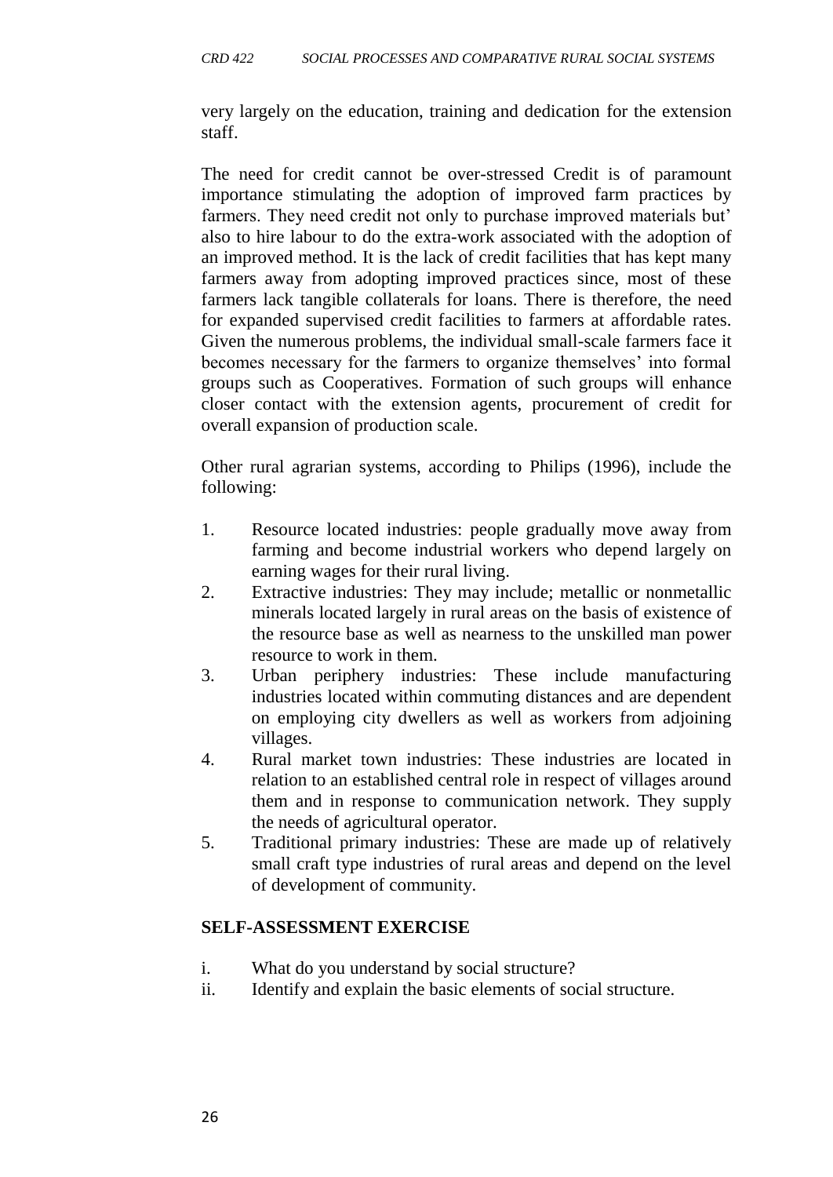very largely on the education, training and dedication for the extension staff.

The need for credit cannot be over-stressed Credit is of paramount importance stimulating the adoption of improved farm practices by farmers. They need credit not only to purchase improved materials but' also to hire labour to do the extra-work associated with the adoption of an improved method. It is the lack of credit facilities that has kept many farmers away from adopting improved practices since, most of these farmers lack tangible collaterals for loans. There is therefore, the need for expanded supervised credit facilities to farmers at affordable rates. Given the numerous problems, the individual small-scale farmers face it becomes necessary for the farmers to organize themselves' into formal groups such as Cooperatives. Formation of such groups will enhance closer contact with the extension agents, procurement of credit for overall expansion of production scale.

Other rural agrarian systems, according to Philips (1996), include the following:

1. Resource located industries: people gradually move away from farming and become industrial workers who depend largely on earning wages for their rural living.
2. Extractive industries: They may include; metallic or nonmetallic minerals located largely in rural areas on the basis of existence of the resource base as well as nearness to the unskilled man power resource to work in them.
3. Urban periphery industries: These include manufacturing industries located within commuting distances and are dependent on employing city dwellers as well as workers from adjoining villages.
4. Rural market town industries: These industries are located in relation to an established central role in respect of villages around them and in response to communication network. They supply the needs of agricultural operator.
5. Traditional primary industries: These are made up of relatively small craft type industries of rural areas and depend on the level of development of community.

**SELF-ASSESSMENT EXERCISE**

i. What do you understand by social structure?
ii. Identify and explain the basic elements of social structure.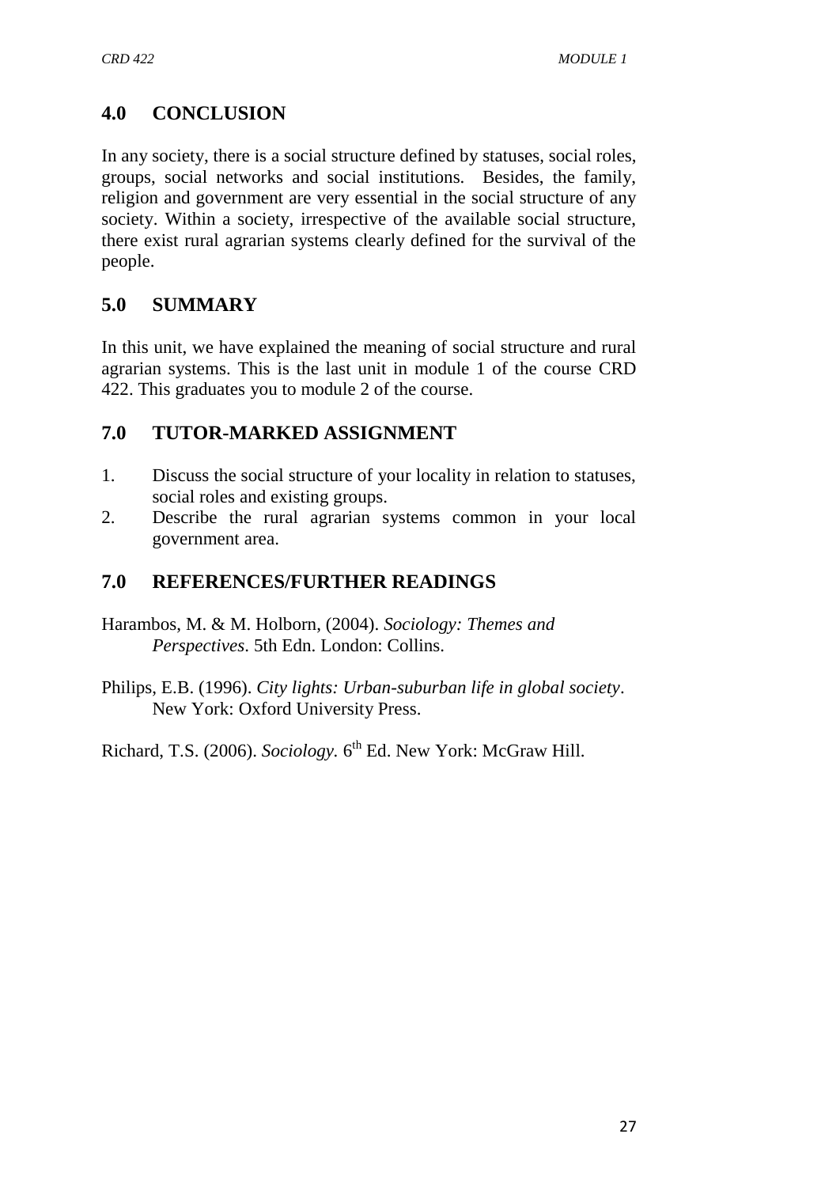## 4.0 CONCLUSION

In any society, there is a social structure defined by statuses, social roles, groups, social networks and social institutions. Besides, the family, religion and government are very essential in the social structure of any society. Within a society, irrespective of the available social structure, there exist rural agrarian systems clearly defined for the survival of the people.

## 5.0 SUMMARY

In this unit, we have explained the meaning of social structure and rural agrarian systems. This is the last unit in module 1 of the course CRD 422. This graduates you to module 2 of the course.

## 7.0 TUTOR-MARKED ASSIGNMENT

1. Discuss the social structure of your locality in relation to statuses, social roles and existing groups.
2. Describe the rural agrarian systems common in your local government area.

## 7.0 REFERENCES/FURTHER READINGS

Harambos, M. & M. Holborn, (2004). *Sociology: Themes and Perspectives*. 5th Edn. London: Collins.

Philips, E.B. (1996). *City lights: Urban-suburban life in global society*. New York: Oxford University Press.

Richard, T.S. (2006). *Sociology.* 6th Ed. New York: McGraw Hill.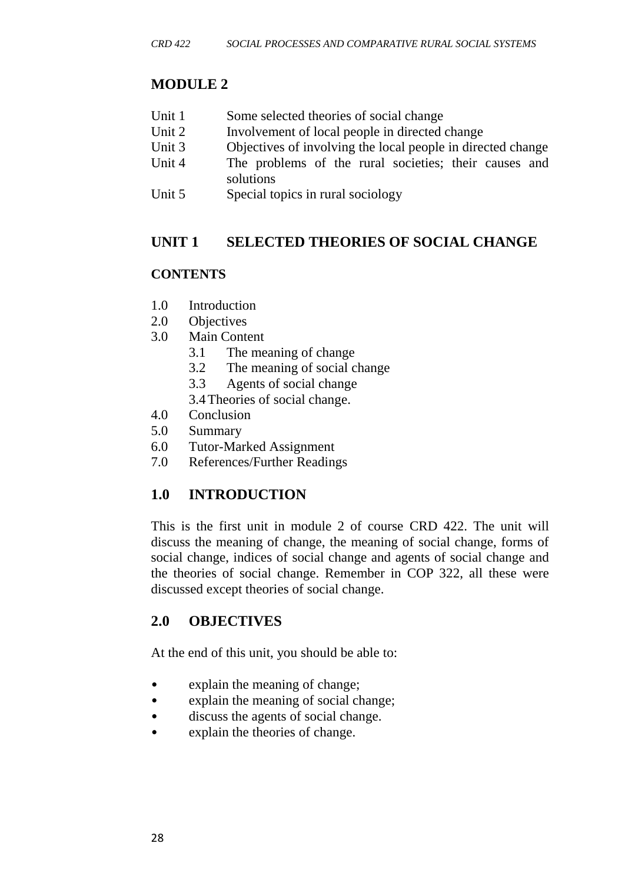## MODULE 2

| | |
|---|---|
| Unit 1 | Some selected theories of social change |
| Unit 2 | Involvement of local people in directed change |
| Unit 3 | Objectives of involving the local people in directed change |
| Unit 4 | The problems of the rural societies; their causes and solutions |
| Unit 5 | Special topics in rural sociology |

## UNIT 1 SELECTED THEORIES OF SOCIAL CHANGE

### CONTENTS

1.0 Introduction
2.0 Objectives
3.0 Main Content
  3.1 The meaning of change
  3.2 The meaning of social change
  3.3 Agents of social change
  3.4 Theories of social change.
4.0 Conclusion
5.0 Summary
6.0 Tutor-Marked Assignment
7.0 References/Further Readings

## 1.0 INTRODUCTION

This is the first unit in module 2 of course CRD 422. The unit will discuss the meaning of change, the meaning of social change, forms of social change, indices of social change and agents of social change and the theories of social change. Remember in COP 322, all these were discussed except theories of social change.

## 2.0 OBJECTIVES

At the end of this unit, you should be able to:

- explain the meaning of change;
- explain the meaning of social change;
- discuss the agents of social change.
- explain the theories of change.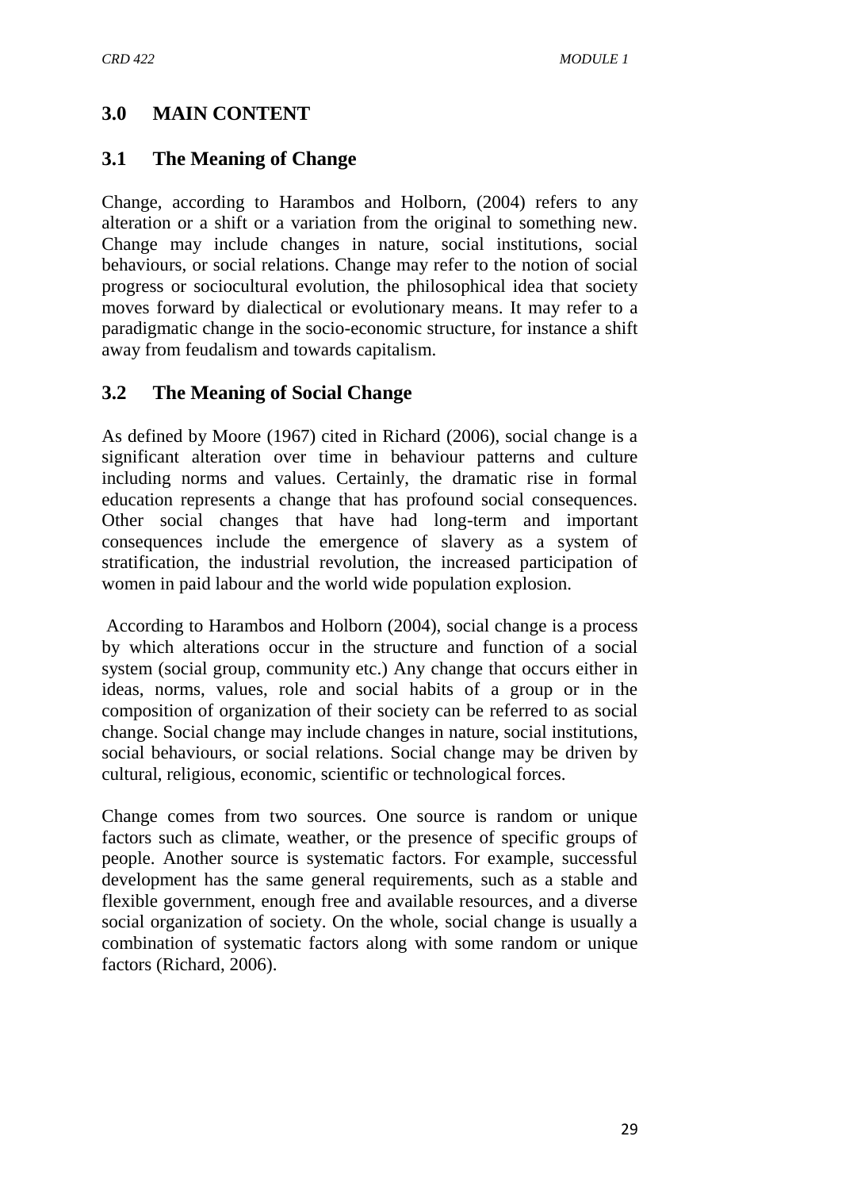## 3.0 MAIN CONTENT

### 3.1 The Meaning of Change

Change, according to Harambos and Holborn, (2004) refers to any alteration or a shift or a variation from the original to something new. Change may include changes in nature, social institutions, social behaviours, or social relations. Change may refer to the notion of social progress or sociocultural evolution, the philosophical idea that society moves forward by dialectical or evolutionary means. It may refer to a paradigmatic change in the socio-economic structure, for instance a shift away from feudalism and towards capitalism.

### 3.2 The Meaning of Social Change

As defined by Moore (1967) cited in Richard (2006), social change is a significant alteration over time in behaviour patterns and culture including norms and values. Certainly, the dramatic rise in formal education represents a change that has profound social consequences. Other social changes that have had long-term and important consequences include the emergence of slavery as a system of stratification, the industrial revolution, the increased participation of women in paid labour and the world wide population explosion.

According to Harambos and Holborn (2004), social change is a process by which alterations occur in the structure and function of a social system (social group, community etc.) Any change that occurs either in ideas, norms, values, role and social habits of a group or in the composition of organization of their society can be referred to as social change. Social change may include changes in nature, social institutions, social behaviours, or social relations. Social change may be driven by cultural, religious, economic, scientific or technological forces.

Change comes from two sources. One source is random or unique factors such as climate, weather, or the presence of specific groups of people. Another source is systematic factors. For example, successful development has the same general requirements, such as a stable and flexible government, enough free and available resources, and a diverse social organization of society. On the whole, social change is usually a combination of systematic factors along with some random or unique factors (Richard, 2006).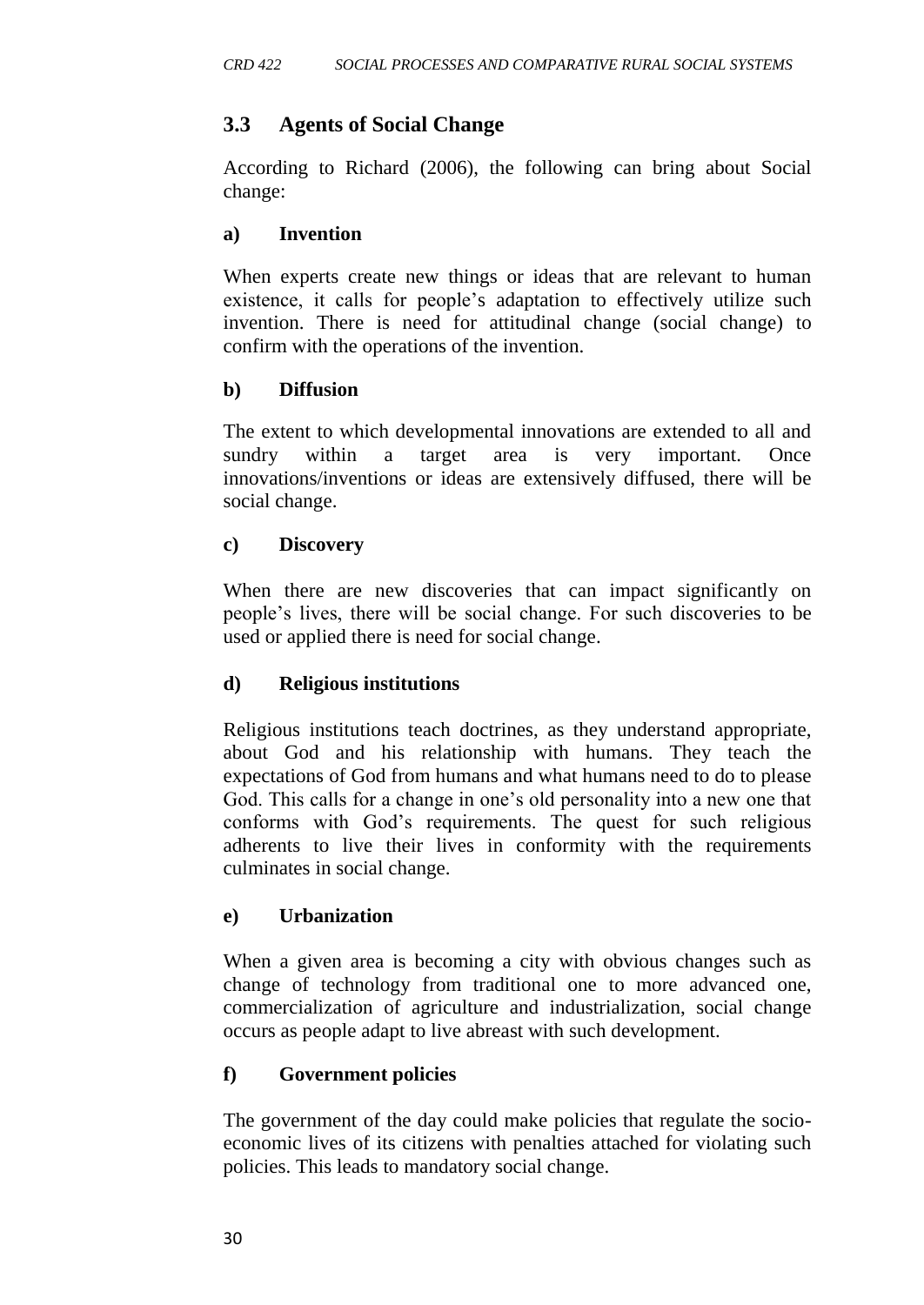## 3.3 Agents of Social Change

According to Richard (2006), the following can bring about Social change:

**a) Invention**

When experts create new things or ideas that are relevant to human existence, it calls for people's adaptation to effectively utilize such invention. There is need for attitudinal change (social change) to confirm with the operations of the invention.

**b) Diffusion**

The extent to which developmental innovations are extended to all and sundry within a target area is very important. Once innovations/inventions or ideas are extensively diffused, there will be social change.

**c) Discovery**

When there are new discoveries that can impact significantly on people's lives, there will be social change. For such discoveries to be used or applied there is need for social change.

**d) Religious institutions**

Religious institutions teach doctrines, as they understand appropriate, about God and his relationship with humans. They teach the expectations of God from humans and what humans need to do to please God. This calls for a change in one's old personality into a new one that conforms with God's requirements. The quest for such religious adherents to live their lives in conformity with the requirements culminates in social change.

**e) Urbanization**

When a given area is becoming a city with obvious changes such as change of technology from traditional one to more advanced one, commercialization of agriculture and industrialization, social change occurs as people adapt to live abreast with such development.

**f) Government policies**

The government of the day could make policies that regulate the socio-economic lives of its citizens with penalties attached for violating such policies. This leads to mandatory social change.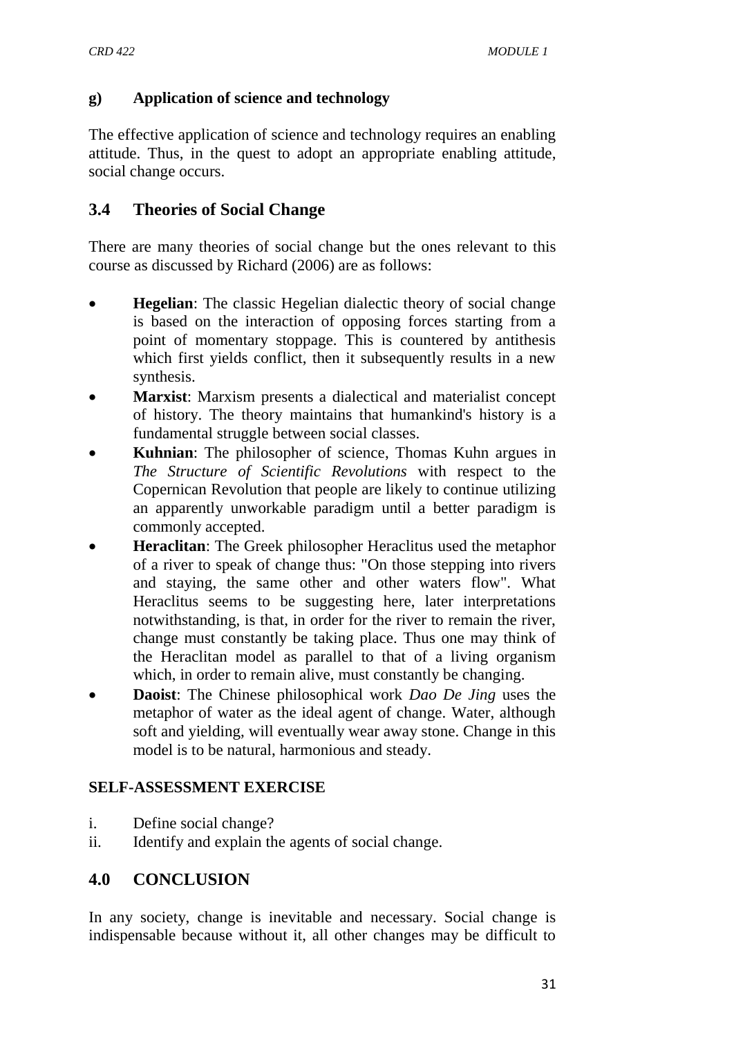**g) Application of science and technology**

The effective application of science and technology requires an enabling attitude. Thus, in the quest to adopt an appropriate enabling attitude, social change occurs.

## 3.4 Theories of Social Change

There are many theories of social change but the ones relevant to this course as discussed by Richard (2006) are as follows:

- **Hegelian**: The classic Hegelian dialectic theory of social change is based on the interaction of opposing forces starting from a point of momentary stoppage. This is countered by antithesis which first yields conflict, then it subsequently results in a new synthesis.
- **Marxist**: Marxism presents a dialectical and materialist concept of history. The theory maintains that humankind's history is a fundamental struggle between social classes.
- **Kuhnian**: The philosopher of science, Thomas Kuhn argues in *The Structure of Scientific Revolutions* with respect to the Copernican Revolution that people are likely to continue utilizing an apparently unworkable paradigm until a better paradigm is commonly accepted.
- **Heraclitan**: The Greek philosopher Heraclitus used the metaphor of a river to speak of change thus: "On those stepping into rivers and staying, the same other and other waters flow". What Heraclitus seems to be suggesting here, later interpretations notwithstanding, is that, in order for the river to remain the river, change must constantly be taking place. Thus one may think of the Heraclitan model as parallel to that of a living organism which, in order to remain alive, must constantly be changing.
- **Daoist**: The Chinese philosophical work *Dao De Jing* uses the metaphor of water as the ideal agent of change. Water, although soft and yielding, will eventually wear away stone. Change in this model is to be natural, harmonious and steady.

**SELF-ASSESSMENT EXERCISE**

i. Define social change?
ii. Identify and explain the agents of social change.

## 4.0 CONCLUSION

In any society, change is inevitable and necessary. Social change is indispensable because without it, all other changes may be difficult to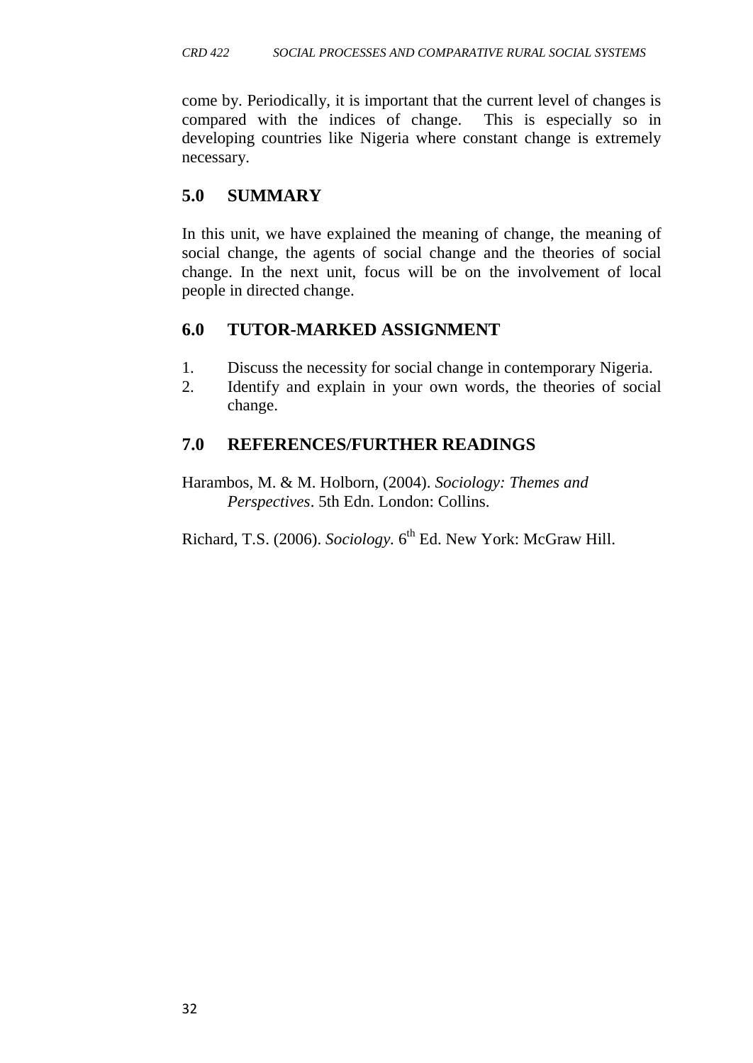come by. Periodically, it is important that the current level of changes is compared with the indices of change. This is especially so in developing countries like Nigeria where constant change is extremely necessary.

## 5.0 SUMMARY

In this unit, we have explained the meaning of change, the meaning of social change, the agents of social change and the theories of social change. In the next unit, focus will be on the involvement of local people in directed change.

## 6.0 TUTOR-MARKED ASSIGNMENT

1. Discuss the necessity for social change in contemporary Nigeria.
2. Identify and explain in your own words, the theories of social change.

## 7.0 REFERENCES/FURTHER READINGS

Harambos, M. & M. Holborn, (2004). *Sociology: Themes and Perspectives*. 5th Edn. London: Collins.

Richard, T.S. (2006). *Sociology.* 6th Ed. New York: McGraw Hill.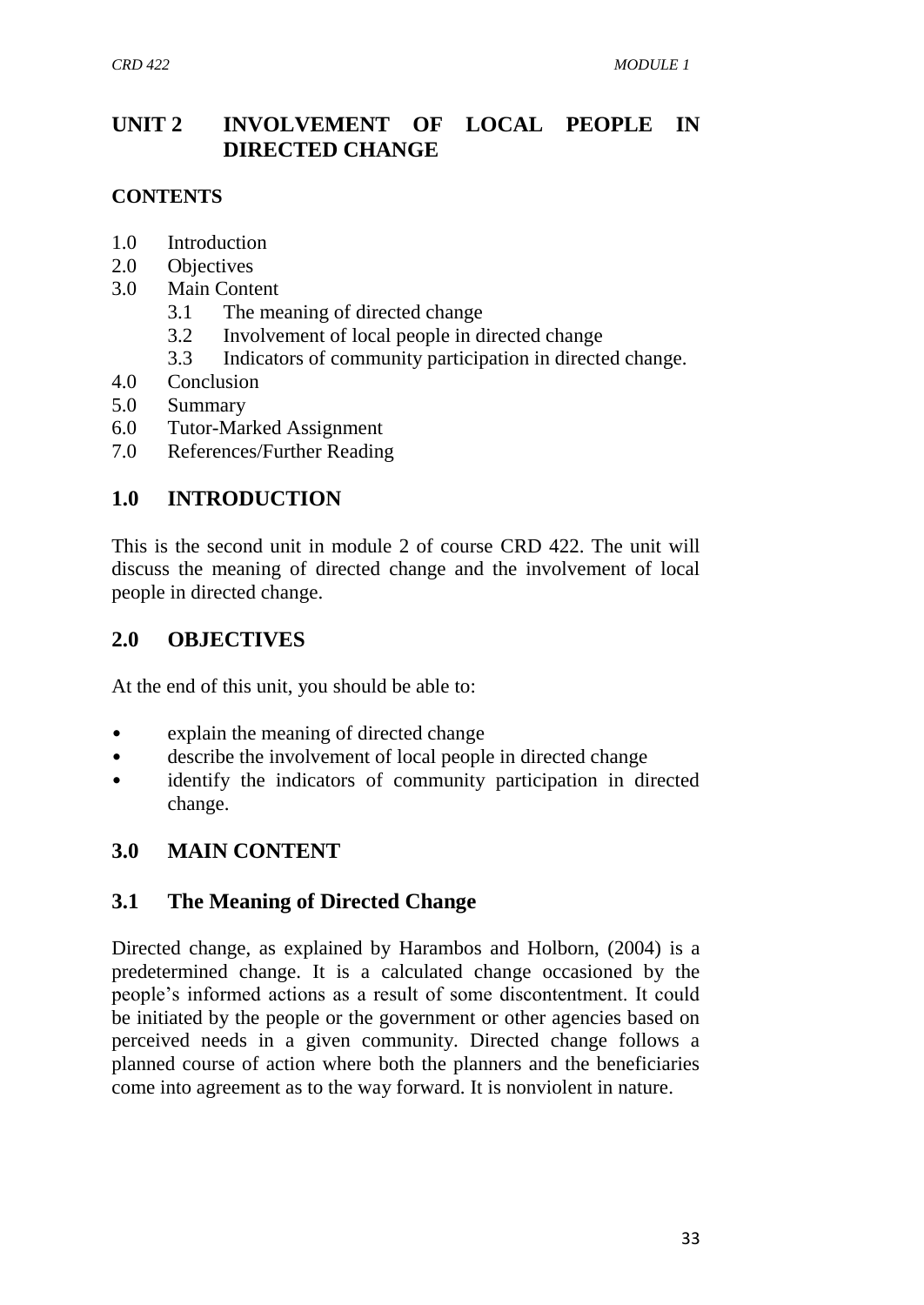# UNIT 2 INVOLVEMENT OF LOCAL PEOPLE IN DIRECTED CHANGE

**CONTENTS**

1.0 Introduction
2.0 Objectives
3.0 Main Content
  3.1 The meaning of directed change
  3.2 Involvement of local people in directed change
  3.3 Indicators of community participation in directed change.
4.0 Conclusion
5.0 Summary
6.0 Tutor-Marked Assignment
7.0 References/Further Reading

## 1.0 INTRODUCTION

This is the second unit in module 2 of course CRD 422. The unit will discuss the meaning of directed change and the involvement of local people in directed change.

## 2.0 OBJECTIVES

At the end of this unit, you should be able to:

- explain the meaning of directed change
- describe the involvement of local people in directed change
- identify the indicators of community participation in directed change.

## 3.0 MAIN CONTENT

### 3.1 The Meaning of Directed Change

Directed change, as explained by Harambos and Holborn, (2004) is a predetermined change. It is a calculated change occasioned by the people's informed actions as a result of some discontentment. It could be initiated by the people or the government or other agencies based on perceived needs in a given community. Directed change follows a planned course of action where both the planners and the beneficiaries come into agreement as to the way forward. It is nonviolent in nature.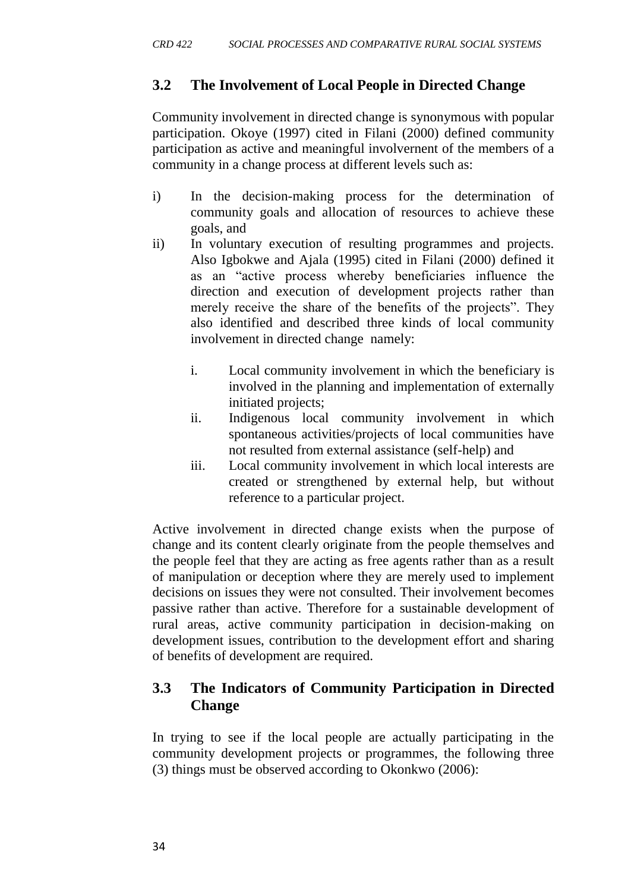## 3.2 The Involvement of Local People in Directed Change

Community involvement in directed change is synonymous with popular participation. Okoye (1997) cited in Filani (2000) defined community participation as active and meaningful involvernent of the members of a community in a change process at different levels such as:

i) In the decision-making process for the determination of community goals and allocation of resources to achieve these goals, and
ii) In voluntary execution of resulting programmes and projects. Also Igbokwe and Ajala (1995) cited in Filani (2000) defined it as an "active process whereby beneficiaries influence the direction and execution of development projects rather than merely receive the share of the benefits of the projects". They also identified and described three kinds of local community involvement in directed change namely:

   i. Local community involvement in which the beneficiary is involved in the planning and implementation of externally initiated projects;
   ii. Indigenous local community involvement in which spontaneous activities/projects of local communities have not resulted from external assistance (self-help) and
   iii. Local community involvement in which local interests are created or strengthened by external help, but without reference to a particular project.

Active involvement in directed change exists when the purpose of change and its content clearly originate from the people themselves and the people feel that they are acting as free agents rather than as a result of manipulation or deception where they are merely used to implement decisions on issues they were not consulted. Their involvement becomes passive rather than active. Therefore for a sustainable development of rural areas, active community participation in decision-making on development issues, contribution to the development effort and sharing of benefits of development are required.

## 3.3 The Indicators of Community Participation in Directed Change

In trying to see if the local people are actually participating in the community development projects or programmes, the following three (3) things must be observed according to Okonkwo (2006):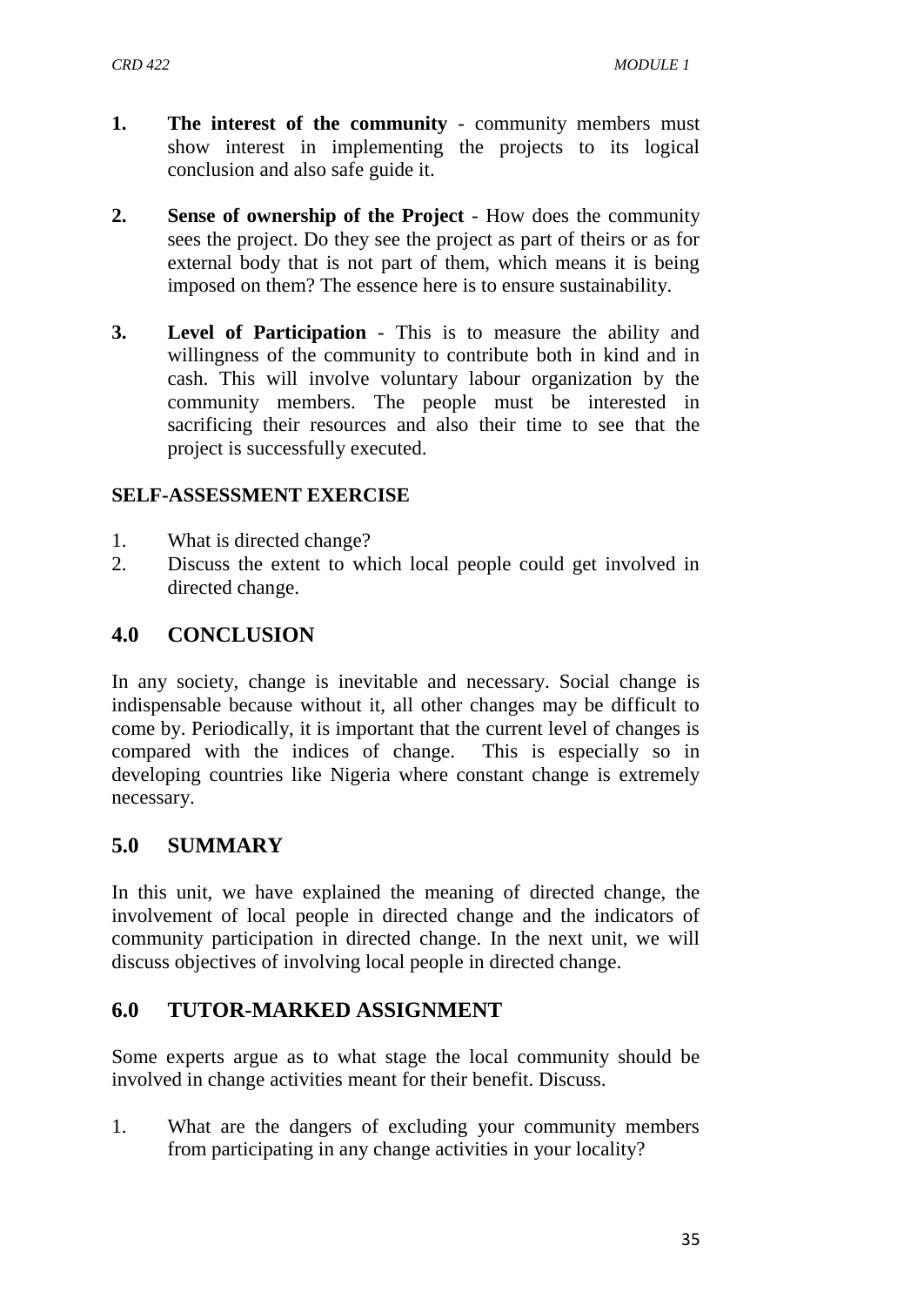1. **The interest of the community** - community members must show interest in implementing the projects to its logical conclusion and also safe guide it.

2. **Sense of ownership of the Project** - How does the community sees the project. Do they see the project as part of theirs or as for external body that is not part of them, which means it is being imposed on them? The essence here is to ensure sustainability.

3. **Level of Participation** - This is to measure the ability and willingness of the community to contribute both in kind and in cash. This will involve voluntary labour organization by the community members. The people must be interested in sacrificing their resources and also their time to see that the project is successfully executed.

**SELF-ASSESSMENT EXERCISE**

1. What is directed change?
2. Discuss the extent to which local people could get involved in directed change.

## 4.0 CONCLUSION

In any society, change is inevitable and necessary. Social change is indispensable because without it, all other changes may be difficult to come by. Periodically, it is important that the current level of changes is compared with the indices of change. This is especially so in developing countries like Nigeria where constant change is extremely necessary.

## 5.0 SUMMARY

In this unit, we have explained the meaning of directed change, the involvement of local people in directed change and the indicators of community participation in directed change. In the next unit, we will discuss objectives of involving local people in directed change.

## 6.0 TUTOR-MARKED ASSIGNMENT

Some experts argue as to what stage the local community should be involved in change activities meant for their benefit. Discuss.

1. What are the dangers of excluding your community members from participating in any change activities in your locality?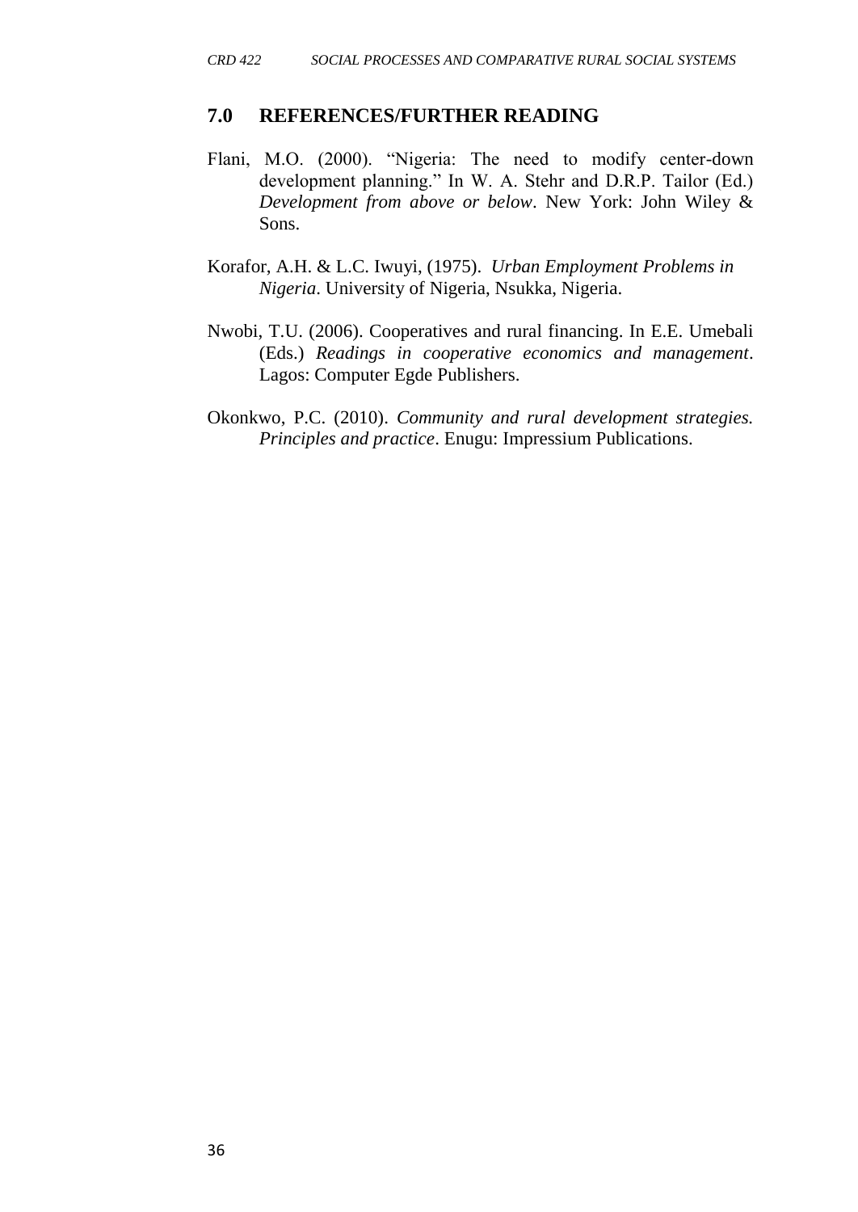## 7.0 REFERENCES/FURTHER READING

Flani, M.O. (2000). "Nigeria: The need to modify center-down development planning." In W. A. Stehr and D.R.P. Tailor (Ed.) *Development from above or below*. New York: John Wiley & Sons.

Korafor, A.H. & L.C. Iwuyi, (1975). *Urban Employment Problems in Nigeria*. University of Nigeria, Nsukka, Nigeria.

Nwobi, T.U. (2006). Cooperatives and rural financing. In E.E. Umebali (Eds.) *Readings in cooperative economics and management*. Lagos: Computer Egde Publishers.

Okonkwo, P.C. (2010). *Community and rural development strategies. Principles and practice*. Enugu: Impressium Publications.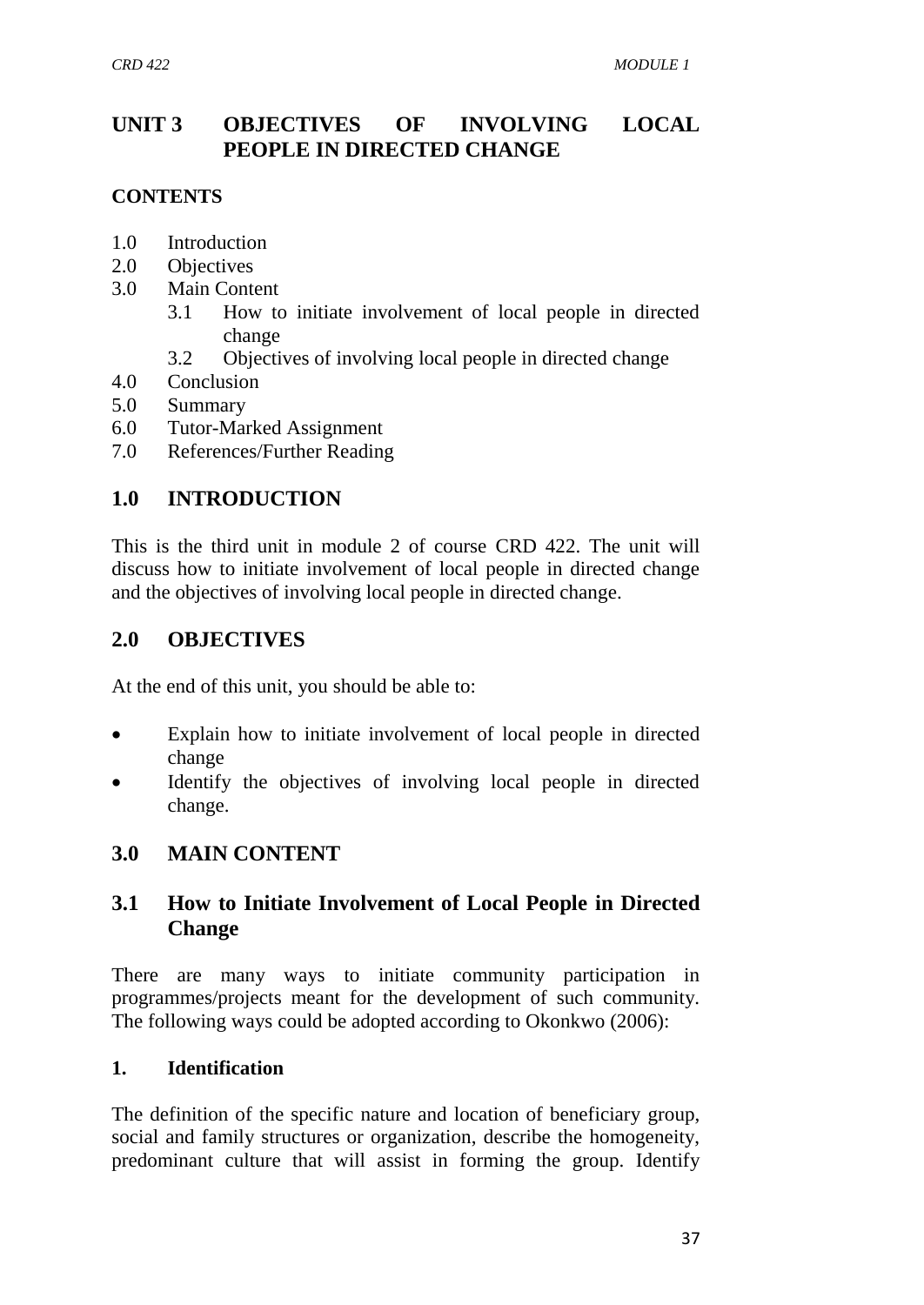# UNIT 3 OBJECTIVES OF INVOLVING LOCAL PEOPLE IN DIRECTED CHANGE

**CONTENTS**

- 1.0 Introduction
- 2.0 Objectives
- 3.0 Main Content
    - 3.1 How to initiate involvement of local people in directed change
    - 3.2 Objectives of involving local people in directed change
- 4.0 Conclusion
- 5.0 Summary
- 6.0 Tutor-Marked Assignment
- 7.0 References/Further Reading

## 1.0 INTRODUCTION

This is the third unit in module 2 of course CRD 422. The unit will discuss how to initiate involvement of local people in directed change and the objectives of involving local people in directed change.

## 2.0 OBJECTIVES

At the end of this unit, you should be able to:

- Explain how to initiate involvement of local people in directed change
- Identify the objectives of involving local people in directed change.

## 3.0 MAIN CONTENT

### 3.1 How to Initiate Involvement of Local People in Directed Change

There are many ways to initiate community participation in programmes/projects meant for the development of such community. The following ways could be adopted according to Okonkwo (2006):

**1. Identification**

The definition of the specific nature and location of beneficiary group, social and family structures or organization, describe the homogeneity, predominant culture that will assist in forming the group. Identify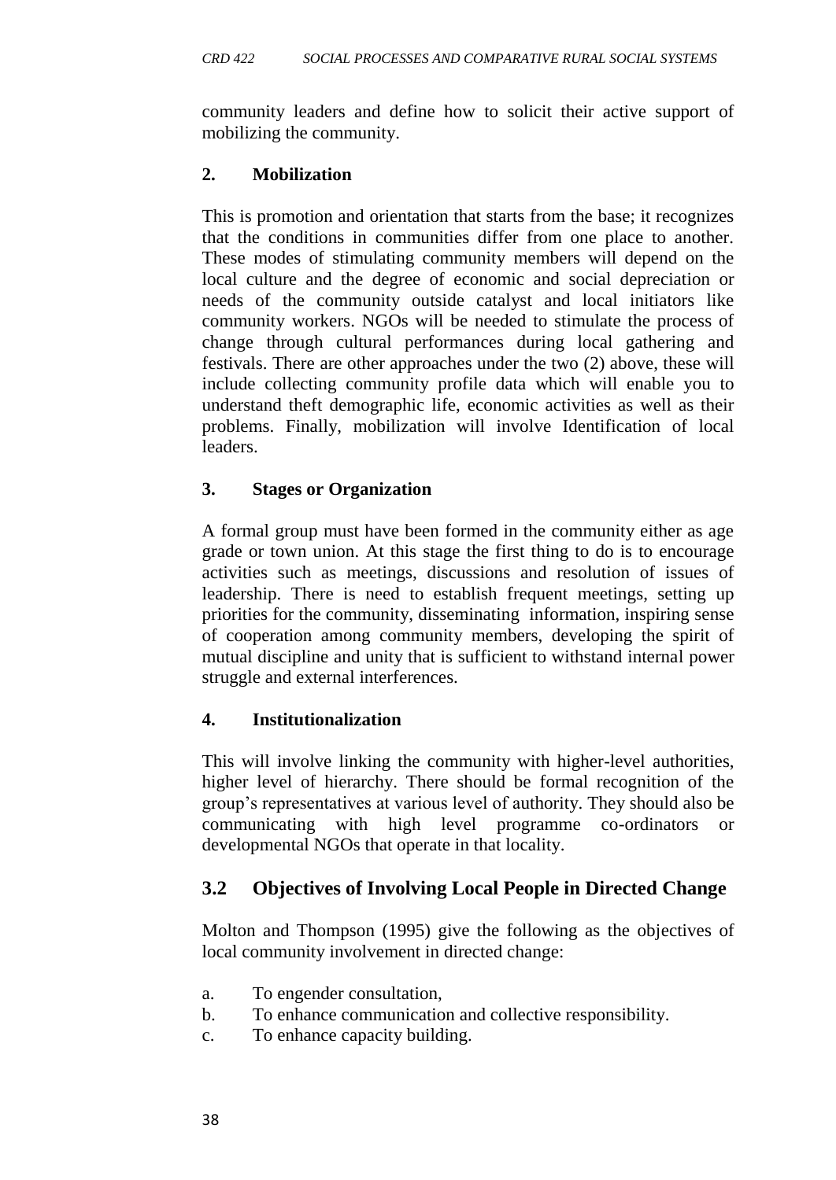community leaders and define how to solicit their active support of mobilizing the community.

### 2. Mobilization

This is promotion and orientation that starts from the base; it recognizes that the conditions in communities differ from one place to another. These modes of stimulating community members will depend on the local culture and the degree of economic and social depreciation or needs of the community outside catalyst and local initiators like community workers. NGOs will be needed to stimulate the process of change through cultural performances during local gathering and festivals. There are other approaches under the two (2) above, these will include collecting community profile data which will enable you to understand theft demographic life, economic activities as well as their problems. Finally, mobilization will involve Identification of local leaders.

### 3. Stages or Organization

A formal group must have been formed in the community either as age grade or town union. At this stage the first thing to do is to encourage activities such as meetings, discussions and resolution of issues of leadership. There is need to establish frequent meetings, setting up priorities for the community, disseminating information, inspiring sense of cooperation among community members, developing the spirit of mutual discipline and unity that is sufficient to withstand internal power struggle and external interferences.

### 4. Institutionalization

This will involve linking the community with higher-level authorities, higher level of hierarchy. There should be formal recognition of the group's representatives at various level of authority. They should also be communicating with high level programme co-ordinators or developmental NGOs that operate in that locality.

## 3.2 Objectives of Involving Local People in Directed Change

Molton and Thompson (1995) give the following as the objectives of local community involvement in directed change:

a. To engender consultation,
b. To enhance communication and collective responsibility.
c. To enhance capacity building.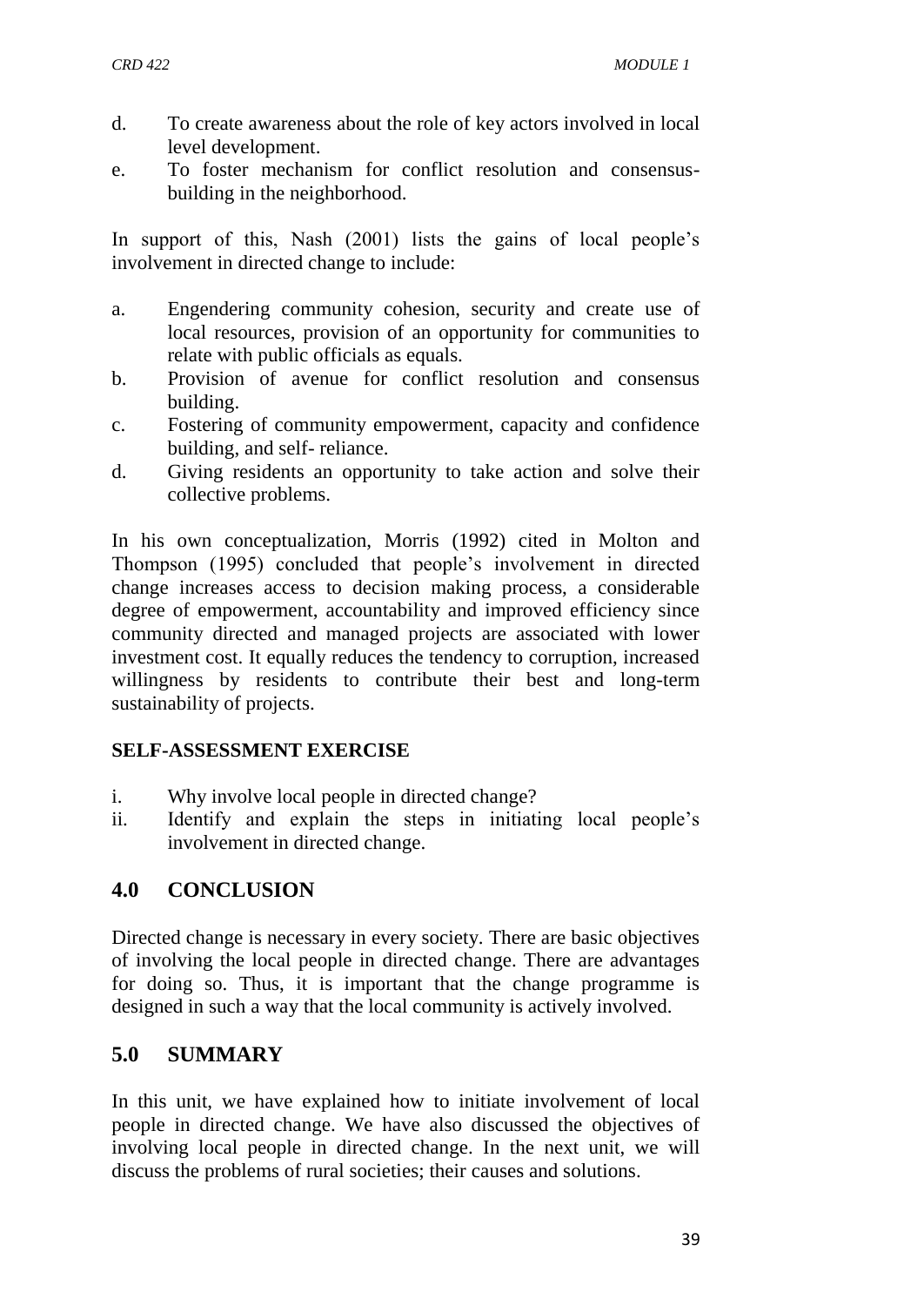d. To create awareness about the role of key actors involved in local level development.
e. To foster mechanism for conflict resolution and consensus-building in the neighborhood.

In support of this, Nash (2001) lists the gains of local people's involvement in directed change to include:

a. Engendering community cohesion, security and create use of local resources, provision of an opportunity for communities to relate with public officials as equals.
b. Provision of avenue for conflict resolution and consensus building.
c. Fostering of community empowerment, capacity and confidence building, and self- reliance.
d. Giving residents an opportunity to take action and solve their collective problems.

In his own conceptualization, Morris (1992) cited in Molton and Thompson (1995) concluded that people's involvement in directed change increases access to decision making process, a considerable degree of empowerment, accountability and improved efficiency since community directed and managed projects are associated with lower investment cost. It equally reduces the tendency to corruption, increased willingness by residents to contribute their best and long-term sustainability of projects.

**SELF-ASSESSMENT EXERCISE**

i. Why involve local people in directed change?
ii. Identify and explain the steps in initiating local people's involvement in directed change.

## 4.0 CONCLUSION

Directed change is necessary in every society. There are basic objectives of involving the local people in directed change. There are advantages for doing so. Thus, it is important that the change programme is designed in such a way that the local community is actively involved.

## 5.0 SUMMARY

In this unit, we have explained how to initiate involvement of local people in directed change. We have also discussed the objectives of involving local people in directed change. In the next unit, we will discuss the problems of rural societies; their causes and solutions.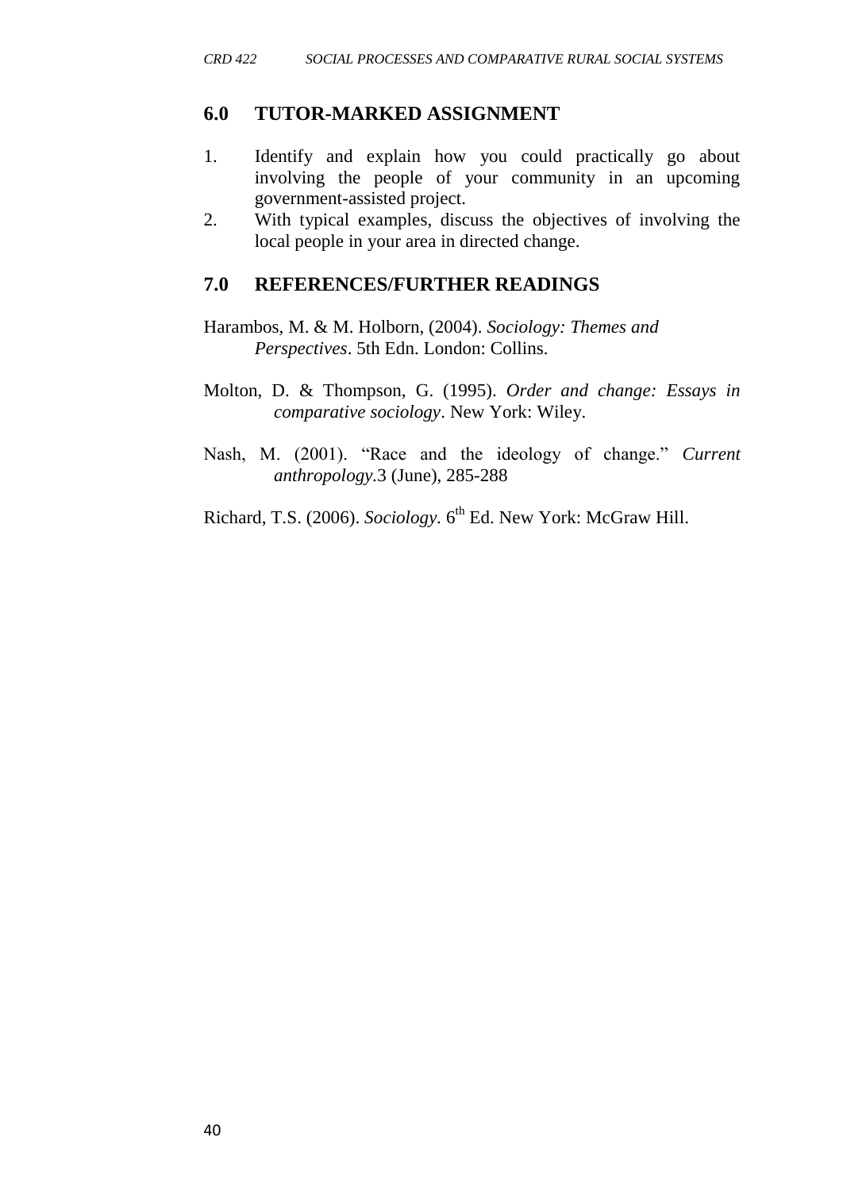## 6.0 TUTOR-MARKED ASSIGNMENT

1. Identify and explain how you could practically go about involving the people of your community in an upcoming government-assisted project.
2. With typical examples, discuss the objectives of involving the local people in your area in directed change.

## 7.0 REFERENCES/FURTHER READINGS

Harambos, M. & M. Holborn, (2004). *Sociology: Themes and Perspectives*. 5th Edn. London: Collins.

Molton, D. & Thompson, G. (1995). *Order and change: Essays in comparative sociology*. New York: Wiley.

Nash, M. (2001). "Race and the ideology of change." *Current anthropology*.3 (June), 285-288

Richard, T.S. (2006). *Sociology*. 6th Ed. New York: McGraw Hill.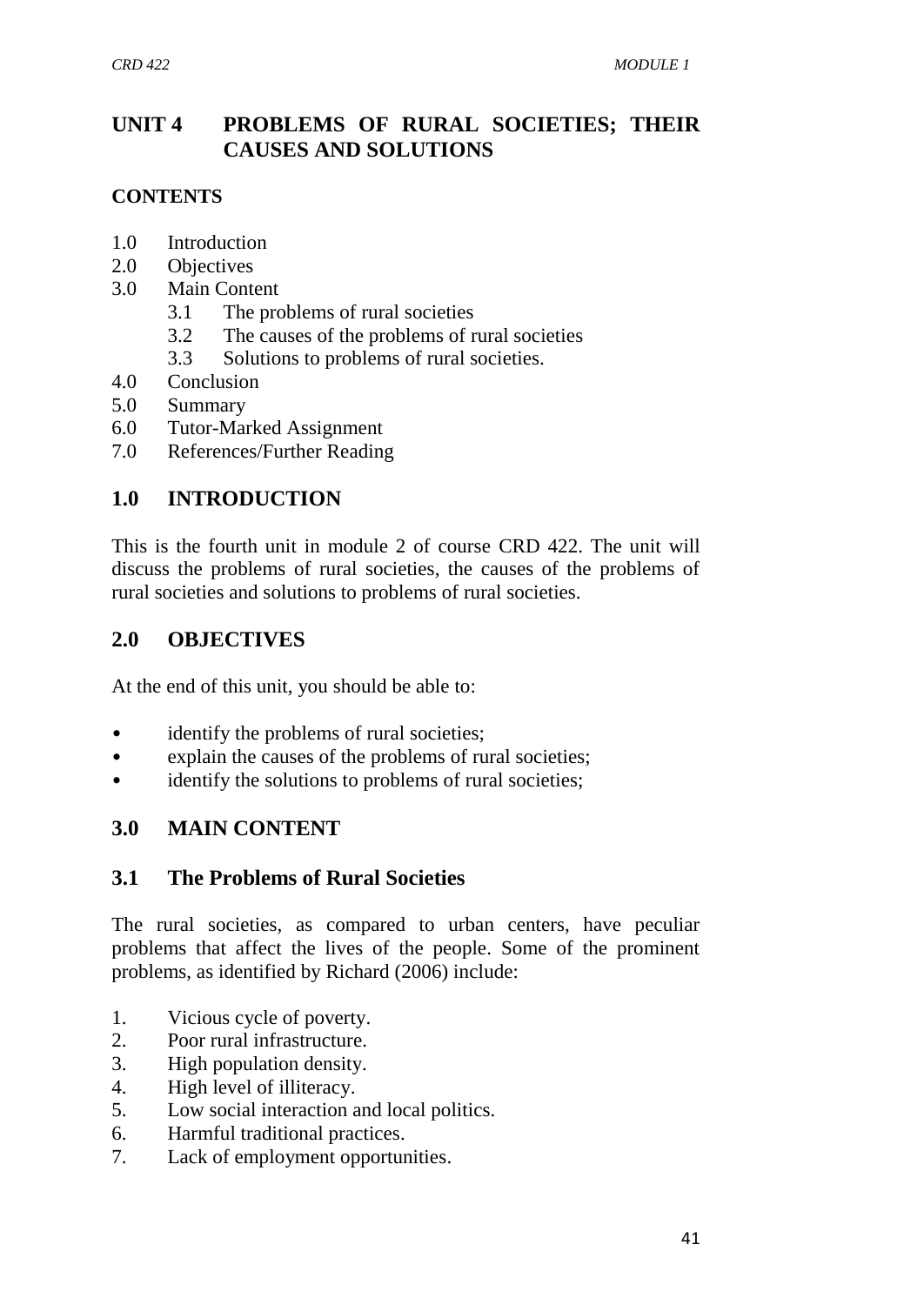# UNIT 4 PROBLEMS OF RURAL SOCIETIES; THEIR CAUSES AND SOLUTIONS

**CONTENTS**

1.0 Introduction
2.0 Objectives
3.0 Main Content
 3.1 The problems of rural societies
 3.2 The causes of the problems of rural societies
 3.3 Solutions to problems of rural societies.
4.0 Conclusion
5.0 Summary
6.0 Tutor-Marked Assignment
7.0 References/Further Reading

## 1.0 INTRODUCTION

This is the fourth unit in module 2 of course CRD 422. The unit will discuss the problems of rural societies, the causes of the problems of rural societies and solutions to problems of rural societies.

## 2.0 OBJECTIVES

At the end of this unit, you should be able to:

- identify the problems of rural societies;
- explain the causes of the problems of rural societies;
- identify the solutions to problems of rural societies;

## 3.0 MAIN CONTENT

### 3.1 The Problems of Rural Societies

The rural societies, as compared to urban centers, have peculiar problems that affect the lives of the people. Some of the prominent problems, as identified by Richard (2006) include:

1. Vicious cycle of poverty.
2. Poor rural infrastructure.
3. High population density.
4. High level of illiteracy.
5. Low social interaction and local politics.
6. Harmful traditional practices.
7. Lack of employment opportunities.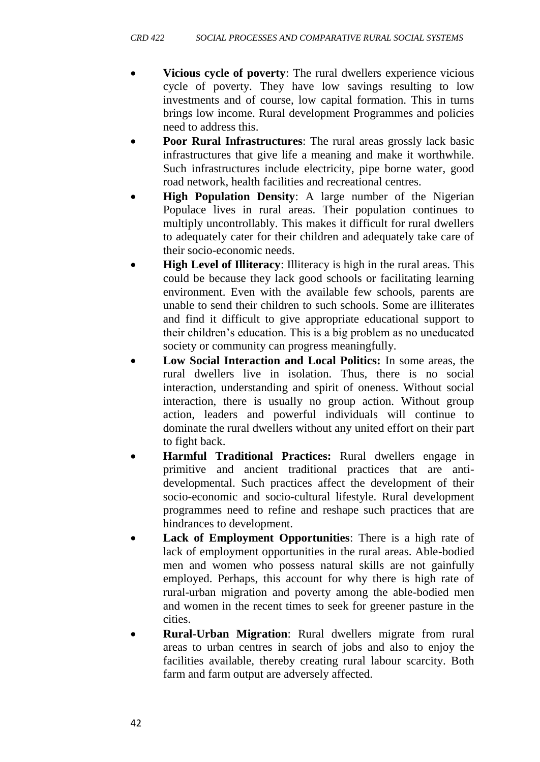- **Vicious cycle of poverty**: The rural dwellers experience vicious cycle of poverty. They have low savings resulting to low investments and of course, low capital formation. This in turns brings low income. Rural development Programmes and policies need to address this.
- **Poor Rural Infrastructures**: The rural areas grossly lack basic infrastructures that give life a meaning and make it worthwhile. Such infrastructures include electricity, pipe borne water, good road network, health facilities and recreational centres.
- **High Population Density**: A large number of the Nigerian Populace lives in rural areas. Their population continues to multiply uncontrollably. This makes it difficult for rural dwellers to adequately cater for their children and adequately take care of their socio-economic needs.
- **High Level of Illiteracy**: Illiteracy is high in the rural areas. This could be because they lack good schools or facilitating learning environment. Even with the available few schools, parents are unable to send their children to such schools. Some are illiterates and find it difficult to give appropriate educational support to their children's education. This is a big problem as no uneducated society or community can progress meaningfully.
- **Low Social Interaction and Local Politics:** In some areas, the rural dwellers live in isolation. Thus, there is no social interaction, understanding and spirit of oneness. Without social interaction, there is usually no group action. Without group action, leaders and powerful individuals will continue to dominate the rural dwellers without any united effort on their part to fight back.
- **Harmful Traditional Practices:** Rural dwellers engage in primitive and ancient traditional practices that are anti-developmental. Such practices affect the development of their socio-economic and socio-cultural lifestyle. Rural development programmes need to refine and reshape such practices that are hindrances to development.
- **Lack of Employment Opportunities**: There is a high rate of lack of employment opportunities in the rural areas. Able-bodied men and women who possess natural skills are not gainfully employed. Perhaps, this account for why there is high rate of rural-urban migration and poverty among the able-bodied men and women in the recent times to seek for greener pasture in the cities.
- **Rural-Urban Migration**: Rural dwellers migrate from rural areas to urban centres in search of jobs and also to enjoy the facilities available, thereby creating rural labour scarcity. Both farm and farm output are adversely affected.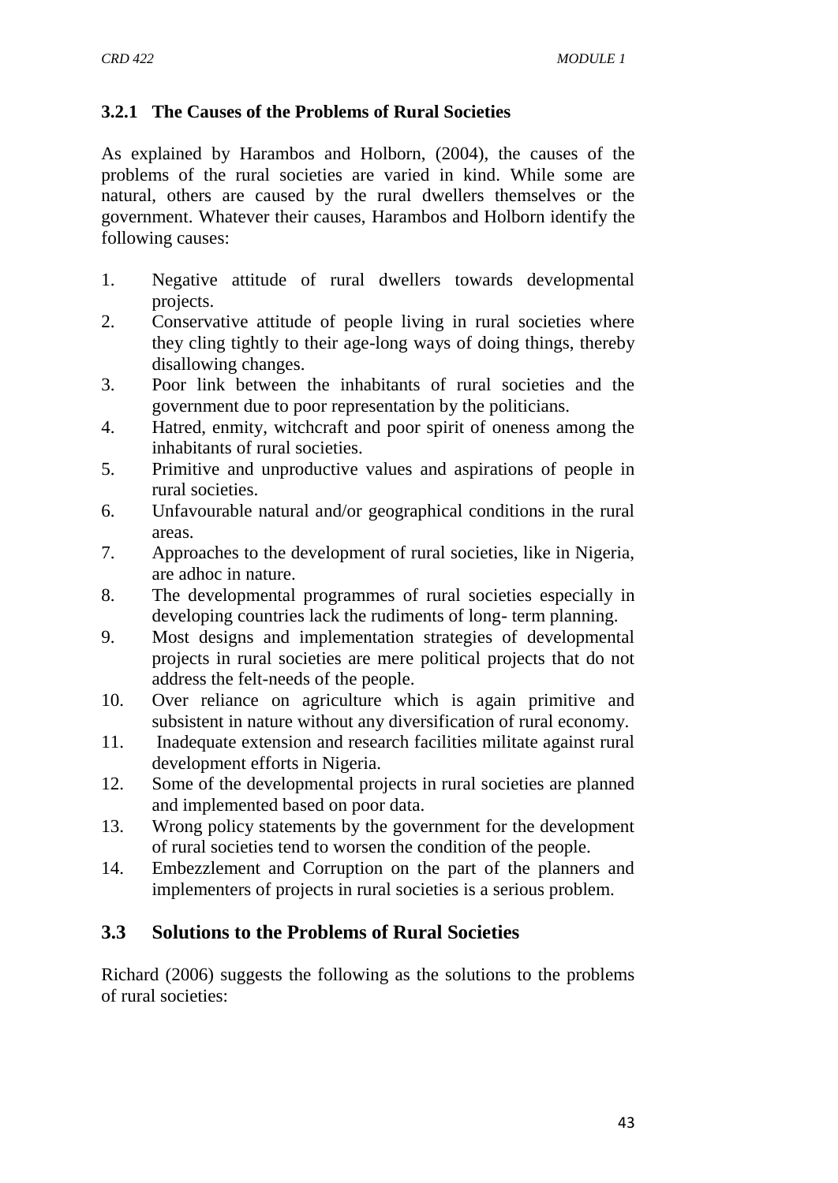### 3.2.1 The Causes of the Problems of Rural Societies

As explained by Harambos and Holborn, (2004), the causes of the problems of the rural societies are varied in kind. While some are natural, others are caused by the rural dwellers themselves or the government. Whatever their causes, Harambos and Holborn identify the following causes:

1. Negative attitude of rural dwellers towards developmental projects.
2. Conservative attitude of people living in rural societies where they cling tightly to their age-long ways of doing things, thereby disallowing changes.
3. Poor link between the inhabitants of rural societies and the government due to poor representation by the politicians.
4. Hatred, enmity, witchcraft and poor spirit of oneness among the inhabitants of rural societies.
5. Primitive and unproductive values and aspirations of people in rural societies.
6. Unfavourable natural and/or geographical conditions in the rural areas.
7. Approaches to the development of rural societies, like in Nigeria, are adhoc in nature.
8. The developmental programmes of rural societies especially in developing countries lack the rudiments of long- term planning.
9. Most designs and implementation strategies of developmental projects in rural societies are mere political projects that do not address the felt-needs of the people.
10. Over reliance on agriculture which is again primitive and subsistent in nature without any diversification of rural economy.
11. Inadequate extension and research facilities militate against rural development efforts in Nigeria.
12. Some of the developmental projects in rural societies are planned and implemented based on poor data.
13. Wrong policy statements by the government for the development of rural societies tend to worsen the condition of the people.
14. Embezzlement and Corruption on the part of the planners and implementers of projects in rural societies is a serious problem.

## 3.3 Solutions to the Problems of Rural Societies

Richard (2006) suggests the following as the solutions to the problems of rural societies: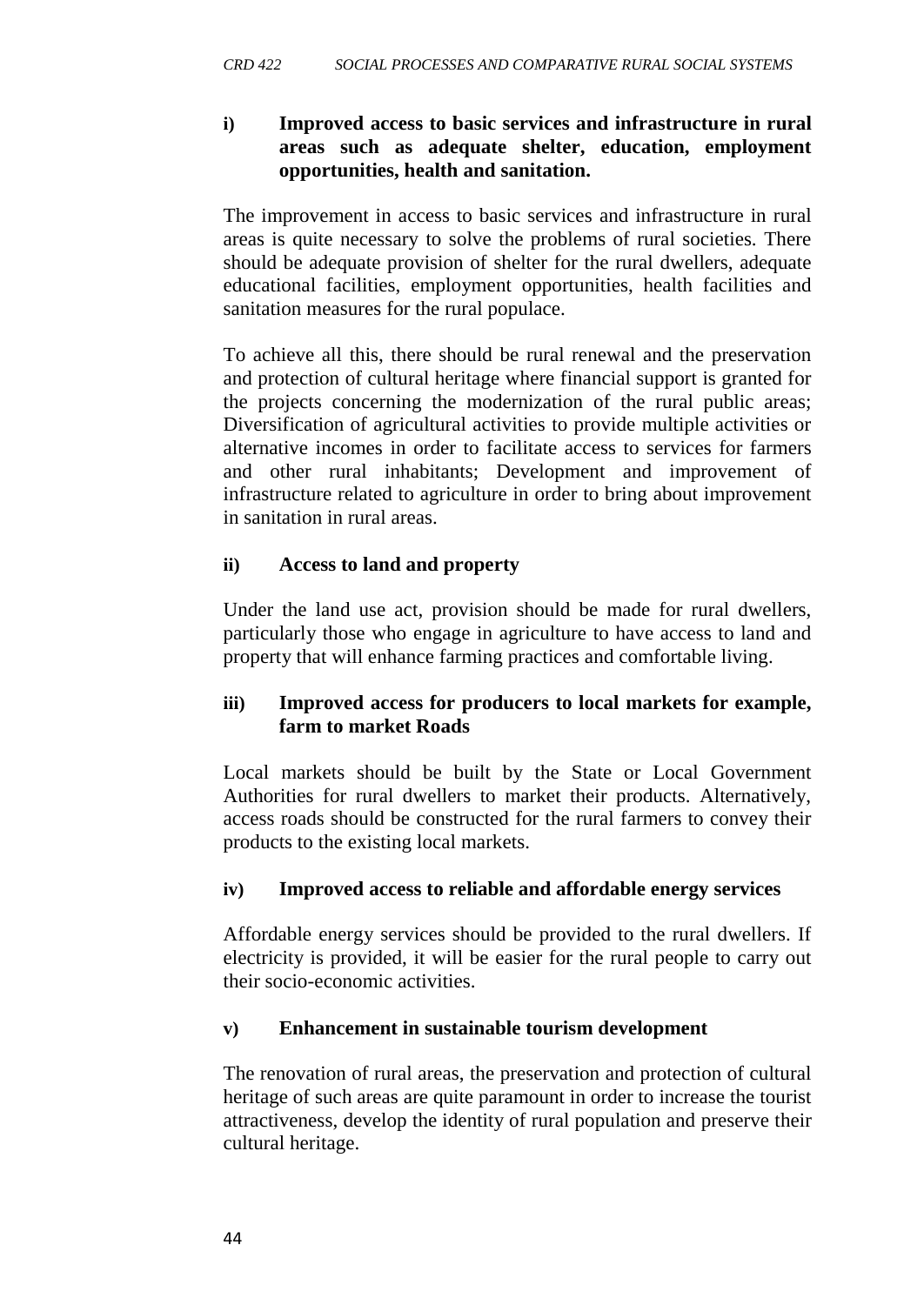**i) Improved access to basic services and infrastructure in rural areas such as adequate shelter, education, employment opportunities, health and sanitation.**

The improvement in access to basic services and infrastructure in rural areas is quite necessary to solve the problems of rural societies. There should be adequate provision of shelter for the rural dwellers, adequate educational facilities, employment opportunities, health facilities and sanitation measures for the rural populace.

To achieve all this, there should be rural renewal and the preservation and protection of cultural heritage where financial support is granted for the projects concerning the modernization of the rural public areas; Diversification of agricultural activities to provide multiple activities or alternative incomes in order to facilitate access to services for farmers and other rural inhabitants; Development and improvement of infrastructure related to agriculture in order to bring about improvement in sanitation in rural areas.

**ii) Access to land and property**

Under the land use act, provision should be made for rural dwellers, particularly those who engage in agriculture to have access to land and property that will enhance farming practices and comfortable living.

**iii) Improved access for producers to local markets for example, farm to market Roads**

Local markets should be built by the State or Local Government Authorities for rural dwellers to market their products. Alternatively, access roads should be constructed for the rural farmers to convey their products to the existing local markets.

**iv) Improved access to reliable and affordable energy services**

Affordable energy services should be provided to the rural dwellers. If electricity is provided, it will be easier for the rural people to carry out their socio-economic activities.

**v) Enhancement in sustainable tourism development**

The renovation of rural areas, the preservation and protection of cultural heritage of such areas are quite paramount in order to increase the tourist attractiveness, develop the identity of rural population and preserve their cultural heritage.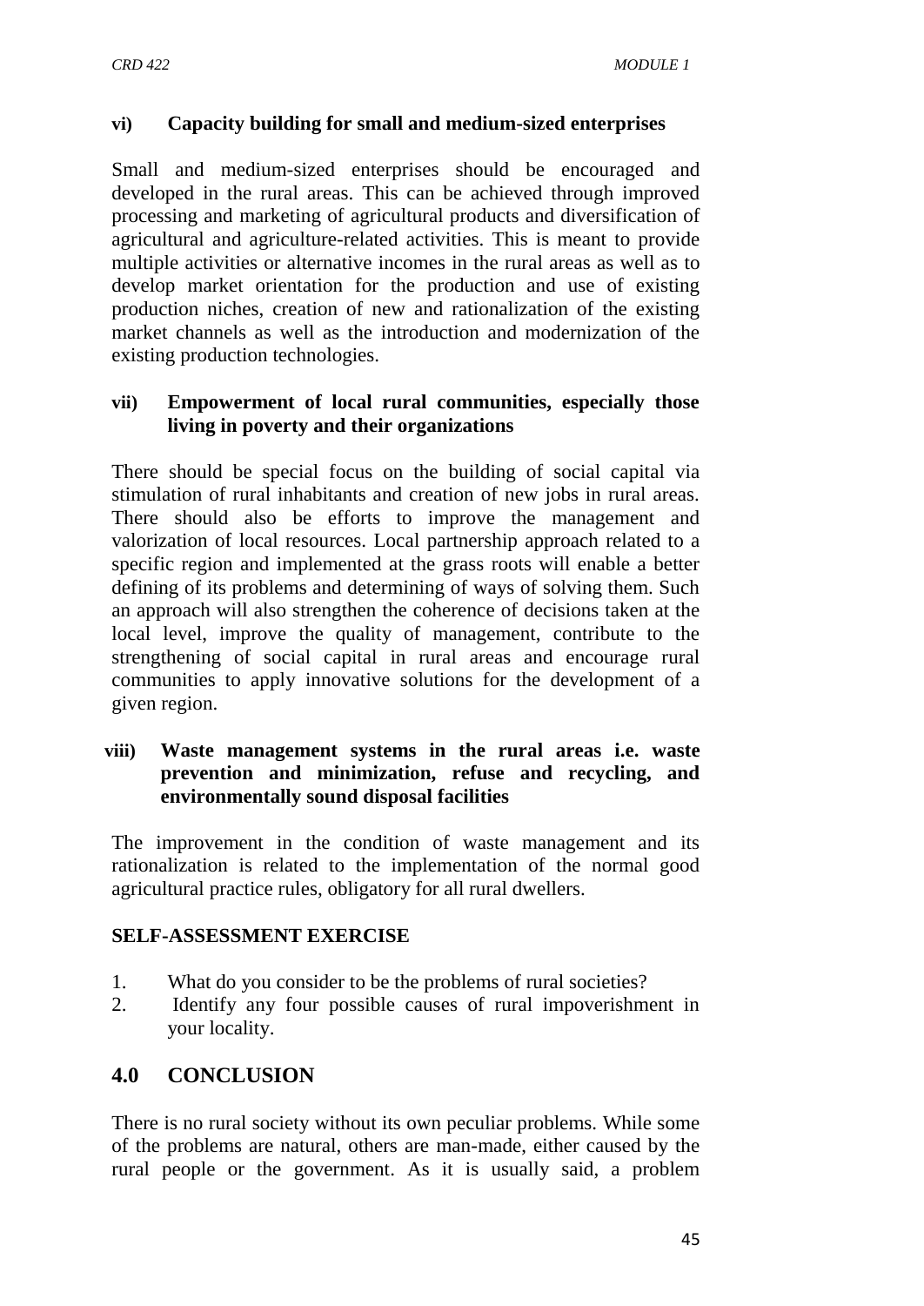**vi) Capacity building for small and medium-sized enterprises**

Small and medium-sized enterprises should be encouraged and developed in the rural areas. This can be achieved through improved processing and marketing of agricultural products and diversification of agricultural and agriculture-related activities. This is meant to provide multiple activities or alternative incomes in the rural areas as well as to develop market orientation for the production and use of existing production niches, creation of new and rationalization of the existing market channels as well as the introduction and modernization of the existing production technologies.

**vii) Empowerment of local rural communities, especially those living in poverty and their organizations**

There should be special focus on the building of social capital via stimulation of rural inhabitants and creation of new jobs in rural areas. There should also be efforts to improve the management and valorization of local resources. Local partnership approach related to a specific region and implemented at the grass roots will enable a better defining of its problems and determining of ways of solving them. Such an approach will also strengthen the coherence of decisions taken at the local level, improve the quality of management, contribute to the strengthening of social capital in rural areas and encourage rural communities to apply innovative solutions for the development of a given region.

**viii) Waste management systems in the rural areas i.e. waste prevention and minimization, refuse and recycling, and environmentally sound disposal facilities**

The improvement in the condition of waste management and its rationalization is related to the implementation of the normal good agricultural practice rules, obligatory for all rural dwellers.

**SELF-ASSESSMENT EXERCISE**

1. What do you consider to be the problems of rural societies?
2. Identify any four possible causes of rural impoverishment in your locality.

## 4.0 CONCLUSION

There is no rural society without its own peculiar problems. While some of the problems are natural, others are man-made, either caused by the rural people or the government. As it is usually said, a problem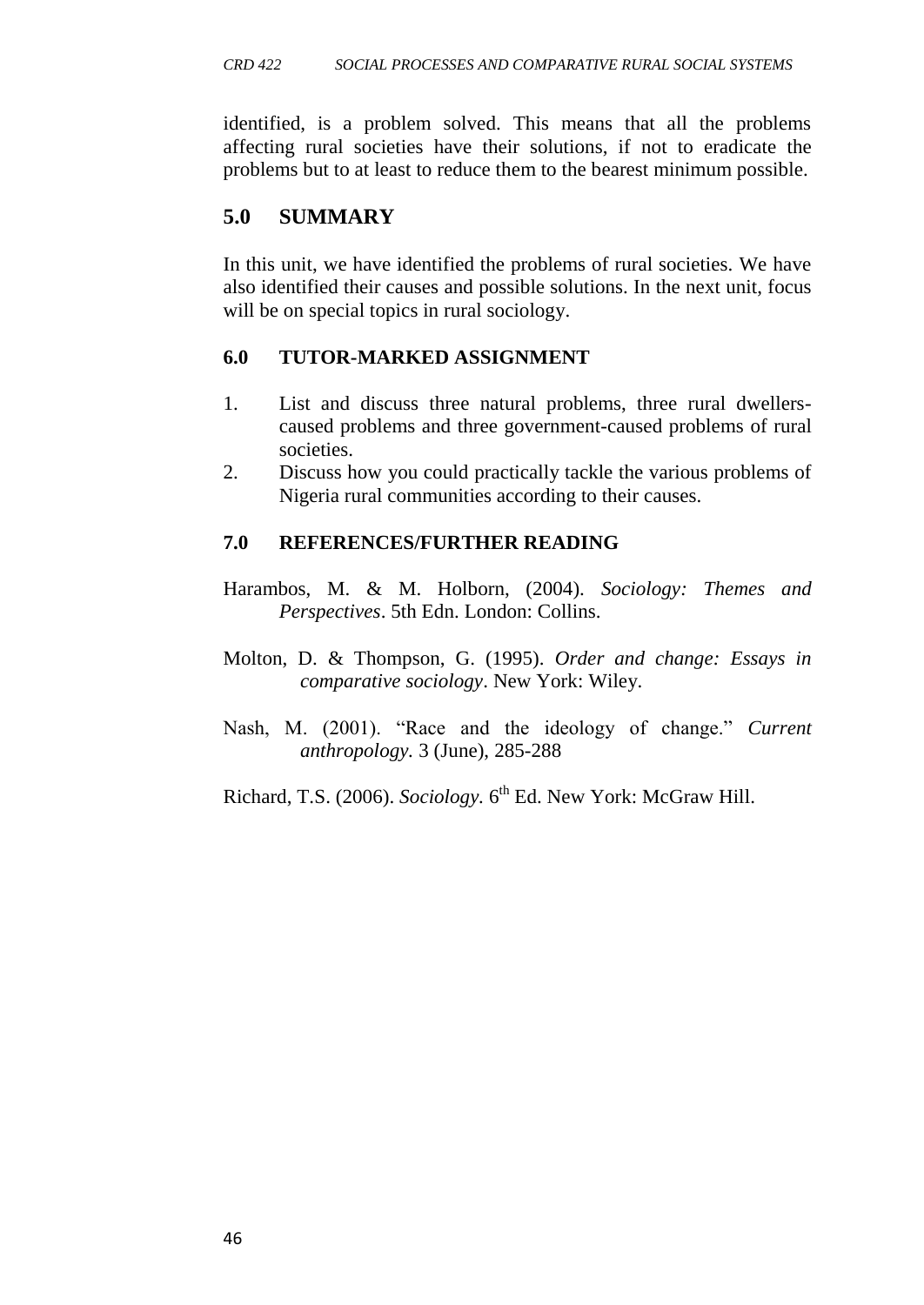identified, is a problem solved. This means that all the problems affecting rural societies have their solutions, if not to eradicate the problems but to at least to reduce them to the bearest minimum possible.

## 5.0 SUMMARY

In this unit, we have identified the problems of rural societies. We have also identified their causes and possible solutions. In the next unit, focus will be on special topics in rural sociology.

### 6.0 TUTOR-MARKED ASSIGNMENT

1. List and discuss three natural problems, three rural dwellers-caused problems and three government-caused problems of rural societies.
2. Discuss how you could practically tackle the various problems of Nigeria rural communities according to their causes.

### 7.0 REFERENCES/FURTHER READING

Harambos, M. & M. Holborn, (2004). *Sociology: Themes and Perspectives*. 5th Edn. London: Collins.

Molton, D. & Thompson, G. (1995). *Order and change: Essays in comparative sociology*. New York: Wiley.

Nash, M. (2001). "Race and the ideology of change." *Current anthropology.* 3 (June), 285-288

Richard, T.S. (2006). *Sociology.* 6th Ed. New York: McGraw Hill.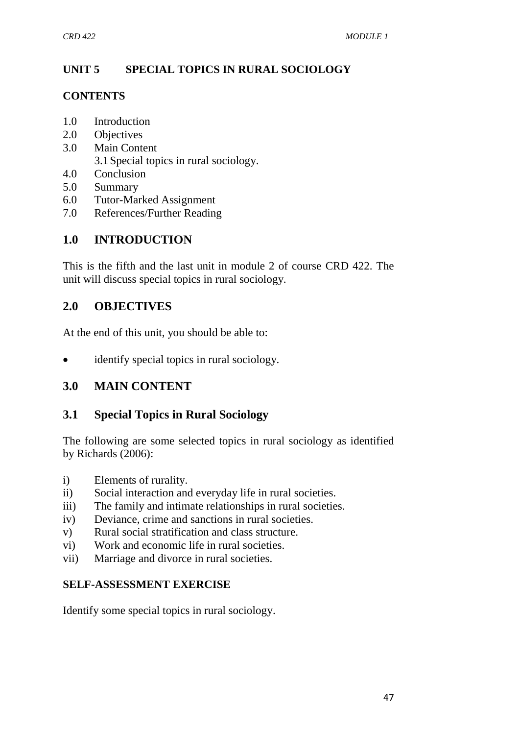## UNIT 5 SPECIAL TOPICS IN RURAL SOCIOLOGY

**CONTENTS**

1.0 Introduction
2.0 Objectives
3.0 Main Content
  3.1 Special topics in rural sociology.
4.0 Conclusion
5.0 Summary
6.0 Tutor-Marked Assignment
7.0 References/Further Reading

## 1.0 INTRODUCTION

This is the fifth and the last unit in module 2 of course CRD 422. The unit will discuss special topics in rural sociology.

## 2.0 OBJECTIVES

At the end of this unit, you should be able to:

- identify special topics in rural sociology.

## 3.0 MAIN CONTENT

### 3.1 Special Topics in Rural Sociology

The following are some selected topics in rural sociology as identified by Richards (2006):

i) Elements of rurality.
ii) Social interaction and everyday life in rural societies.
iii) The family and intimate relationships in rural societies.
iv) Deviance, crime and sanctions in rural societies.
v) Rural social stratification and class structure.
vi) Work and economic life in rural societies.
vii) Marriage and divorce in rural societies.

**SELF-ASSESSMENT EXERCISE**

Identify some special topics in rural sociology.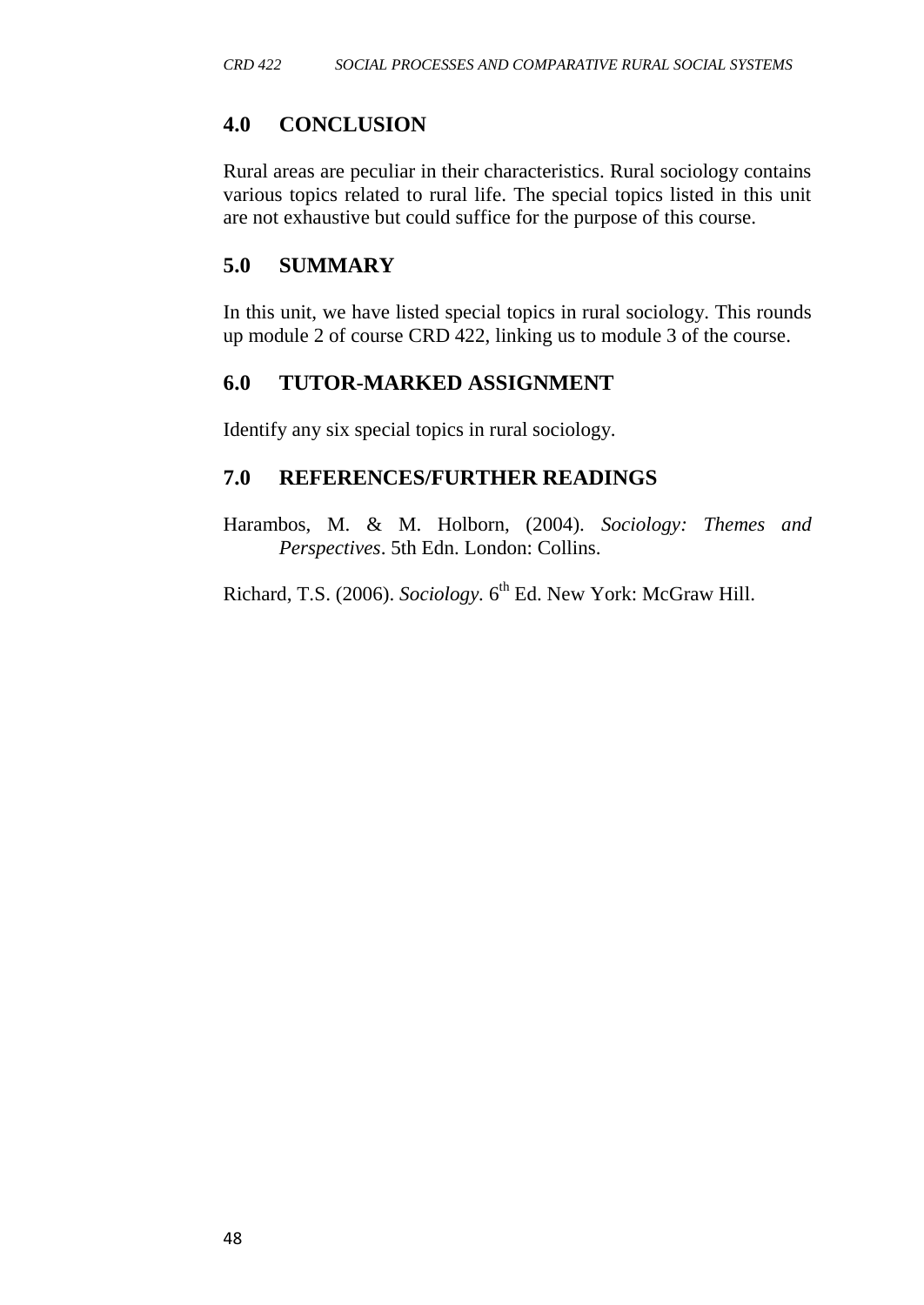## 4.0 CONCLUSION

Rural areas are peculiar in their characteristics. Rural sociology contains various topics related to rural life. The special topics listed in this unit are not exhaustive but could suffice for the purpose of this course.

## 5.0 SUMMARY

In this unit, we have listed special topics in rural sociology. This rounds up module 2 of course CRD 422, linking us to module 3 of the course.

## 6.0 TUTOR-MARKED ASSIGNMENT

Identify any six special topics in rural sociology.

## 7.0 REFERENCES/FURTHER READINGS

Harambos, M. & M. Holborn, (2004). *Sociology: Themes and Perspectives*. 5th Edn. London: Collins.

Richard, T.S. (2006). *Sociology*. 6th Ed. New York: McGraw Hill.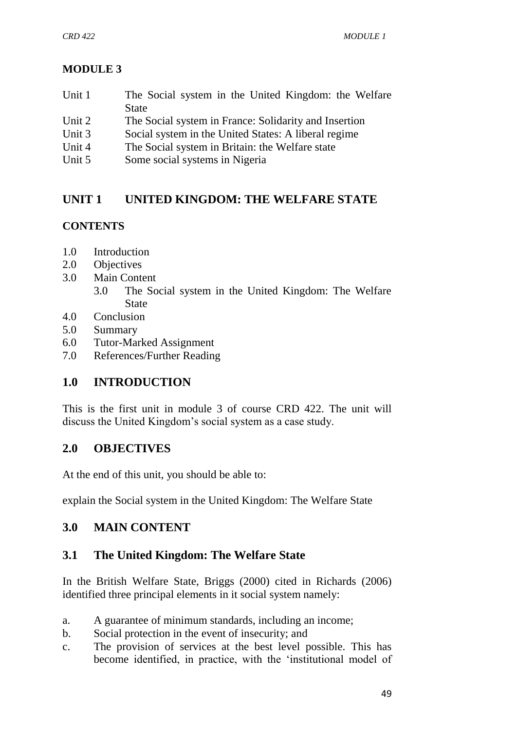## MODULE 3

| | |
|---|---|
| Unit 1 | The Social system in the United Kingdom: the Welfare State |
| Unit 2 | The Social system in France: Solidarity and Insertion |
| Unit 3 | Social system in the United States: A liberal regime |
| Unit 4 | The Social system in Britain: the Welfare state |
| Unit 5 | Some social systems in Nigeria |

## UNIT 1 UNITED KINGDOM: THE WELFARE STATE

### CONTENTS

1.0 Introduction
2.0 Objectives
3.0 Main Content
 3.0 The Social system in the United Kingdom: The Welfare State
4.0 Conclusion
5.0 Summary
6.0 Tutor-Marked Assignment
7.0 References/Further Reading

## 1.0 INTRODUCTION

This is the first unit in module 3 of course CRD 422. The unit will discuss the United Kingdom's social system as a case study.

## 2.0 OBJECTIVES

At the end of this unit, you should be able to:

explain the Social system in the United Kingdom: The Welfare State

## 3.0 MAIN CONTENT

### 3.1 The United Kingdom: The Welfare State

In the British Welfare State, Briggs (2000) cited in Richards (2006) identified three principal elements in it social system namely:

a. A guarantee of minimum standards, including an income;
b. Social protection in the event of insecurity; and
c. The provision of services at the best level possible. This has become identified, in practice, with the 'institutional model of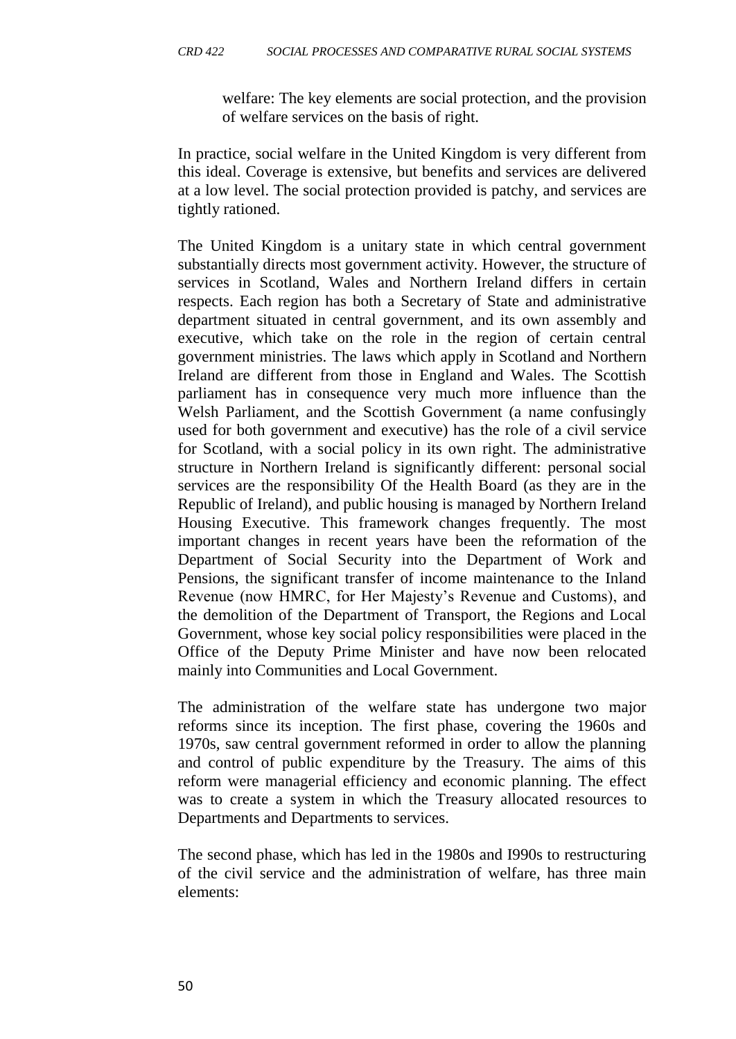welfare: The key elements are social protection, and the provision of welfare services on the basis of right.

In practice, social welfare in the United Kingdom is very different from this ideal. Coverage is extensive, but benefits and services are delivered at a low level. The social protection provided is patchy, and services are tightly rationed.

The United Kingdom is a unitary state in which central government substantially directs most government activity. However, the structure of services in Scotland, Wales and Northern Ireland differs in certain respects. Each region has both a Secretary of State and administrative department situated in central government, and its own assembly and executive, which take on the role in the region of certain central government ministries. The laws which apply in Scotland and Northern Ireland are different from those in England and Wales. The Scottish parliament has in consequence very much more influence than the Welsh Parliament, and the Scottish Government (a name confusingly used for both government and executive) has the role of a civil service for Scotland, with a social policy in its own right. The administrative structure in Northern Ireland is significantly different: personal social services are the responsibility Of the Health Board (as they are in the Republic of Ireland), and public housing is managed by Northern Ireland Housing Executive. This framework changes frequently. The most important changes in recent years have been the reformation of the Department of Social Security into the Department of Work and Pensions, the significant transfer of income maintenance to the Inland Revenue (now HMRC, for Her Majesty's Revenue and Customs), and the demolition of the Department of Transport, the Regions and Local Government, whose key social policy responsibilities were placed in the Office of the Deputy Prime Minister and have now been relocated mainly into Communities and Local Government.

The administration of the welfare state has undergone two major reforms since its inception. The first phase, covering the 1960s and 1970s, saw central government reformed in order to allow the planning and control of public expenditure by the Treasury. The aims of this reform were managerial efficiency and economic planning. The effect was to create a system in which the Treasury allocated resources to Departments and Departments to services.

The second phase, which has led in the 1980s and I990s to restructuring of the civil service and the administration of welfare, has three main elements: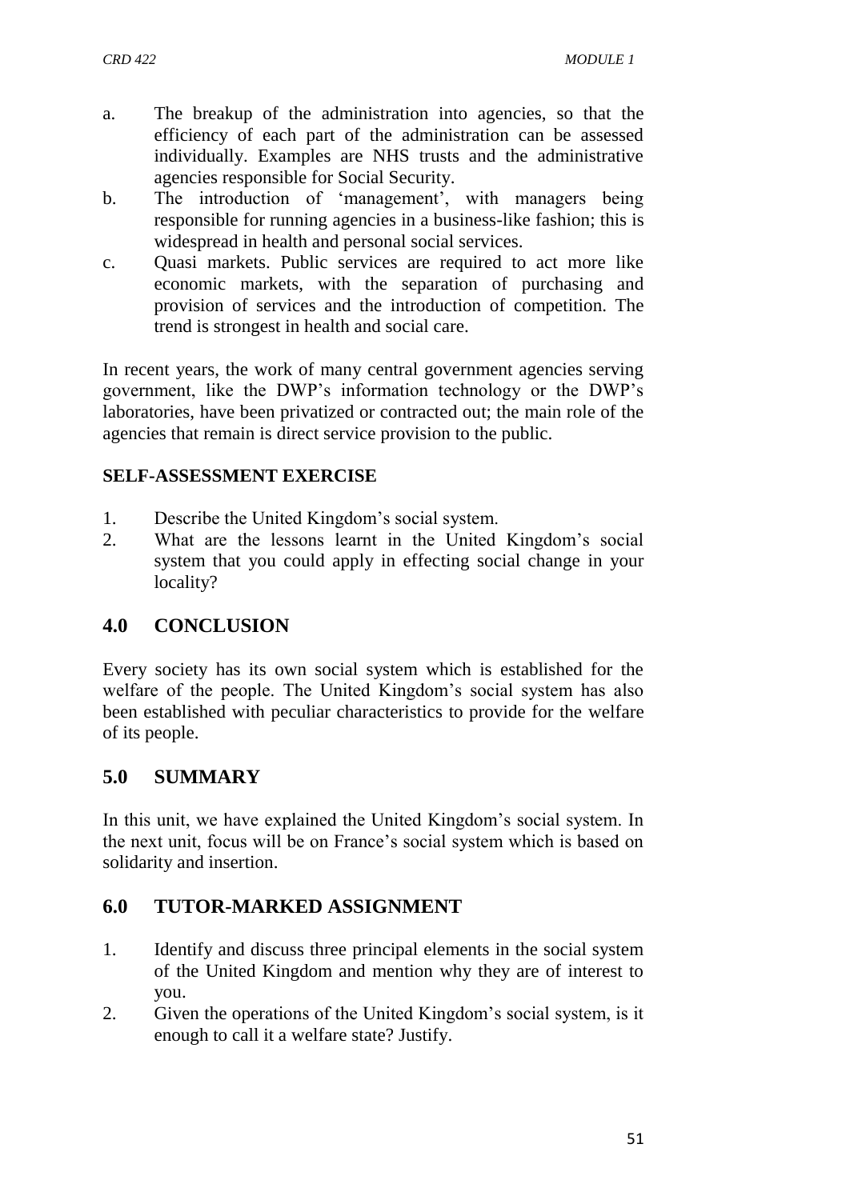a. The breakup of the administration into agencies, so that the efficiency of each part of the administration can be assessed individually. Examples are NHS trusts and the administrative agencies responsible for Social Security.
b. The introduction of 'management', with managers being responsible for running agencies in a business-like fashion; this is widespread in health and personal social services.
c. Quasi markets. Public services are required to act more like economic markets, with the separation of purchasing and provision of services and the introduction of competition. The trend is strongest in health and social care.

In recent years, the work of many central government agencies serving government, like the DWP's information technology or the DWP's laboratories, have been privatized or contracted out; the main role of the agencies that remain is direct service provision to the public.

**SELF-ASSESSMENT EXERCISE**

1. Describe the United Kingdom's social system.
2. What are the lessons learnt in the United Kingdom's social system that you could apply in effecting social change in your locality?

## 4.0 CONCLUSION

Every society has its own social system which is established for the welfare of the people. The United Kingdom's social system has also been established with peculiar characteristics to provide for the welfare of its people.

## 5.0 SUMMARY

In this unit, we have explained the United Kingdom's social system. In the next unit, focus will be on France's social system which is based on solidarity and insertion.

## 6.0 TUTOR-MARKED ASSIGNMENT

1. Identify and discuss three principal elements in the social system of the United Kingdom and mention why they are of interest to you.
2. Given the operations of the United Kingdom's social system, is it enough to call it a welfare state? Justify.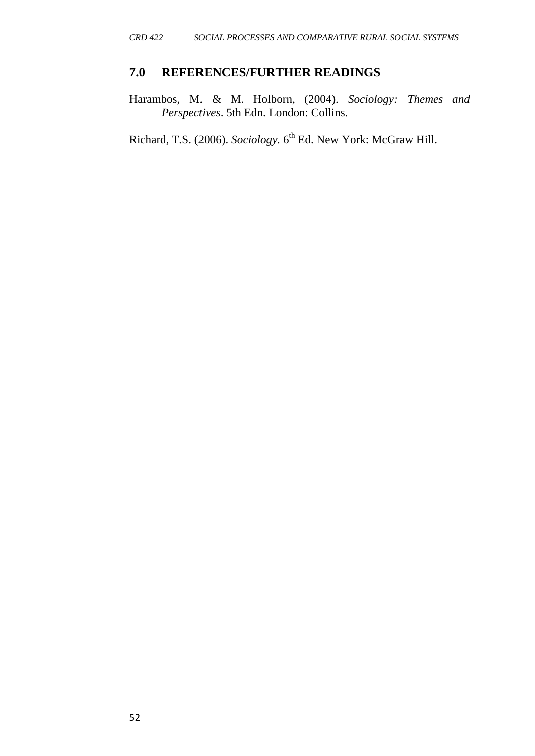## 7.0 REFERENCES/FURTHER READINGS

Harambos, M. & M. Holborn, (2004). *Sociology: Themes and Perspectives*. 5th Edn. London: Collins.

Richard, T.S. (2006). *Sociology.* 6th Ed. New York: McGraw Hill.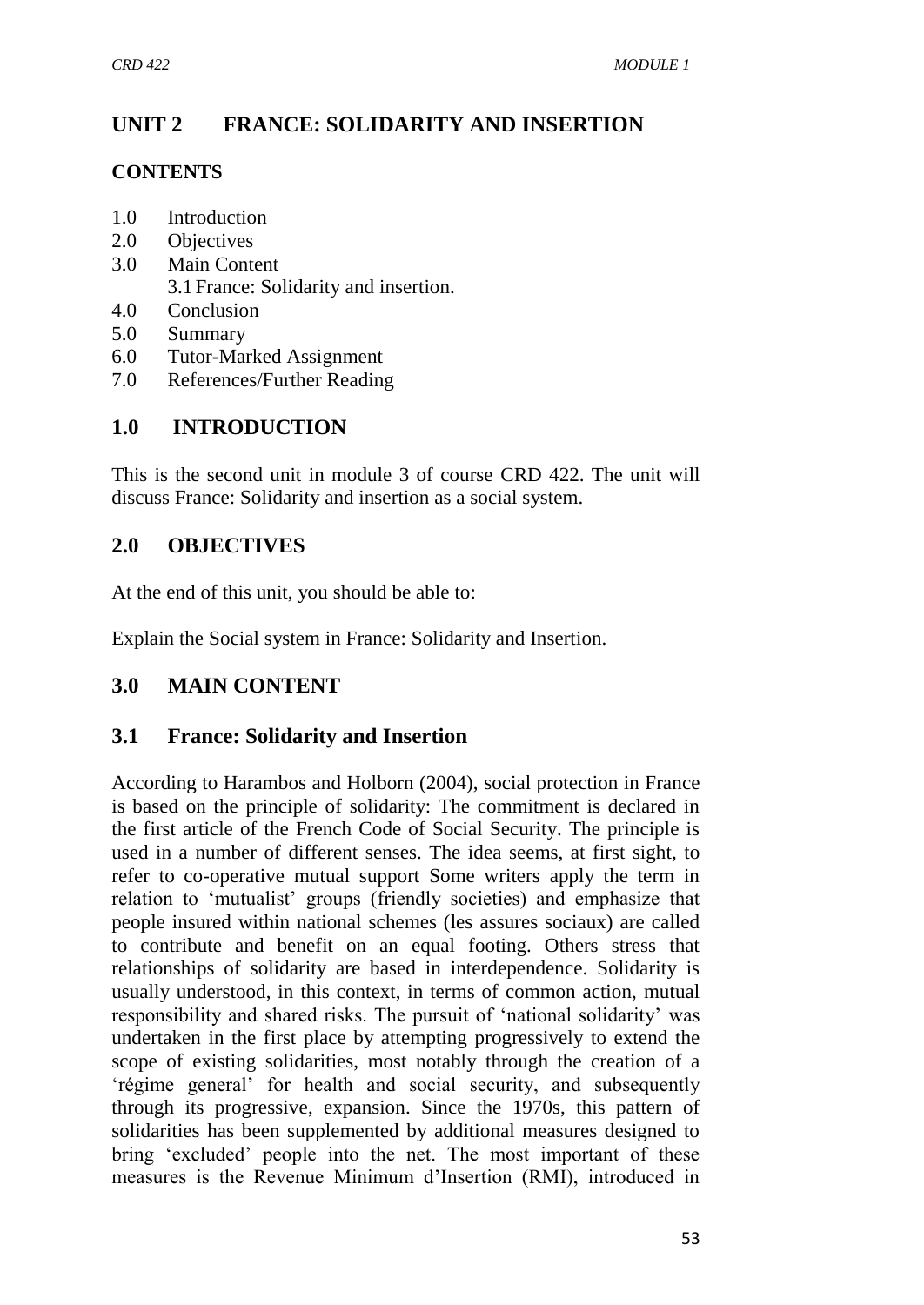## UNIT 2 FRANCE: SOLIDARITY AND INSERTION

**CONTENTS**

1.0 Introduction
2.0 Objectives
3.0 Main Content
 3.1 France: Solidarity and insertion.
4.0 Conclusion
5.0 Summary
6.0 Tutor-Marked Assignment
7.0 References/Further Reading

## 1.0 INTRODUCTION

This is the second unit in module 3 of course CRD 422. The unit will discuss France: Solidarity and insertion as a social system.

## 2.0 OBJECTIVES

At the end of this unit, you should be able to:

Explain the Social system in France: Solidarity and Insertion.

## 3.0 MAIN CONTENT

### 3.1 France: Solidarity and Insertion

According to Harambos and Holborn (2004), social protection in France is based on the principle of solidarity: The commitment is declared in the first article of the French Code of Social Security. The principle is used in a number of different senses. The idea seems, at first sight, to refer to co-operative mutual support Some writers apply the term in relation to 'mutualist' groups (friendly societies) and emphasize that people insured within national schemes (les assures sociaux) are called to contribute and benefit on an equal footing. Others stress that relationships of solidarity are based in interdependence. Solidarity is usually understood, in this context, in terms of common action, mutual responsibility and shared risks. The pursuit of 'national solidarity' was undertaken in the first place by attempting progressively to extend the scope of existing solidarities, most notably through the creation of a 'régime general' for health and social security, and subsequently through its progressive, expansion. Since the 1970s, this pattern of solidarities has been supplemented by additional measures designed to bring 'excluded' people into the net. The most important of these measures is the Revenue Minimum d'Insertion (RMI), introduced in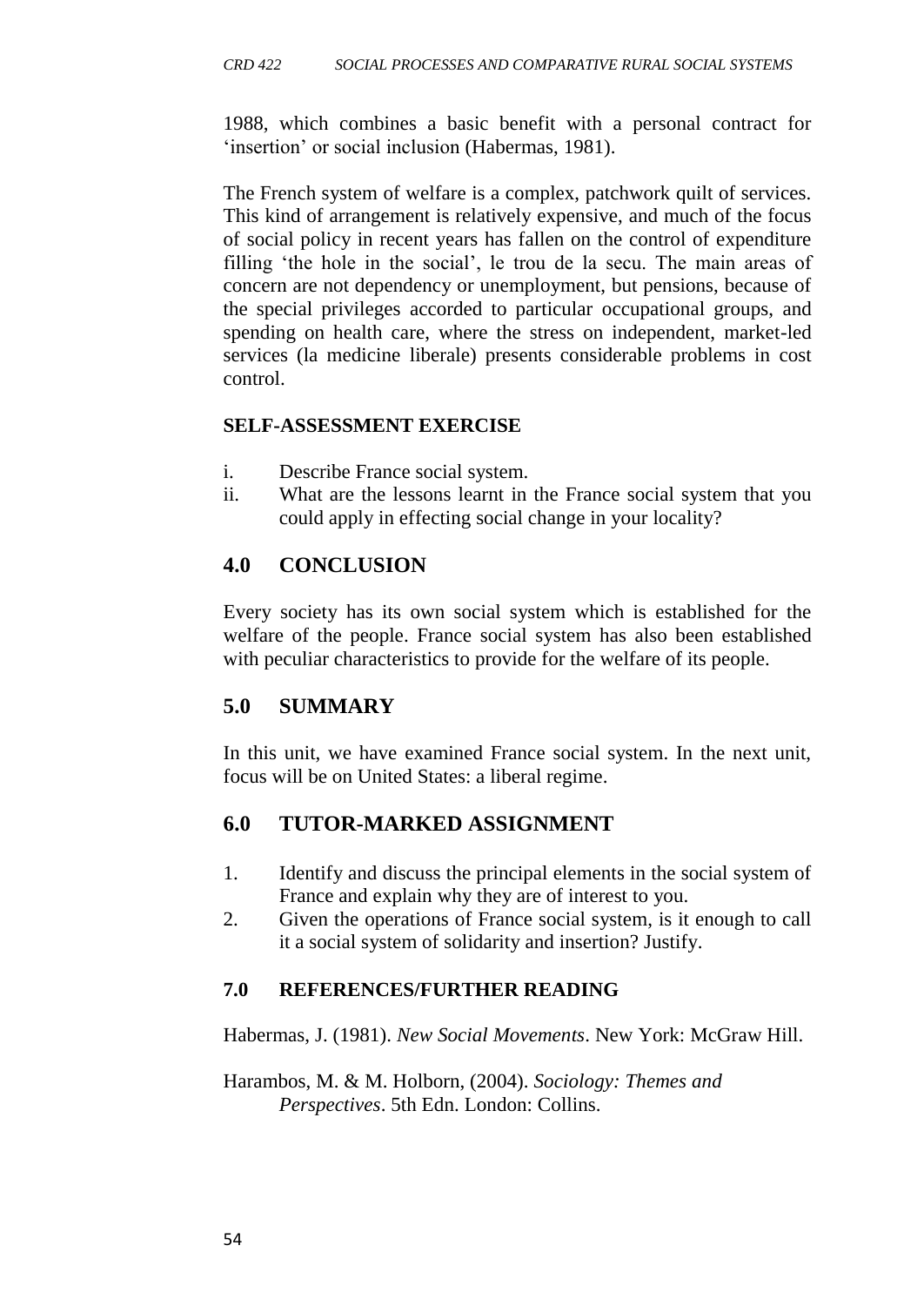1988, which combines a basic benefit with a personal contract for 'insertion' or social inclusion (Habermas, 1981).

The French system of welfare is a complex, patchwork quilt of services. This kind of arrangement is relatively expensive, and much of the focus of social policy in recent years has fallen on the control of expenditure filling 'the hole in the social', le trou de la secu. The main areas of concern are not dependency or unemployment, but pensions, because of the special privileges accorded to particular occupational groups, and spending on health care, where the stress on independent, market-led services (la medicine liberale) presents considerable problems in cost control.

**SELF-ASSESSMENT EXERCISE**

i. Describe France social system.
ii. What are the lessons learnt in the France social system that you could apply in effecting social change in your locality?

## 4.0 CONCLUSION

Every society has its own social system which is established for the welfare of the people. France social system has also been established with peculiar characteristics to provide for the welfare of its people.

## 5.0 SUMMARY

In this unit, we have examined France social system. In the next unit, focus will be on United States: a liberal regime.

## 6.0 TUTOR-MARKED ASSIGNMENT

1. Identify and discuss the principal elements in the social system of France and explain why they are of interest to you.
2. Given the operations of France social system, is it enough to call it a social system of solidarity and insertion? Justify.

### 7.0 REFERENCES/FURTHER READING

Habermas, J. (1981). *New Social Movements*. New York: McGraw Hill.

Harambos, M. & M. Holborn, (2004). *Sociology: Themes and Perspectives*. 5th Edn. London: Collins.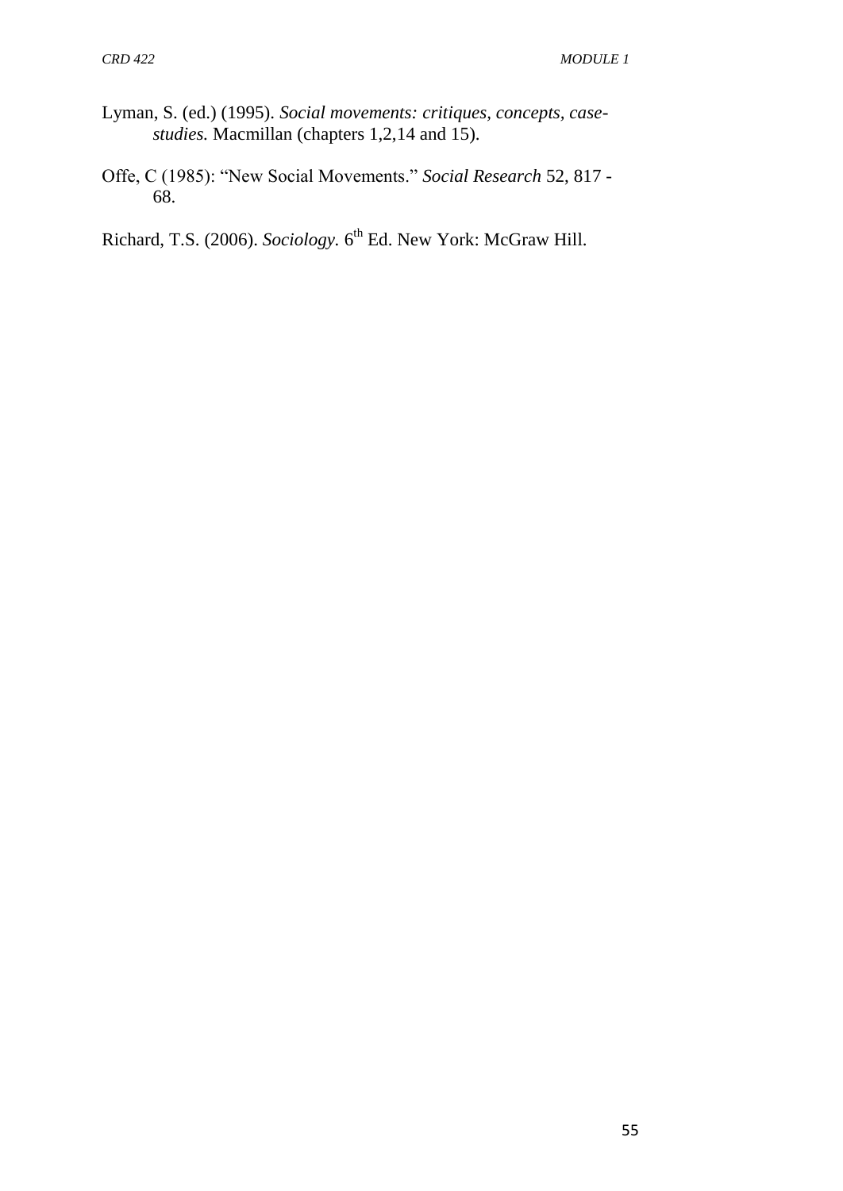Lyman, S. (ed.) (1995). *Social movements: critiques, concepts, case-studies.* Macmillan (chapters 1,2,14 and 15).

Offe, C (1985): "New Social Movements." *Social Research* 52, 817 - 68.

Richard, T.S. (2006). *Sociology.* 6th Ed. New York: McGraw Hill.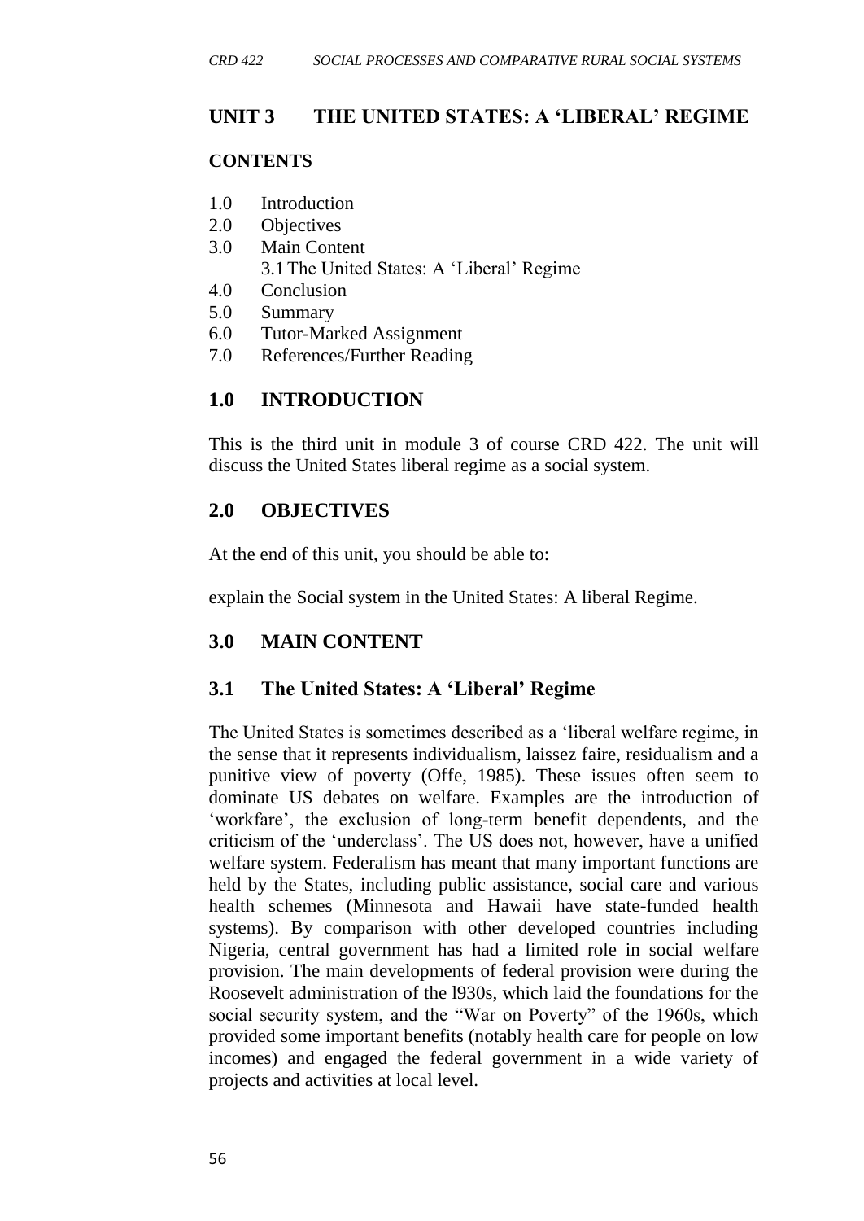## UNIT 3 THE UNITED STATES: A 'LIBERAL' REGIME

### CONTENTS

1.0 Introduction
2.0 Objectives
3.0 Main Content
  3.1 The United States: A 'Liberal' Regime
4.0 Conclusion
5.0 Summary
6.0 Tutor-Marked Assignment
7.0 References/Further Reading

## 1.0 INTRODUCTION

This is the third unit in module 3 of course CRD 422. The unit will discuss the United States liberal regime as a social system.

## 2.0 OBJECTIVES

At the end of this unit, you should be able to:

explain the Social system in the United States: A liberal Regime.

## 3.0 MAIN CONTENT

### 3.1 The United States: A 'Liberal' Regime

The United States is sometimes described as a 'liberal welfare regime, in the sense that it represents individualism, laissez faire, residualism and a punitive view of poverty (Offe, 1985). These issues often seem to dominate US debates on welfare. Examples are the introduction of 'workfare', the exclusion of long-term benefit dependents, and the criticism of the 'underclass'. The US does not, however, have a unified welfare system. Federalism has meant that many important functions are held by the States, including public assistance, social care and various health schemes (Minnesota and Hawaii have state-funded health systems). By comparison with other developed countries including Nigeria, central government has had a limited role in social welfare provision. The main developments of federal provision were during the Roosevelt administration of the l930s, which laid the foundations for the social security system, and the "War on Poverty" of the 1960s, which provided some important benefits (notably health care for people on low incomes) and engaged the federal government in a wide variety of projects and activities at local level.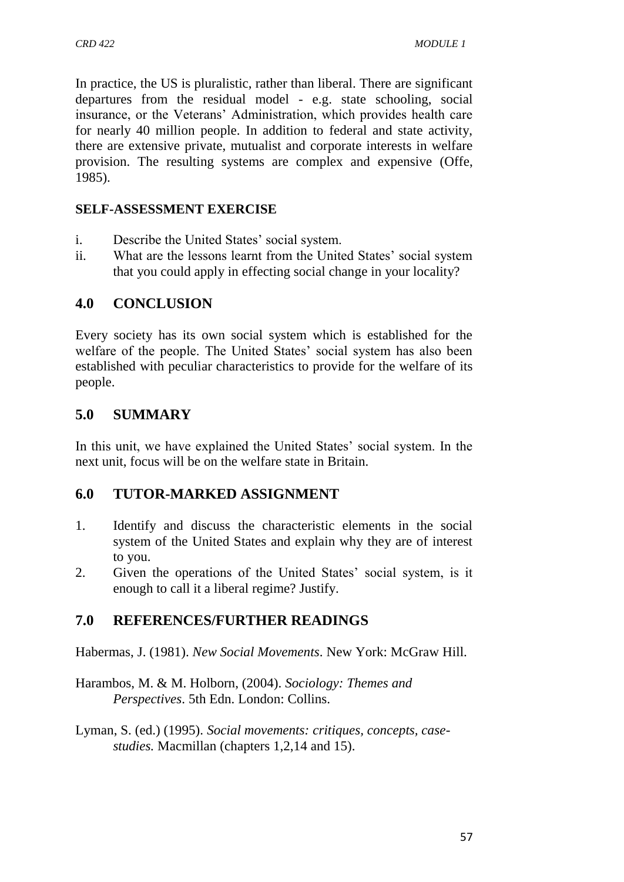In practice, the US is pluralistic, rather than liberal. There are significant departures from the residual model - e.g. state schooling, social insurance, or the Veterans' Administration, which provides health care for nearly 40 million people. In addition to federal and state activity, there are extensive private, mutualist and corporate interests in welfare provision. The resulting systems are complex and expensive (Offe, 1985).

**SELF-ASSESSMENT EXERCISE**

i. Describe the United States' social system.
ii. What are the lessons learnt from the United States' social system that you could apply in effecting social change in your locality?

## 4.0 CONCLUSION

Every society has its own social system which is established for the welfare of the people. The United States' social system has also been established with peculiar characteristics to provide for the welfare of its people.

## 5.0 SUMMARY

In this unit, we have explained the United States' social system. In the next unit, focus will be on the welfare state in Britain.

## 6.0 TUTOR-MARKED ASSIGNMENT

1. Identify and discuss the characteristic elements in the social system of the United States and explain why they are of interest to you.
2. Given the operations of the United States' social system, is it enough to call it a liberal regime? Justify.

## 7.0 REFERENCES/FURTHER READINGS

Habermas, J. (1981). *New Social Movements*. New York: McGraw Hill.

Harambos, M. & M. Holborn, (2004). *Sociology: Themes and Perspectives*. 5th Edn. London: Collins.

Lyman, S. (ed.) (1995). *Social movements: critiques, concepts, case-studies.* Macmillan (chapters 1,2,14 and 15).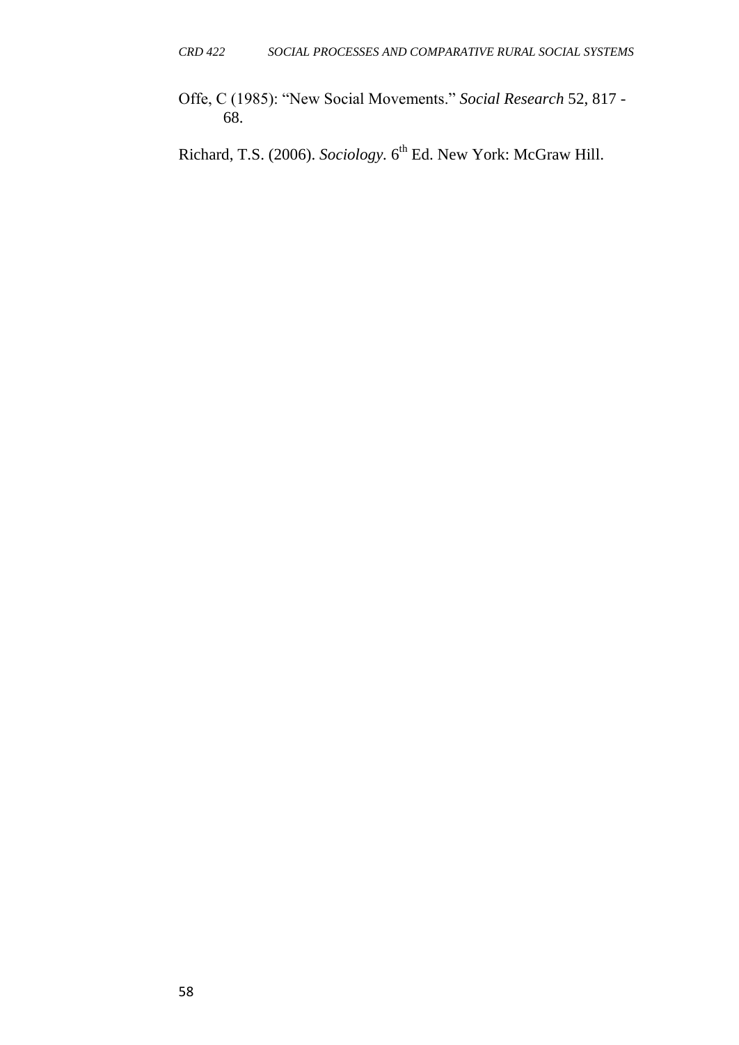Offe, C (1985): "New Social Movements." *Social Research* 52, 817 - 68.

Richard, T.S. (2006). *Sociology.* 6th Ed. New York: McGraw Hill.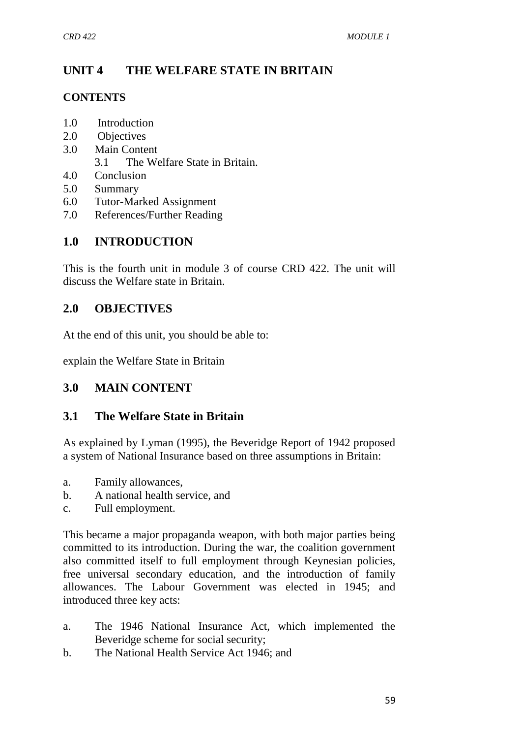# UNIT 4 THE WELFARE STATE IN BRITAIN

## CONTENTS

1.0 Introduction
2.0 Objectives
3.0 Main Content
  3.1 The Welfare State in Britain.
4.0 Conclusion
5.0 Summary
6.0 Tutor-Marked Assignment
7.0 References/Further Reading

## 1.0 INTRODUCTION

This is the fourth unit in module 3 of course CRD 422. The unit will discuss the Welfare state in Britain.

## 2.0 OBJECTIVES

At the end of this unit, you should be able to:

explain the Welfare State in Britain

## 3.0 MAIN CONTENT

### 3.1 The Welfare State in Britain

As explained by Lyman (1995), the Beveridge Report of 1942 proposed a system of National Insurance based on three assumptions in Britain:

a. Family allowances,
b. A national health service, and
c. Full employment.

This became a major propaganda weapon, with both major parties being committed to its introduction. During the war, the coalition government also committed itself to full employment through Keynesian policies, free universal secondary education, and the introduction of family allowances. The Labour Government was elected in 1945; and introduced three key acts:

a. The 1946 National Insurance Act, which implemented the Beveridge scheme for social security;
b. The National Health Service Act 1946; and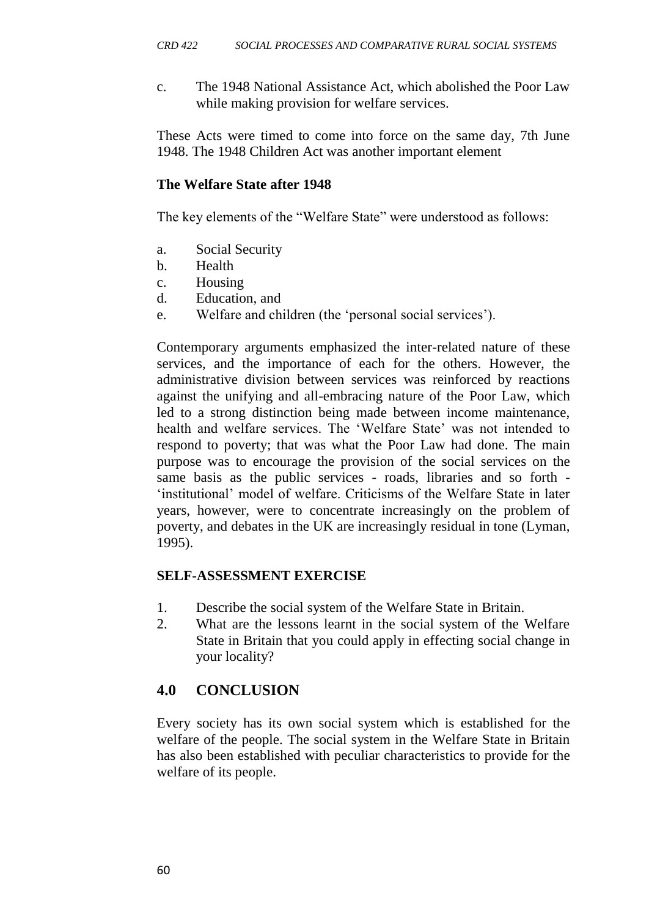c. The 1948 National Assistance Act, which abolished the Poor Law while making provision for welfare services.

These Acts were timed to come into force on the same day, 7th June 1948. The 1948 Children Act was another important element

**The Welfare State after 1948**

The key elements of the "Welfare State" were understood as follows:

a. Social Security
b. Health
c. Housing
d. Education, and
e. Welfare and children (the 'personal social services').

Contemporary arguments emphasized the inter-related nature of these services, and the importance of each for the others. However, the administrative division between services was reinforced by reactions against the unifying and all-embracing nature of the Poor Law, which led to a strong distinction being made between income maintenance, health and welfare services. The 'Welfare State' was not intended to respond to poverty; that was what the Poor Law had done. The main purpose was to encourage the provision of the social services on the same basis as the public services - roads, libraries and so forth - 'institutional' model of welfare. Criticisms of the Welfare State in later years, however, were to concentrate increasingly on the problem of poverty, and debates in the UK are increasingly residual in tone (Lyman, 1995).

**SELF-ASSESSMENT EXERCISE**

1. Describe the social system of the Welfare State in Britain.
2. What are the lessons learnt in the social system of the Welfare State in Britain that you could apply in effecting social change in your locality?

## 4.0 CONCLUSION

Every society has its own social system which is established for the welfare of the people. The social system in the Welfare State in Britain has also been established with peculiar characteristics to provide for the welfare of its people.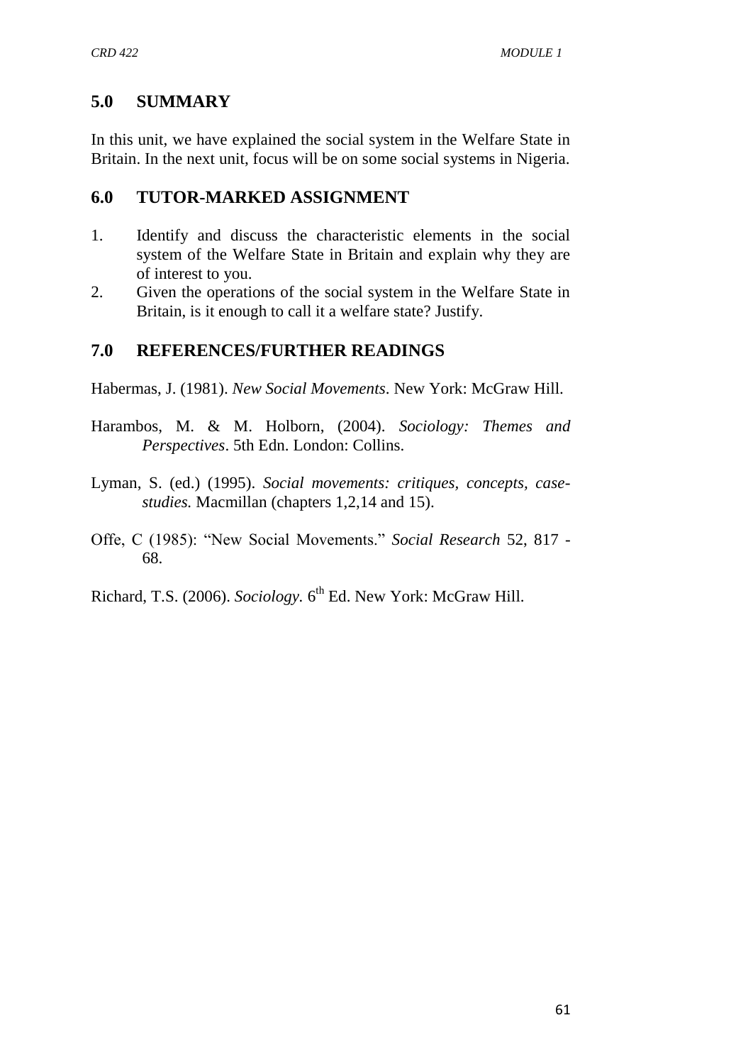## 5.0 SUMMARY

In this unit, we have explained the social system in the Welfare State in Britain. In the next unit, focus will be on some social systems in Nigeria.

## 6.0 TUTOR-MARKED ASSIGNMENT

1. Identify and discuss the characteristic elements in the social system of the Welfare State in Britain and explain why they are of interest to you.
2. Given the operations of the social system in the Welfare State in Britain, is it enough to call it a welfare state? Justify.

## 7.0 REFERENCES/FURTHER READINGS

Habermas, J. (1981). *New Social Movements*. New York: McGraw Hill.

Harambos, M. & M. Holborn, (2004). *Sociology: Themes and Perspectives*. 5th Edn. London: Collins.

Lyman, S. (ed.) (1995). *Social movements: critiques, concepts, case-studies.* Macmillan (chapters 1,2,14 and 15).

Offe, C (1985): "New Social Movements." *Social Research* 52, 817 - 68.

Richard, T.S. (2006). *Sociology.* 6th Ed. New York: McGraw Hill.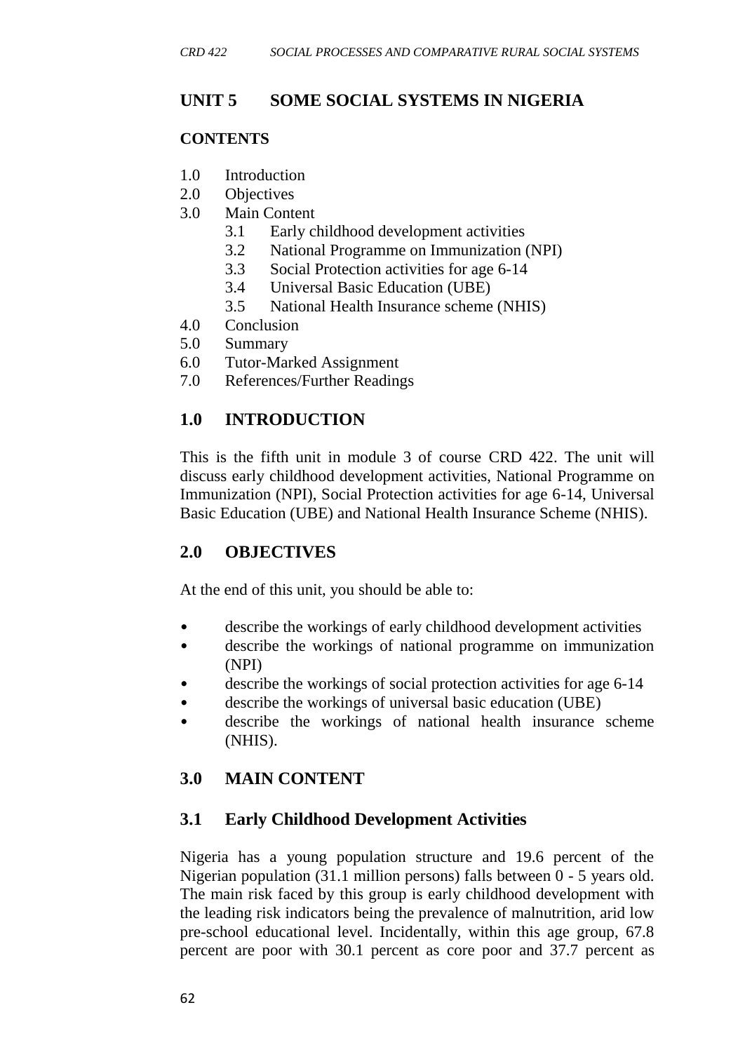## UNIT 5 SOME SOCIAL SYSTEMS IN NIGERIA

### CONTENTS

1.0 Introduction
2.0 Objectives
3.0 Main Content
  3.1 Early childhood development activities
  3.2 National Programme on Immunization (NPI)
  3.3 Social Protection activities for age 6-14
  3.4 Universal Basic Education (UBE)
  3.5 National Health Insurance scheme (NHIS)
4.0 Conclusion
5.0 Summary
6.0 Tutor-Marked Assignment
7.0 References/Further Readings

### 1.0 INTRODUCTION

This is the fifth unit in module 3 of course CRD 422. The unit will discuss early childhood development activities, National Programme on Immunization (NPI), Social Protection activities for age 6-14, Universal Basic Education (UBE) and National Health Insurance Scheme (NHIS).

### 2.0 OBJECTIVES

At the end of this unit, you should be able to:

- describe the workings of early childhood development activities
- describe the workings of national programme on immunization (NPI)
- describe the workings of social protection activities for age 6-14
- describe the workings of universal basic education (UBE)
- describe the workings of national health insurance scheme (NHIS).

### 3.0 MAIN CONTENT

### 3.1 Early Childhood Development Activities

Nigeria has a young population structure and 19.6 percent of the Nigerian population (31.1 million persons) falls between 0 - 5 years old. The main risk faced by this group is early childhood development with the leading risk indicators being the prevalence of malnutrition, arid low pre-school educational level. Incidentally, within this age group, 67.8 percent are poor with 30.1 percent as core poor and 37.7 percent as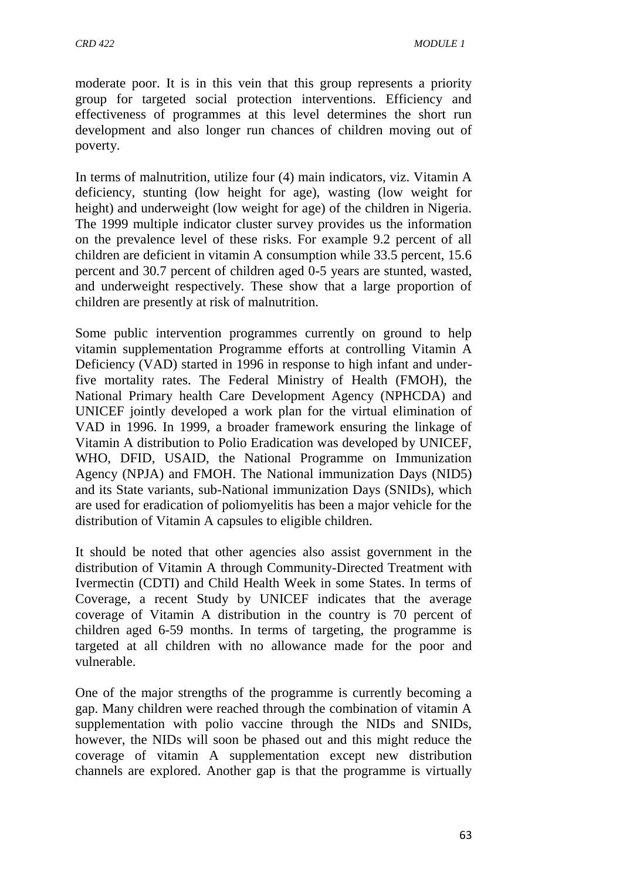moderate poor. It is in this vein that this group represents a priority group for targeted social protection interventions. Efficiency and effectiveness of programmes at this level determines the short run development and also longer run chances of children moving out of poverty.

In terms of malnutrition, utilize four (4) main indicators, viz. Vitamin A deficiency, stunting (low height for age), wasting (low weight for height) and underweight (low weight for age) of the children in Nigeria. The 1999 multiple indicator cluster survey provides us the information on the prevalence level of these risks. For example 9.2 percent of all children are deficient in vitamin A consumption while 33.5 percent, 15.6 percent and 30.7 percent of children aged 0-5 years are stunted, wasted, and underweight respectively. These show that a large proportion of children are presently at risk of malnutrition.

Some public intervention programmes currently on ground to help vitamin supplementation Programme efforts at controlling Vitamin A Deficiency (VAD) started in 1996 in response to high infant and under-five mortality rates. The Federal Ministry of Health (FMOH), the National Primary health Care Development Agency (NPHCDA) and UNICEF jointly developed a work plan for the virtual elimination of VAD in 1996. In 1999, a broader framework ensuring the linkage of Vitamin A distribution to Polio Eradication was developed by UNICEF, WHO, DFID, USAID, the National Programme on Immunization Agency (NPJA) and FMOH. The National immunization Days (NID5) and its State variants, sub-National immunization Days (SNIDs), which are used for eradication of poliomyelitis has been a major vehicle for the distribution of Vitamin A capsules to eligible children.

It should be noted that other agencies also assist government in the distribution of Vitamin A through Community-Directed Treatment with Ivermectin (CDTI) and Child Health Week in some States. In terms of Coverage, a recent Study by UNICEF indicates that the average coverage of Vitamin A distribution in the country is 70 percent of children aged 6-59 months. In terms of targeting, the programme is targeted at all children with no allowance made for the poor and vulnerable.

One of the major strengths of the programme is currently becoming a gap. Many children were reached through the combination of vitamin A supplementation with polio vaccine through the NIDs and SNIDs, however, the NIDs will soon be phased out and this might reduce the coverage of vitamin A supplementation except new distribution channels are explored. Another gap is that the programme is virtually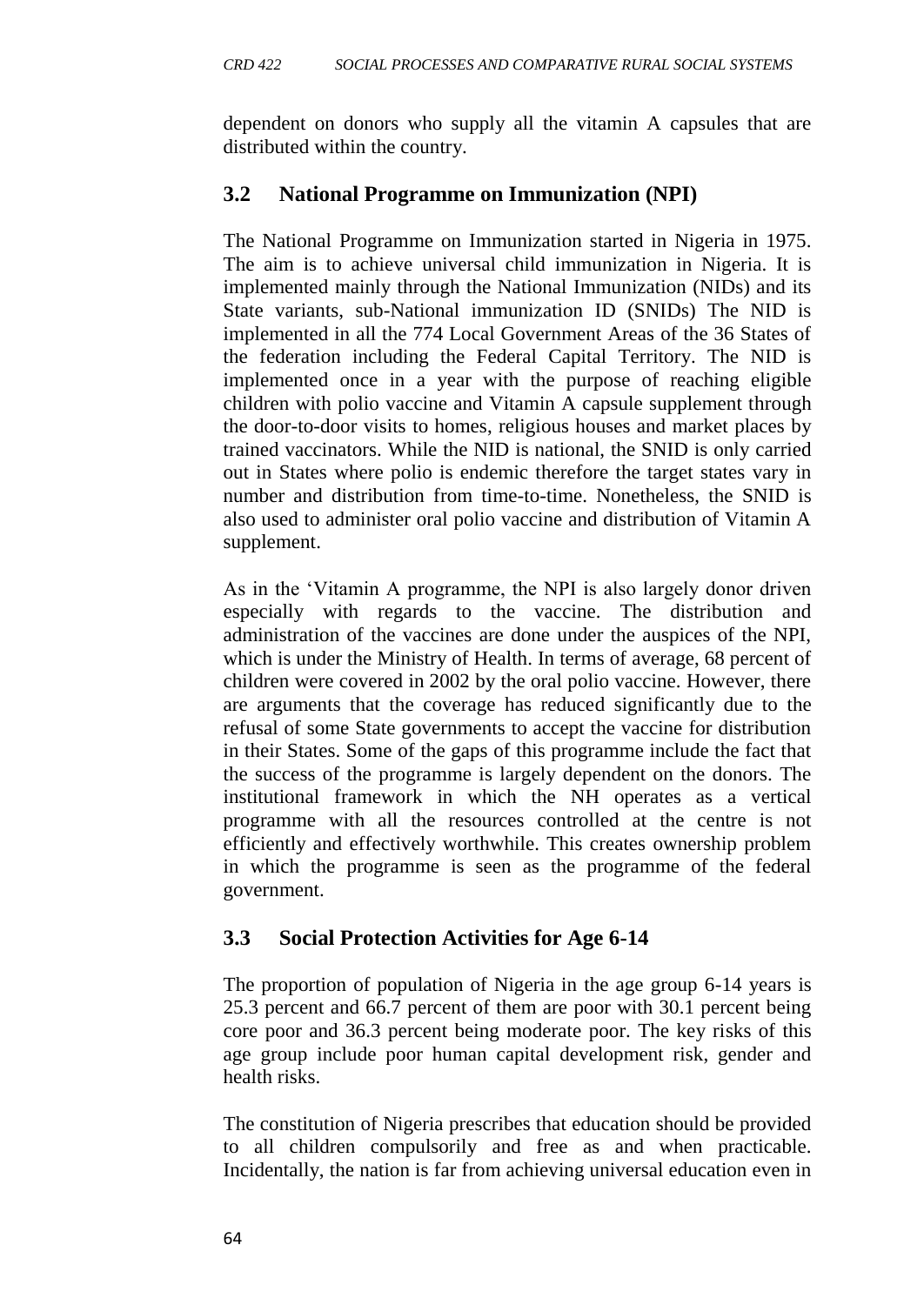dependent on donors who supply all the vitamin A capsules that are distributed within the country.

## 3.2 National Programme on Immunization (NPI)

The National Programme on Immunization started in Nigeria in 1975. The aim is to achieve universal child immunization in Nigeria. It is implemented mainly through the National Immunization (NIDs) and its State variants, sub-National immunization ID (SNIDs) The NID is implemented in all the 774 Local Government Areas of the 36 States of the federation including the Federal Capital Territory. The NID is implemented once in a year with the purpose of reaching eligible children with polio vaccine and Vitamin A capsule supplement through the door-to-door visits to homes, religious houses and market places by trained vaccinators. While the NID is national, the SNID is only carried out in States where polio is endemic therefore the target states vary in number and distribution from time-to-time. Nonetheless, the SNID is also used to administer oral polio vaccine and distribution of Vitamin A supplement.

As in the 'Vitamin A programme, the NPI is also largely donor driven especially with regards to the vaccine. The distribution and administration of the vaccines are done under the auspices of the NPI, which is under the Ministry of Health. In terms of average, 68 percent of children were covered in 2002 by the oral polio vaccine. However, there are arguments that the coverage has reduced significantly due to the refusal of some State governments to accept the vaccine for distribution in their States. Some of the gaps of this programme include the fact that the success of the programme is largely dependent on the donors. The institutional framework in which the NH operates as a vertical programme with all the resources controlled at the centre is not efficiently and effectively worthwhile. This creates ownership problem in which the programme is seen as the programme of the federal government.

## 3.3 Social Protection Activities for Age 6-14

The proportion of population of Nigeria in the age group 6-14 years is 25.3 percent and 66.7 percent of them are poor with 30.1 percent being core poor and 36.3 percent being moderate poor. The key risks of this age group include poor human capital development risk, gender and health risks.

The constitution of Nigeria prescribes that education should be provided to all children compulsorily and free as and when practicable. Incidentally, the nation is far from achieving universal education even in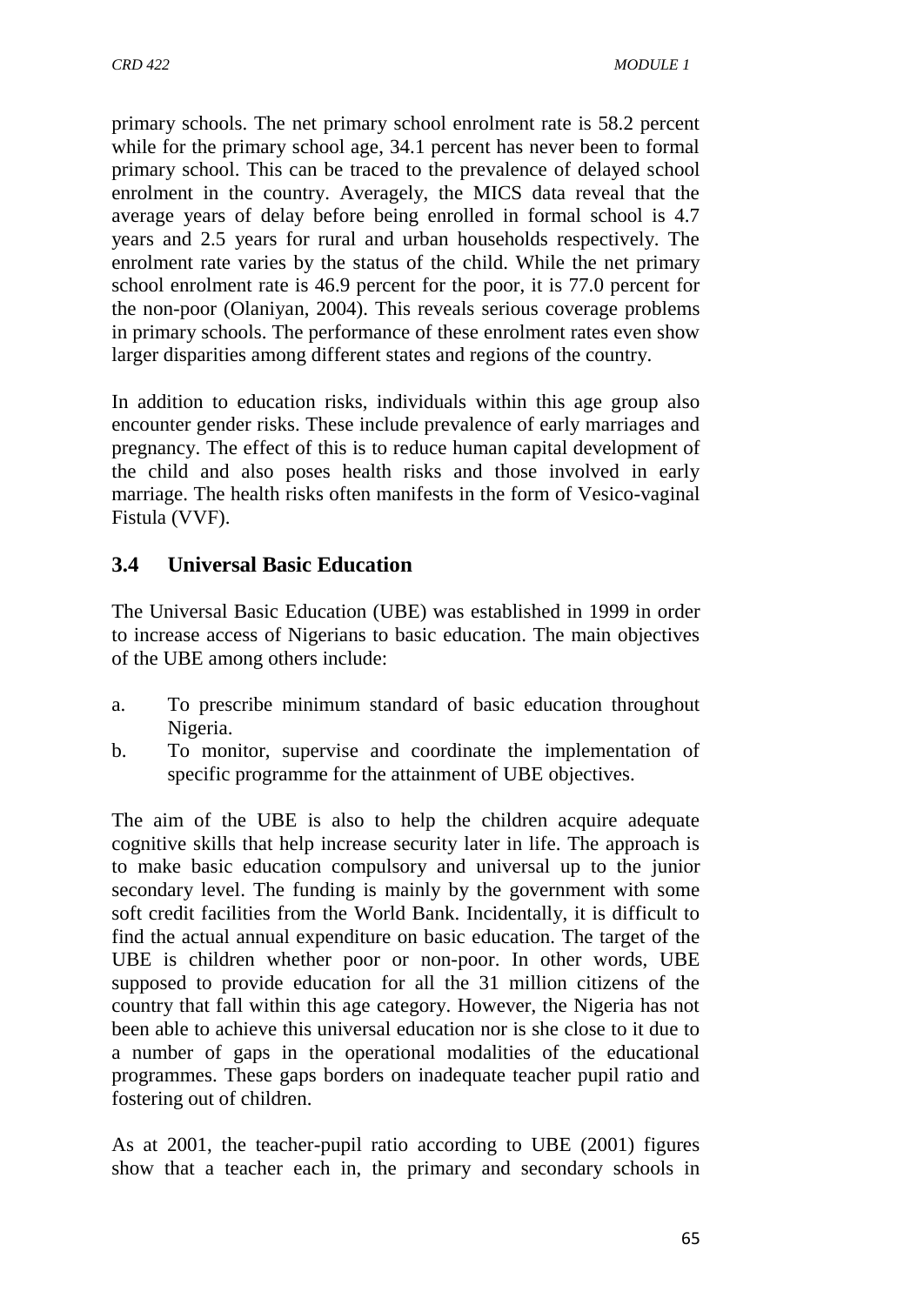primary schools. The net primary school enrolment rate is 58.2 percent while for the primary school age, 34.1 percent has never been to formal primary school. This can be traced to the prevalence of delayed school enrolment in the country. Averagely, the MICS data reveal that the average years of delay before being enrolled in formal school is 4.7 years and 2.5 years for rural and urban households respectively. The enrolment rate varies by the status of the child. While the net primary school enrolment rate is 46.9 percent for the poor, it is 77.0 percent for the non-poor (Olaniyan, 2004). This reveals serious coverage problems in primary schools. The performance of these enrolment rates even show larger disparities among different states and regions of the country.

In addition to education risks, individuals within this age group also encounter gender risks. These include prevalence of early marriages and pregnancy. The effect of this is to reduce human capital development of the child and also poses health risks and those involved in early marriage. The health risks often manifests in the form of Vesico-vaginal Fistula (VVF).

## 3.4 Universal Basic Education

The Universal Basic Education (UBE) was established in 1999 in order to increase access of Nigerians to basic education. The main objectives of the UBE among others include:

a. To prescribe minimum standard of basic education throughout Nigeria.
b. To monitor, supervise and coordinate the implementation of specific programme for the attainment of UBE objectives.

The aim of the UBE is also to help the children acquire adequate cognitive skills that help increase security later in life. The approach is to make basic education compulsory and universal up to the junior secondary level. The funding is mainly by the government with some soft credit facilities from the World Bank. Incidentally, it is difficult to find the actual annual expenditure on basic education. The target of the UBE is children whether poor or non-poor. In other words, UBE supposed to provide education for all the 31 million citizens of the country that fall within this age category. However, the Nigeria has not been able to achieve this universal education nor is she close to it due to a number of gaps in the operational modalities of the educational programmes. These gaps borders on inadequate teacher pupil ratio and fostering out of children.

As at 2001, the teacher-pupil ratio according to UBE (2001) figures show that a teacher each in, the primary and secondary schools in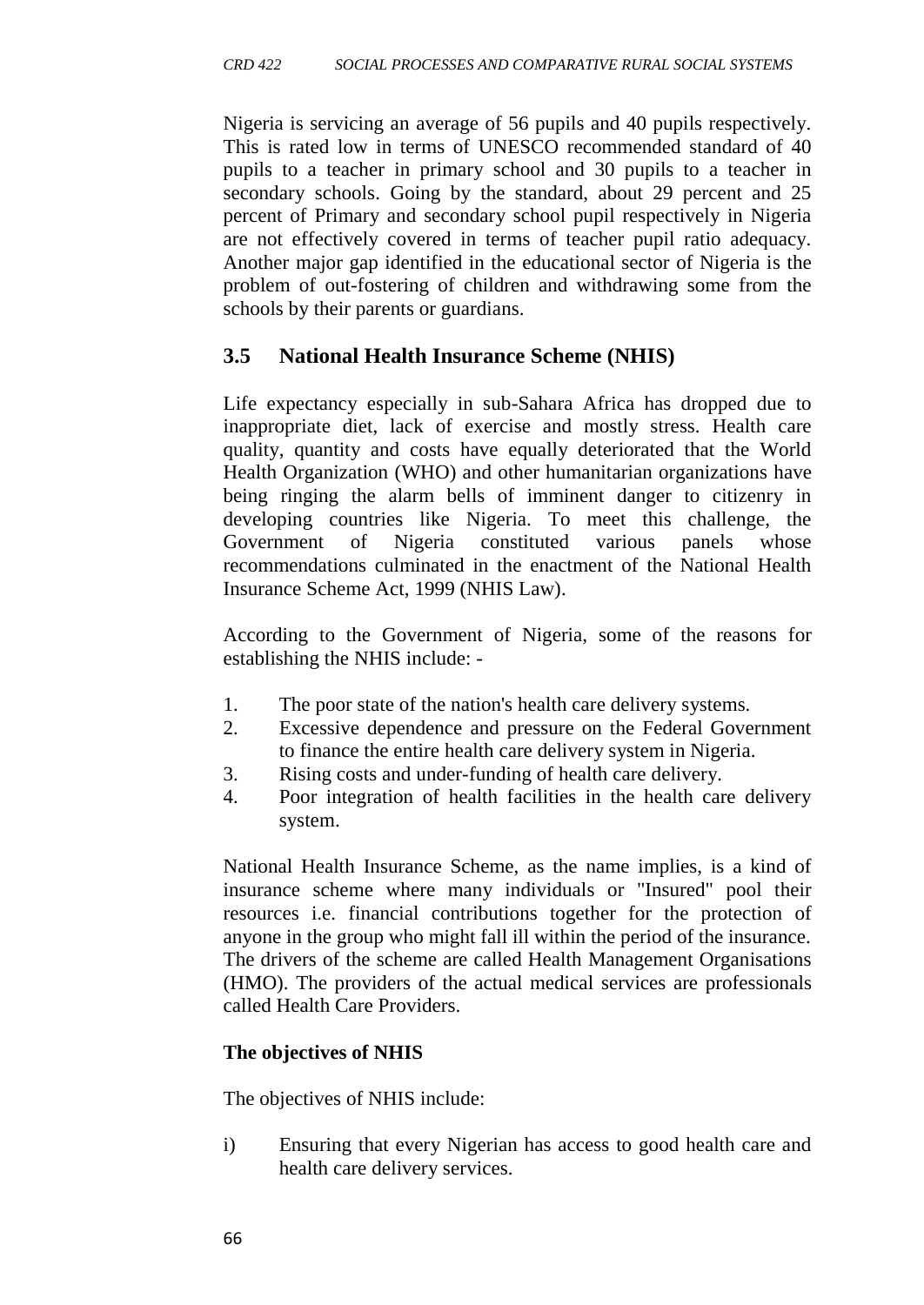Nigeria is servicing an average of 56 pupils and 40 pupils respectively. This is rated low in terms of UNESCO recommended standard of 40 pupils to a teacher in primary school and 30 pupils to a teacher in secondary schools. Going by the standard, about 29 percent and 25 percent of Primary and secondary school pupil respectively in Nigeria are not effectively covered in terms of teacher pupil ratio adequacy. Another major gap identified in the educational sector of Nigeria is the problem of out-fostering of children and withdrawing some from the schools by their parents or guardians.

## 3.5 National Health Insurance Scheme (NHIS)

Life expectancy especially in sub-Sahara Africa has dropped due to inappropriate diet, lack of exercise and mostly stress. Health care quality, quantity and costs have equally deteriorated that the World Health Organization (WHO) and other humanitarian organizations have being ringing the alarm bells of imminent danger to citizenry in developing countries like Nigeria. To meet this challenge, the Government of Nigeria constituted various panels whose recommendations culminated in the enactment of the National Health Insurance Scheme Act, 1999 (NHIS Law).

According to the Government of Nigeria, some of the reasons for establishing the NHIS include: -

1. The poor state of the nation's health care delivery systems.
2. Excessive dependence and pressure on the Federal Government to finance the entire health care delivery system in Nigeria.
3. Rising costs and under-funding of health care delivery.
4. Poor integration of health facilities in the health care delivery system.

National Health Insurance Scheme, as the name implies, is a kind of insurance scheme where many individuals or "Insured" pool their resources i.e. financial contributions together for the protection of anyone in the group who might fall ill within the period of the insurance. The drivers of the scheme are called Health Management Organisations (HMO). The providers of the actual medical services are professionals called Health Care Providers.

**The objectives of NHIS**

The objectives of NHIS include:

i) Ensuring that every Nigerian has access to good health care and health care delivery services.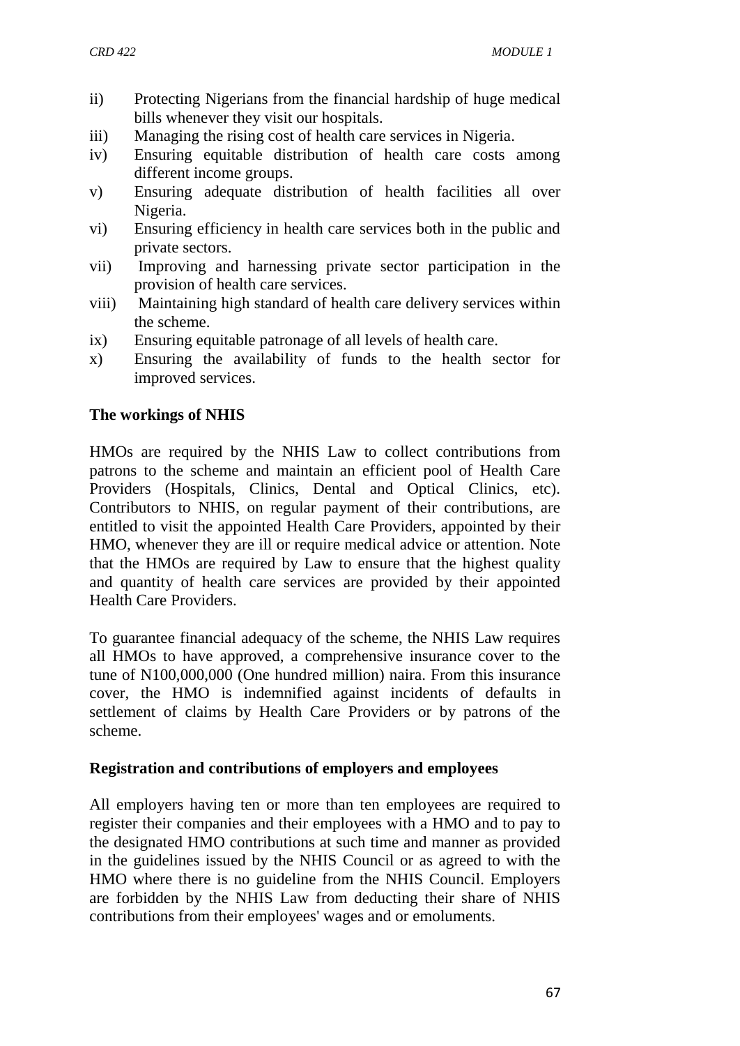ii) Protecting Nigerians from the financial hardship of huge medical bills whenever they visit our hospitals.
iii) Managing the rising cost of health care services in Nigeria.
iv) Ensuring equitable distribution of health care costs among different income groups.
v) Ensuring adequate distribution of health facilities all over Nigeria.
vi) Ensuring efficiency in health care services both in the public and private sectors.
vii) Improving and harnessing private sector participation in the provision of health care services.
viii) Maintaining high standard of health care delivery services within the scheme.
ix) Ensuring equitable patronage of all levels of health care.
x) Ensuring the availability of funds to the health sector for improved services.

**The workings of NHIS**

HMOs are required by the NHIS Law to collect contributions from patrons to the scheme and maintain an efficient pool of Health Care Providers (Hospitals, Clinics, Dental and Optical Clinics, etc). Contributors to NHIS, on regular payment of their contributions, are entitled to visit the appointed Health Care Providers, appointed by their HMO, whenever they are ill or require medical advice or attention. Note that the HMOs are required by Law to ensure that the highest quality and quantity of health care services are provided by their appointed Health Care Providers.

To guarantee financial adequacy of the scheme, the NHIS Law requires all HMOs to have approved, a comprehensive insurance cover to the tune of N100,000,000 (One hundred million) naira. From this insurance cover, the HMO is indemnified against incidents of defaults in settlement of claims by Health Care Providers or by patrons of the scheme.

**Registration and contributions of employers and employees**

All employers having ten or more than ten employees are required to register their companies and their employees with a HMO and to pay to the designated HMO contributions at such time and manner as provided in the guidelines issued by the NHIS Council or as agreed to with the HMO where there is no guideline from the NHIS Council. Employers are forbidden by the NHIS Law from deducting their share of NHIS contributions from their employees' wages and or emoluments.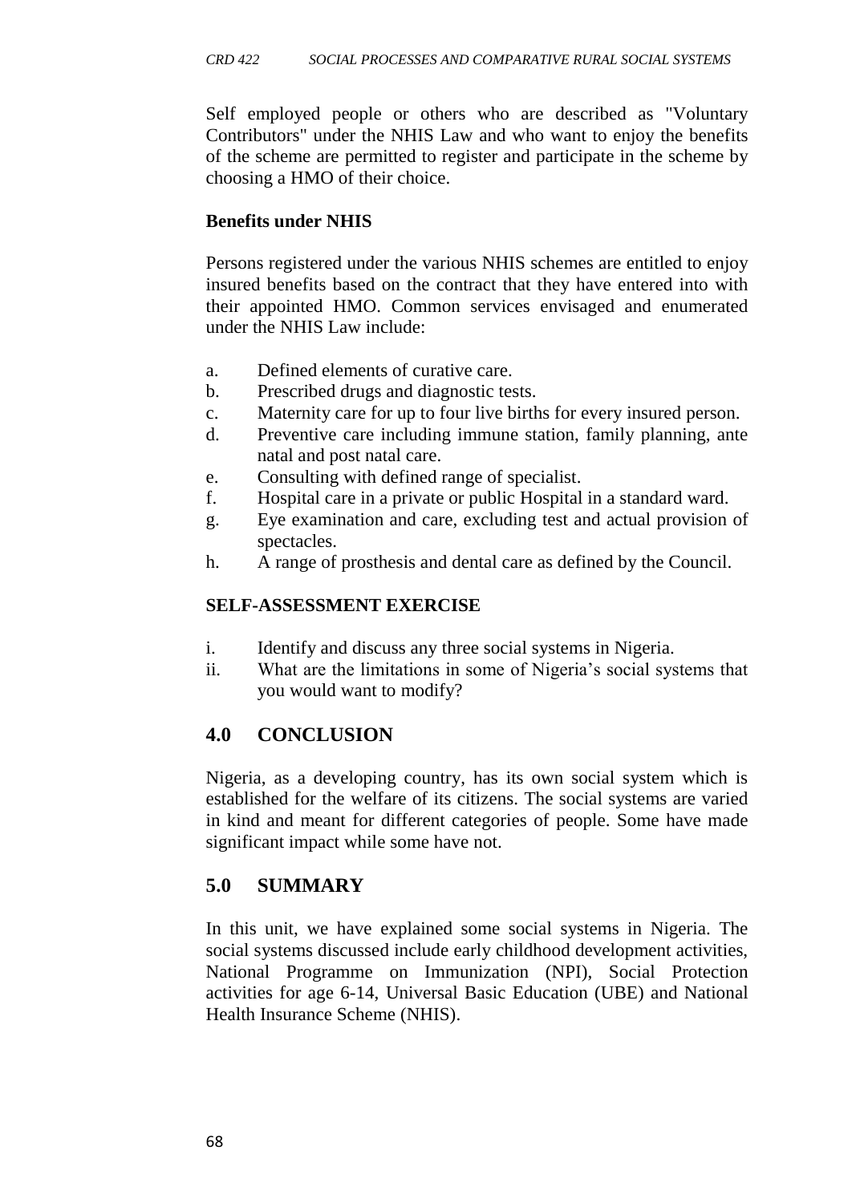Self employed people or others who are described as "Voluntary Contributors" under the NHIS Law and who want to enjoy the benefits of the scheme are permitted to register and participate in the scheme by choosing a HMO of their choice.

**Benefits under NHIS**

Persons registered under the various NHIS schemes are entitled to enjoy insured benefits based on the contract that they have entered into with their appointed HMO. Common services envisaged and enumerated under the NHIS Law include:

a. Defined elements of curative care.
b. Prescribed drugs and diagnostic tests.
c. Maternity care for up to four live births for every insured person.
d. Preventive care including immune station, family planning, ante natal and post natal care.
e. Consulting with defined range of specialist.
f. Hospital care in a private or public Hospital in a standard ward.
g. Eye examination and care, excluding test and actual provision of spectacles.
h. A range of prosthesis and dental care as defined by the Council.

**SELF-ASSESSMENT EXERCISE**

i. Identify and discuss any three social systems in Nigeria.
ii. What are the limitations in some of Nigeria's social systems that you would want to modify?

## 4.0 CONCLUSION

Nigeria, as a developing country, has its own social system which is established for the welfare of its citizens. The social systems are varied in kind and meant for different categories of people. Some have made significant impact while some have not.

## 5.0 SUMMARY

In this unit, we have explained some social systems in Nigeria. The social systems discussed include early childhood development activities, National Programme on Immunization (NPI), Social Protection activities for age 6-14, Universal Basic Education (UBE) and National Health Insurance Scheme (NHIS).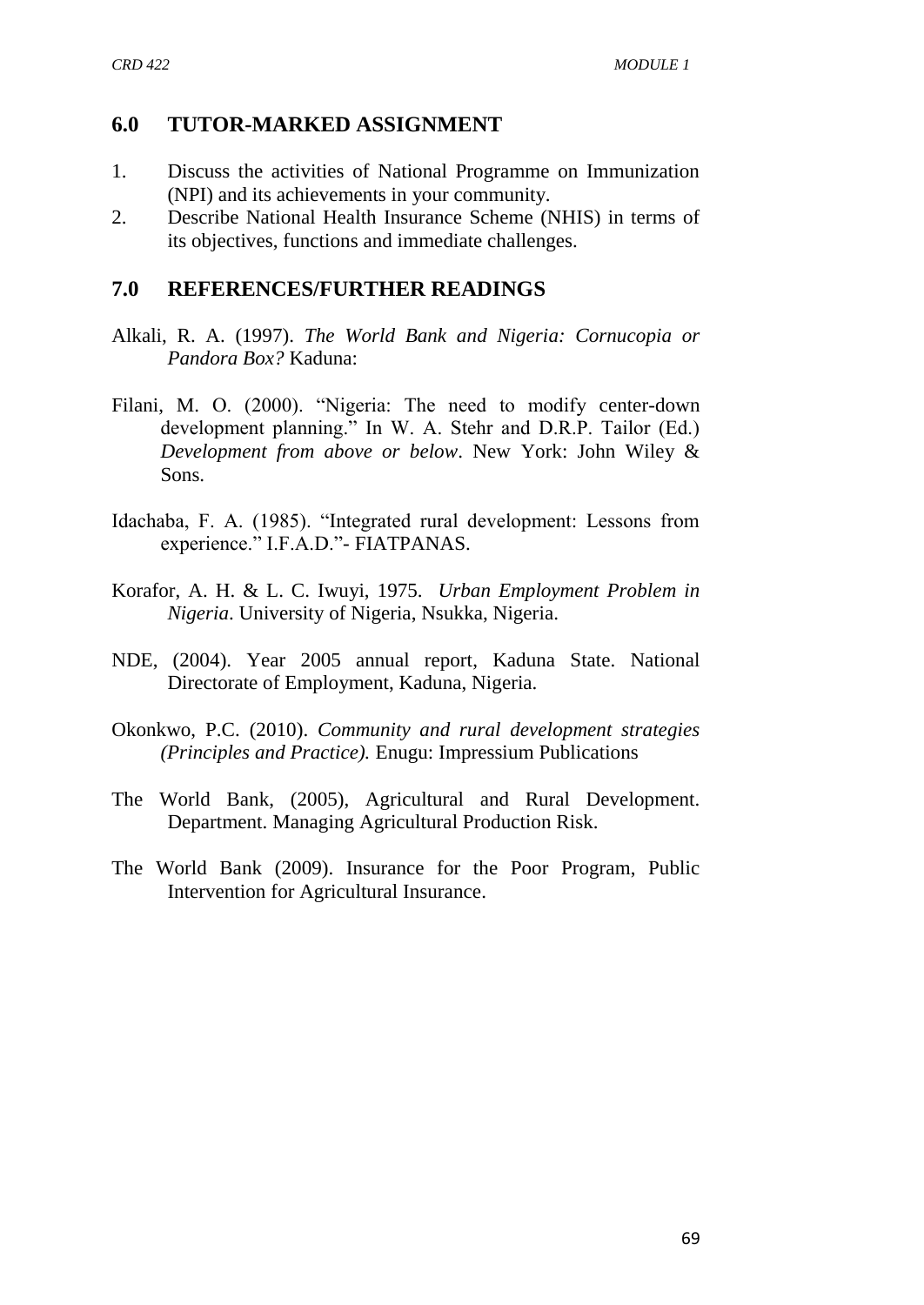## 6.0 TUTOR-MARKED ASSIGNMENT

1. Discuss the activities of National Programme on Immunization (NPI) and its achievements in your community.
2. Describe National Health Insurance Scheme (NHIS) in terms of its objectives, functions and immediate challenges.

## 7.0 REFERENCES/FURTHER READINGS

Alkali, R. A. (1997). *The World Bank and Nigeria: Cornucopia or Pandora Box?* Kaduna:

Filani, M. O. (2000). "Nigeria: The need to modify center-down development planning." In W. A. Stehr and D.R.P. Tailor (Ed.) *Development from above or below*. New York: John Wiley & Sons.

Idachaba, F. A. (1985). "Integrated rural development: Lessons from experience." I.F.A.D."- FIATPANAS.

Korafor, A. H. & L. C. Iwuyi, 1975. *Urban Employment Problem in Nigeria*. University of Nigeria, Nsukka, Nigeria.

NDE, (2004). Year 2005 annual report, Kaduna State. National Directorate of Employment, Kaduna, Nigeria.

Okonkwo, P.C. (2010). *Community and rural development strategies (Principles and Practice).* Enugu: Impressium Publications

The World Bank, (2005), Agricultural and Rural Development. Department. Managing Agricultural Production Risk.

The World Bank (2009). Insurance for the Poor Program, Public Intervention for Agricultural Insurance.